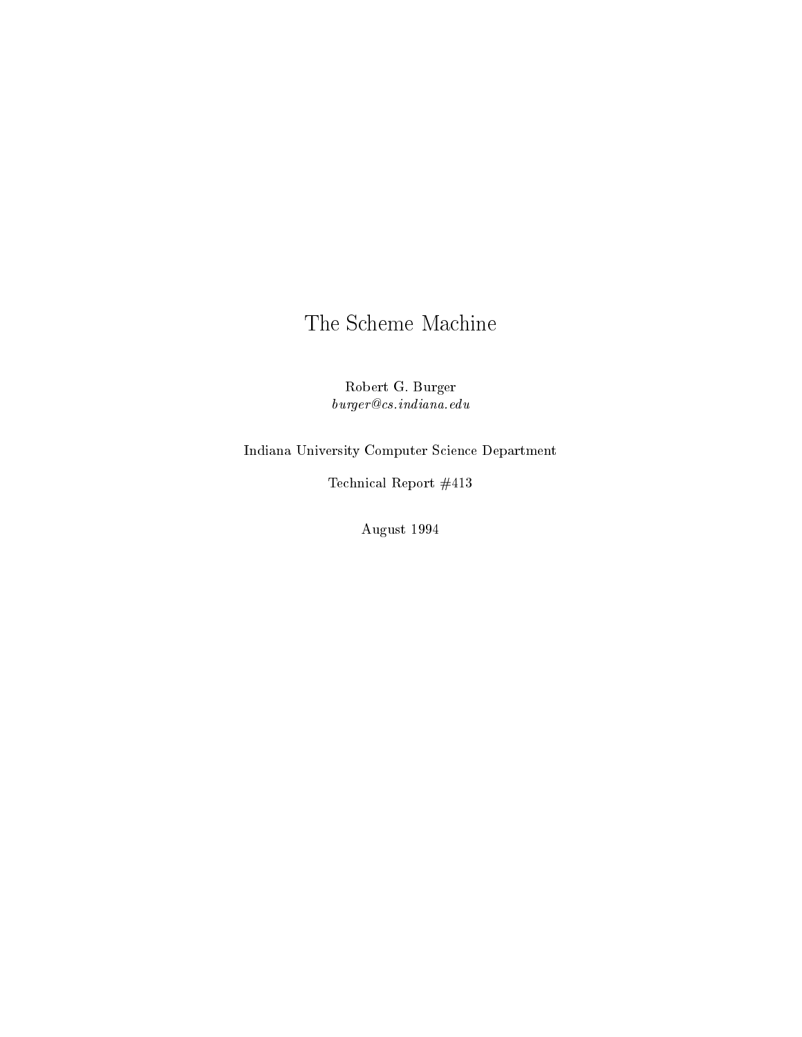# The Scheme Machine

Robert G. Burger
*burger@cs.indiana.edu*

Indiana University Computer Science Department

Technical Report #413

August 1994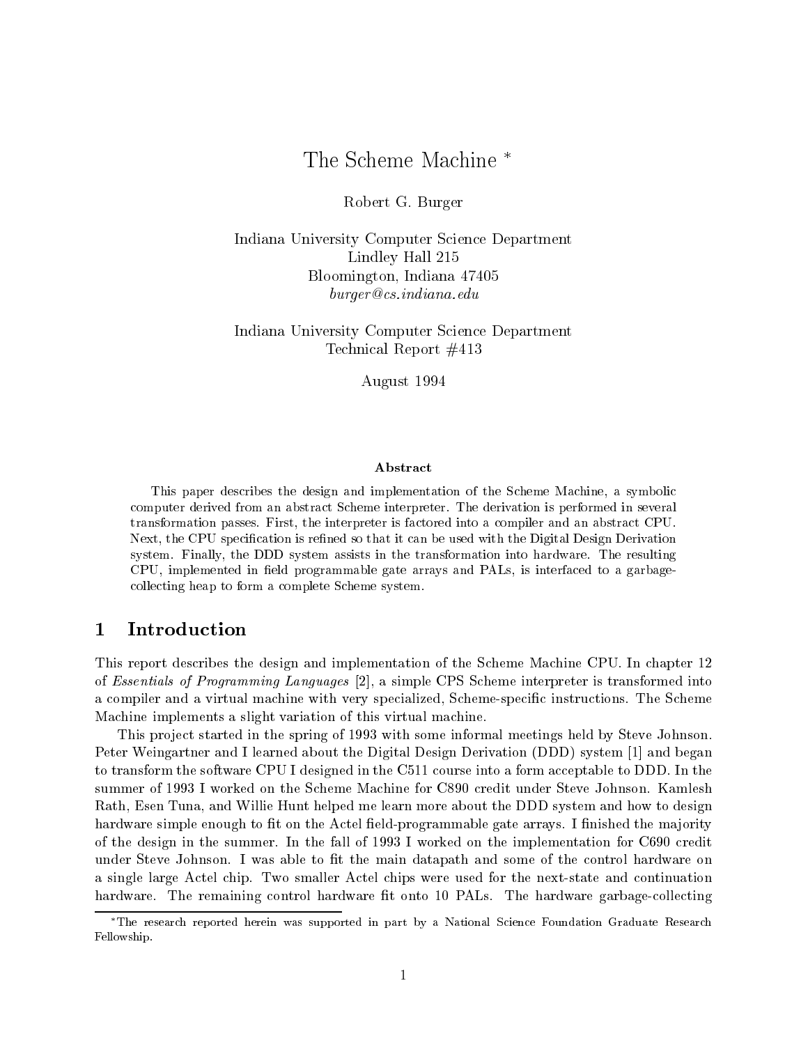# The Scheme Machine *

Robert G. Burger

Indiana University Computer Science Department  
Lindley Hall 215  
Bloomington, Indiana 47405  
*burger@cs.indiana.edu*

Indiana University Computer Science Department  
Technical Report #413

August 1994

### Abstract

This paper describes the design and implementation of the Scheme Machine, a symbolic computer derived from an abstract Scheme interpreter. The derivation is performed in several transformation passes. First, the interpreter is factored into a compiler and an abstract CPU. Next, the CPU specification is refined so that it can be used with the Digital Design Derivation system. Finally, the DDD system assists in the transformation into hardware. The resulting CPU, implemented in field programmable gate arrays and PALs, is interfaced to a garbage-collecting heap to form a complete Scheme system.

## 1 Introduction

This report describes the design and implementation of the Scheme Machine CPU. In chapter 12 of *Essentials of Programming Languages* [2], a simple CPS Scheme interpreter is transformed into a compiler and a virtual machine with very specialized, Scheme-specific instructions. The Scheme Machine implements a slight variation of this virtual machine.

This project started in the spring of 1993 with some informal meetings held by Steve Johnson. Peter Weingartner and I learned about the Digital Design Derivation (DDD) system [1] and began to transform the software CPU I designed in the C511 course into a form acceptable to DDD. In the summer of 1993 I worked on the Scheme Machine for C890 credit under Steve Johnson. Kamlesh Rath, Esen Tuna, and Willie Hunt helped me learn more about the DDD system and how to design hardware simple enough to fit on the Actel field-programmable gate arrays. I finished the majority of the design in the summer. In the fall of 1993 I worked on the implementation for C690 credit under Steve Johnson. I was able to fit the main datapath and some of the control hardware on a single large Actel chip. Two smaller Actel chips were used for the next-state and continuation hardware. The remaining control hardware fit onto 10 PALs. The hardware garbage-collecting

*The research reported herein was supported in part by a National Science Foundation Graduate Research Fellowship.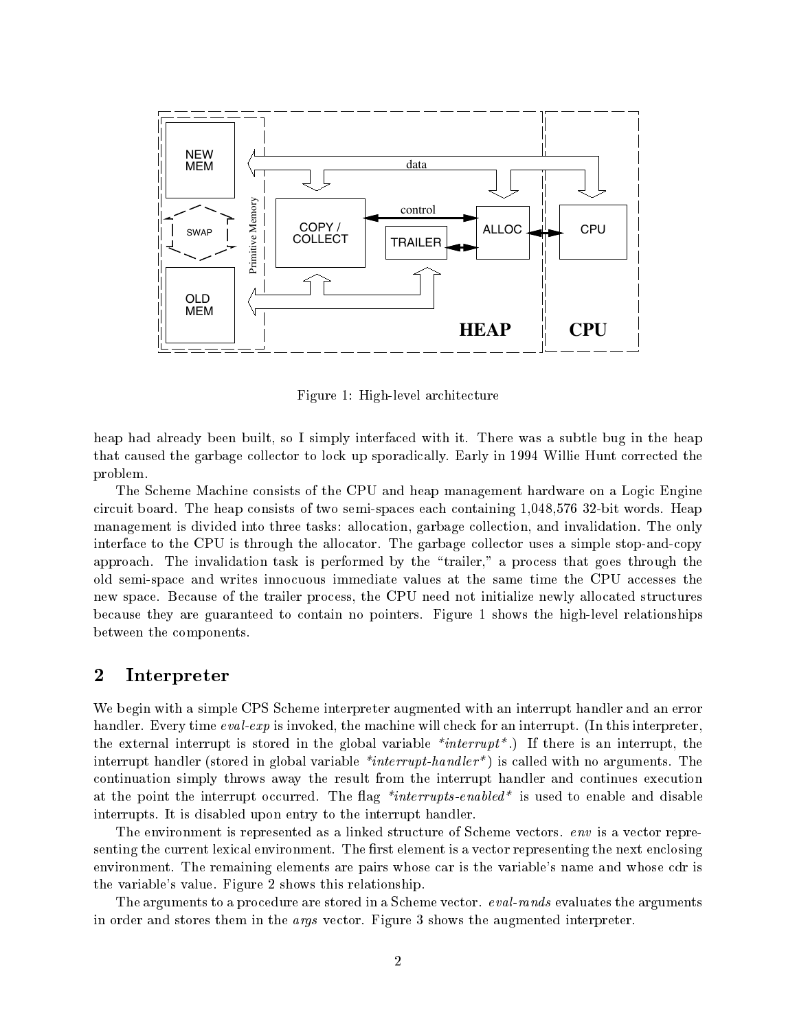Figure 1: High-level architecture

heap had already been built, so I simply interfaced with it. There was a subtle bug in the heap that caused the garbage collector to lock up sporadically. Early in 1994 Willie Hunt corrected the problem.

The Scheme Machine consists of the CPU and heap management hardware on a Logic Engine circuit board. The heap consists of two semi-spaces each containing 1,048,576 32-bit words. Heap management is divided into three tasks: allocation, garbage collection, and invalidation. The only interface to the CPU is through the allocator. The garbage collector uses a simple stop-and-copy approach. The invalidation task is performed by the "trailer," a process that goes through the old semi-space and writes innocuous immediate values at the same time the CPU accesses the new space. Because of the trailer process, the CPU need not initialize newly allocated structures because they are guaranteed to contain no pointers. Figure 1 shows the high-level relationships between the components.

## 2 Interpreter

We begin with a simple CPS Scheme interpreter augmented with an interrupt handler and an error handler. Every time *eval-exp* is invoked, the machine will check for an interrupt. (In this interpreter, the external interrupt is stored in the global variable **interrupt**.) If there is an interrupt, the interrupt handler (stored in global variable **interrupt-handler**) is called with no arguments. The continuation simply throws away the result from the interrupt handler and continues execution at the point the interrupt occurred. The flag **interrupts-enabled** is used to enable and disable interrupts. It is disabled upon entry to the interrupt handler.

The environment is represented as a linked structure of Scheme vectors. *env* is a vector representing the current lexical environment. The first element is a vector representing the next enclosing environment. The remaining elements are pairs whose car is the variable's name and whose cdr is the variable's value. Figure 2 shows this relationship.

The arguments to a procedure are stored in a Scheme vector. *eval-rands* evaluates the arguments in order and stores them in the *args* vector. Figure 3 shows the augmented interpreter.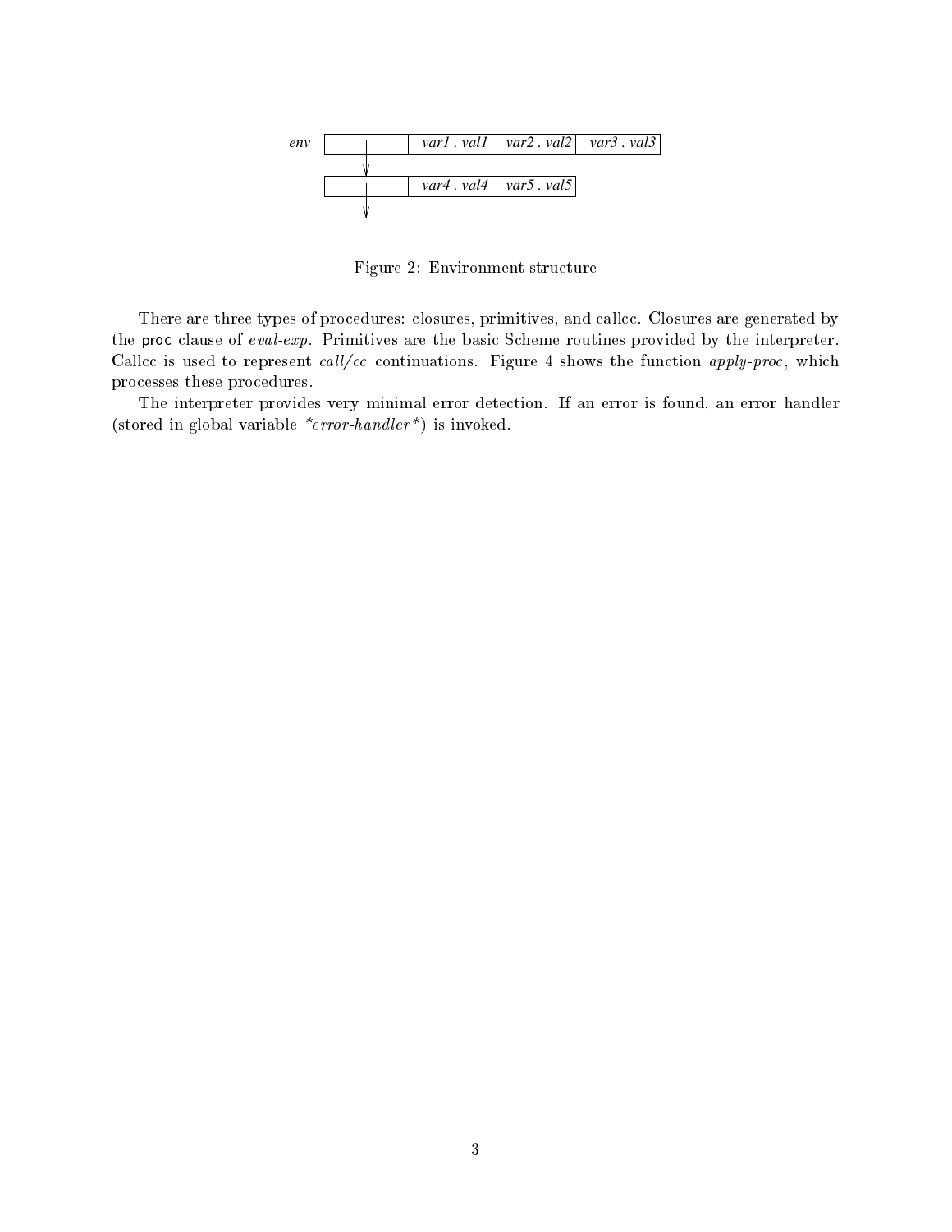| env | | var1 . val1 | var2 . val2 | var3 . val3 |
| --- | --- | --- | --- | --- |
| | ↓ | | | |
| | | var4 . val4 | var5 . val5 | |
| | ↓ | | | |

Figure 2: Environment structure

There are three types of procedures: closures, primitives, and callcc. Closures are generated by the proc clause of *eval-exp*. Primitives are the basic Scheme routines provided by the interpreter. Callcc is used to represent *call/cc* continuations. Figure 4 shows the function *apply-proc*, which processes these procedures.

The interpreter provides very minimal error detection. If an error is found, an error handler (stored in global variable **error-handler**) is invoked.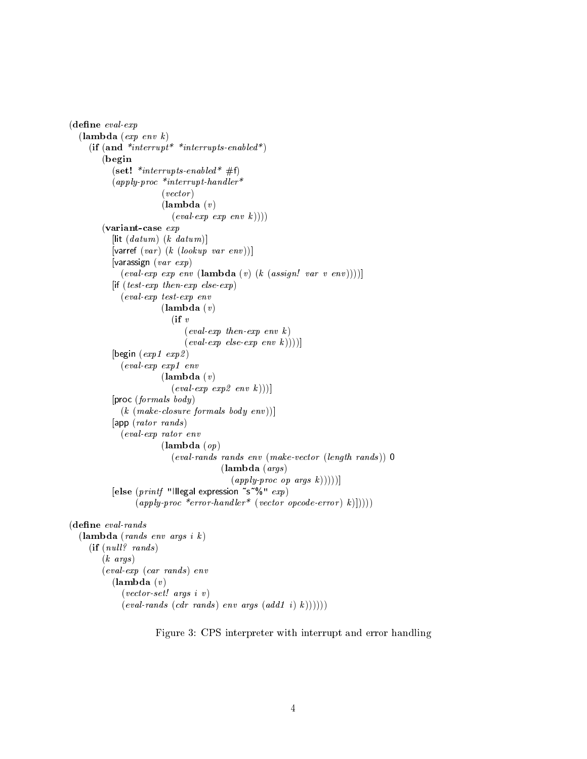```scheme
(define eval-exp
  (lambda (exp env k)
    (if (and *interrupt* *interrupts-enabled*)
        (begin
          (set! *interrupts-enabled* #f)
          (apply-proc *interrupt-handler*
                      (vector)
                      (lambda (v)
                        (eval-exp exp env k))))
        (variant-case exp
          [lit (datum) (k datum)]
          [varref (var) (k (lookup var env))]
          [varassign (var exp)
            (eval-exp exp env (lambda (v) (k (assign! var v env))))]
          [if (test-exp then-exp else-exp)
            (eval-exp test-exp env
                      (lambda (v)
                        (if v
                            (eval-exp then-exp env k)
                            (eval-exp else-exp env k))))]
          [begin (exp1 exp2)
            (eval-exp exp1 env
                      (lambda (v)
                        (eval-exp exp2 env k)))]
          [proc (formals body)
            (k (make-closure formals body env))]
          [app (rator rands)
            (eval-exp rator env
                      (lambda (op)
                        (eval-rands rands env (make-vector (length rands)) 0
                                    (lambda (args)
                                      (apply-proc op args k)))))]
          [else (printf "Illegal expression ~s~%" exp)
                (apply-proc *error-handler* (vector opcode-error) k)]))))

(define eval-rands
  (lambda (rands env args i k)
    (if (null? rands)
        (k args)
        (eval-exp (car rands) env
          (lambda (v)
            (vector-set! args i v)
            (eval-rands (cdr rands) env args (add1 i) k))))))
```

Figure 3: CPS interpreter with interrupt and error handling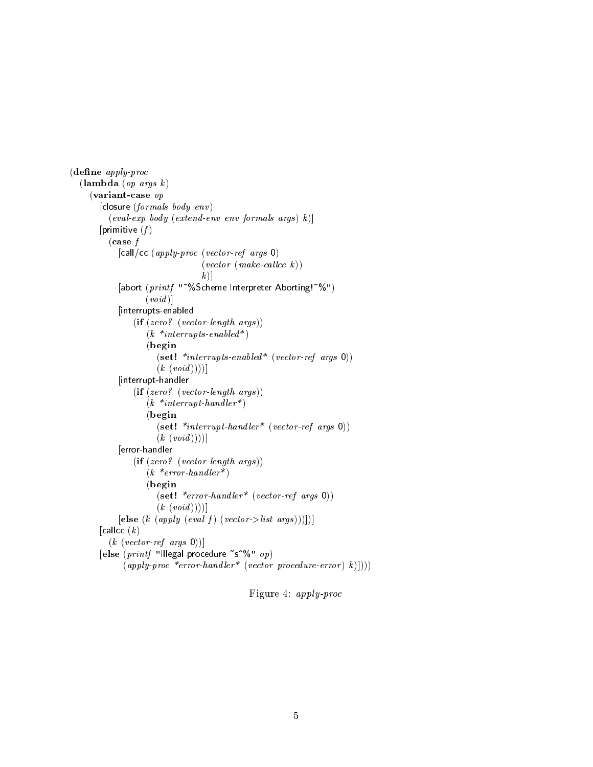```scheme
(define apply-proc
  (lambda (op args k)
    (variant-case op
      [closure (formals body env)
        (eval-exp body (extend-env env formals args) k)]
      [primitive (f)
        (case f
          [call/cc (apply-proc (vector-ref args 0)
                               (vector (make-callcc k))
                               k)]
          [abort (printf "~%Scheme Interpreter Aborting!~%")
                 (void)]
          [interrupts-enabled
             (if (zero? (vector-length args))
                 (k *interrupts-enabled*)
                 (begin
                   (set! *interrupts-enabled* (vector-ref args 0))
                   (k (void))))]
          [interrupt-handler
             (if (zero? (vector-length args))
                 (k *interrupt-handler*)
                 (begin
                   (set! *interrupt-handler* (vector-ref args 0))
                   (k (void))))]
          [error-handler
             (if (zero? (vector-length args))
                 (k *error-handler*)
                 (begin
                   (set! *error-handler* (vector-ref args 0))
                   (k (void))))]
          [else (k (apply (eval f) (vector->list args)))])]
      [callcc (k)
        (k (vector-ref args 0))]
      [else (printf "Illegal procedure ~s~%" op)
            (apply-proc *error-handler* (vector procedure-error) k)])))
```

Figure 4: *apply-proc*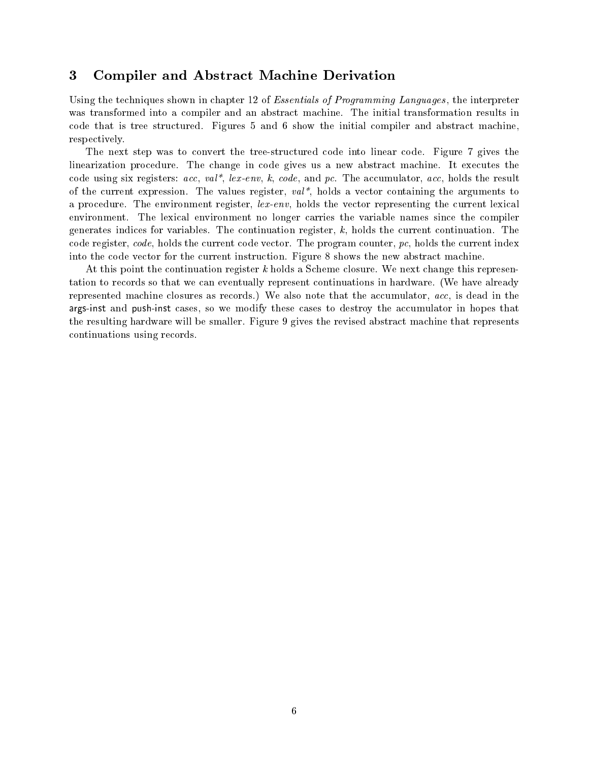## 3 Compiler and Abstract Machine Derivation

Using the techniques shown in chapter 12 of *Essentials of Programming Languages*, the interpreter was transformed into a compiler and an abstract machine. The initial transformation results in code that is tree structured. Figures 5 and 6 show the initial compiler and abstract machine, respectively.

The next step was to convert the tree-structured code into linear code. Figure 7 gives the linearization procedure. The change in code gives us a new abstract machine. It executes the code using six registers: *acc*, *val\**, *lex-env*, *k*, *code*, and *pc*. The accumulator, *acc*, holds the result of the current expression. The values register, *val\**, holds a vector containing the arguments to a procedure. The environment register, *lex-env*, holds the vector representing the current lexical environment. The lexical environment no longer carries the variable names since the compiler generates indices for variables. The continuation register, *k*, holds the current continuation. The code register, *code*, holds the current code vector. The program counter, *pc*, holds the current index into the code vector for the current instruction. Figure 8 shows the new abstract machine.

At this point the continuation register *k* holds a Scheme closure. We next change this representation to records so that we can eventually represent continuations in hardware. (We have already represented machine closures as records.) We also note that the accumulator, *acc*, is dead in the args-inst and push-inst cases, so we modify these cases to destroy the accumulator in hopes that the resulting hardware will be smaller. Figure 9 gives the revised abstract machine that represents continuations using records.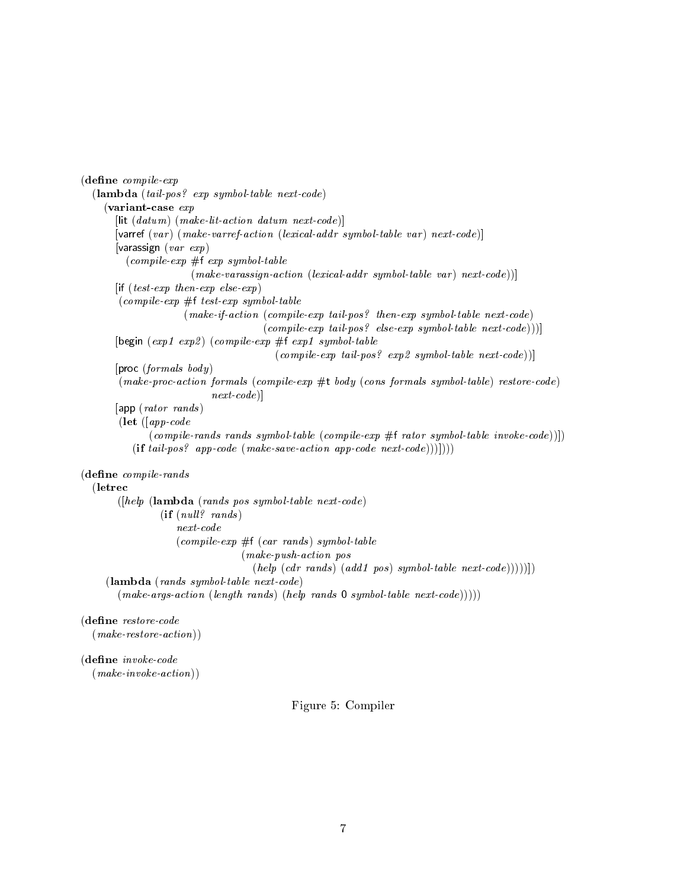```
(define compile-exp
  (lambda (tail-pos? exp symbol-table next-code)
    (variant-case exp
      [lit (datum) (make-lit-action datum next-code)]
      [varref (var) (make-varref-action (lexical-addr symbol-table var) next-code)]
      [varassign (var exp)
        (compile-exp #f exp symbol-table
                     (make-varassign-action (lexical-addr symbol-table var) next-code))]
      [if (test-exp then-exp else-exp)
       (compile-exp #f test-exp symbol-table
                    (make-if-action (compile-exp tail-pos? then-exp symbol-table next-code)
                                    (compile-exp tail-pos? else-exp symbol-table next-code)))]
      [begin (exp1 exp2) (compile-exp #f exp1 symbol-table
                                      (compile-exp tail-pos? exp2 symbol-table next-code))]
      [proc (formals body)
       (make-proc-action formals (compile-exp #t body (cons formals symbol-table) restore-code)
                         next-code)]
      [app (rator rands)
       (let ([app-code
              (compile-rands rands symbol-table (compile-exp #f rator symbol-table invoke-code))])
         (if tail-pos? app-code (make-save-action app-code next-code)))])))

(define compile-rands
  (letrec
      ([help (lambda (rands pos symbol-table next-code)
               (if (null? rands)
                   next-code
                   (compile-exp #f (car rands) symbol-table
                                (make-push-action pos
                                  (help (cdr rands) (add1 pos) symbol-table next-code)))))])
    (lambda (rands symbol-table next-code)
      (make-args-action (length rands) (help rands 0 symbol-table next-code)))))

(define restore-code
  (make-restore-action))

(define invoke-code
  (make-invoke-action))
```

Figure 5: Compiler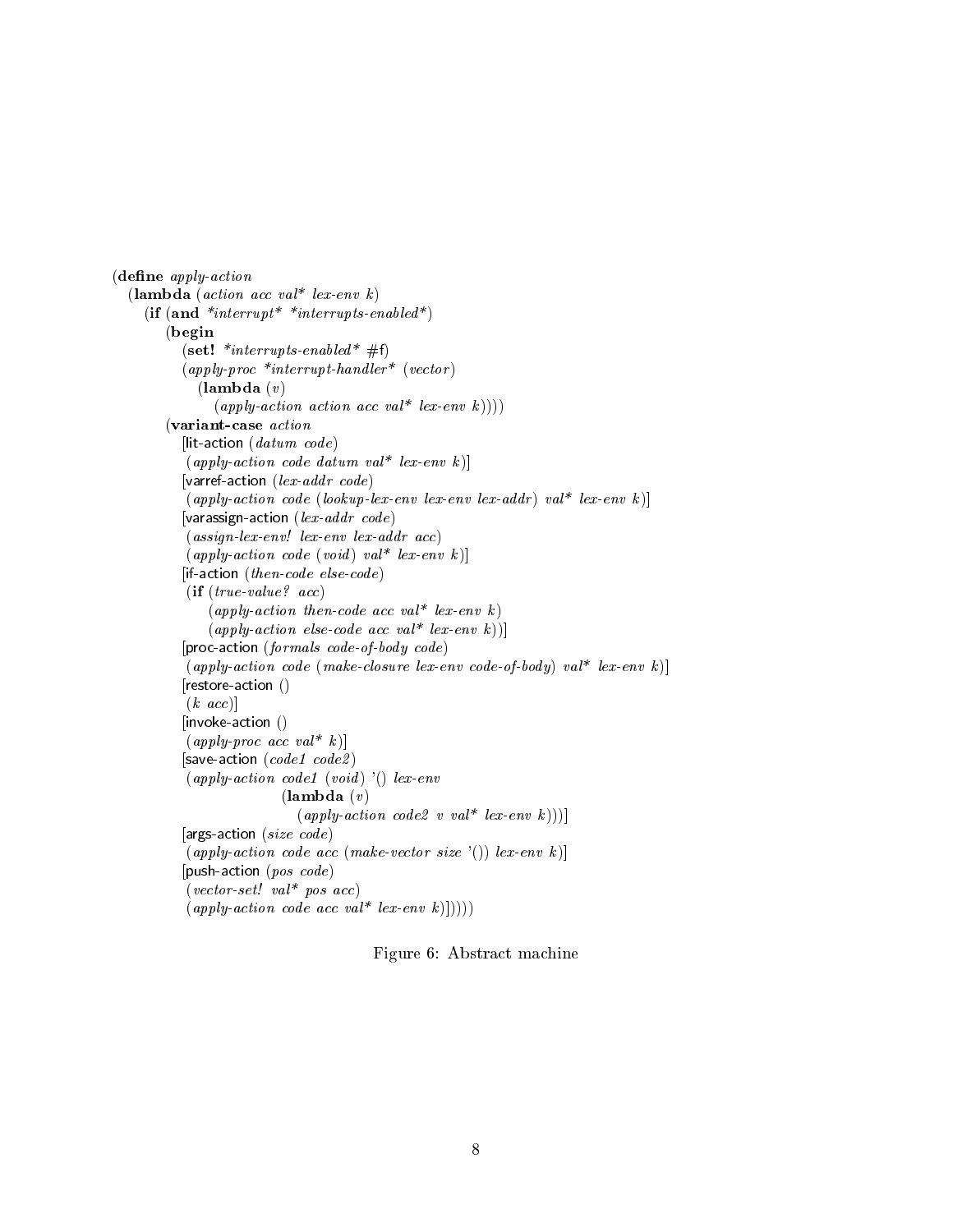```
(define apply-action
  (lambda (action acc val* lex-env k)
    (if (and *interrupt* *interrupts-enabled*)
        (begin
          (set! *interrupts-enabled* #f)
          (apply-proc *interrupt-handler* (vector)
            (lambda (v)
              (apply-action action acc val* lex-env k))))
        (variant-case action
          [lit-action (datum code)
           (apply-action code datum val* lex-env k)]
          [varref-action (lex-addr code)
           (apply-action code (lookup-lex-env lex-env lex-addr) val* lex-env k)]
          [varassign-action (lex-addr code)
           (assign-lex-env! lex-env lex-addr acc)
           (apply-action code (void) val* lex-env k)]
          [if-action (then-code else-code)
           (if (true-value? acc)
               (apply-action then-code acc val* lex-env k)
               (apply-action else-code acc val* lex-env k))]
          [proc-action (formals code-of-body code)
           (apply-action code (make-closure lex-env code-of-body) val* lex-env k)]
          [restore-action ()
           (k acc)]
          [invoke-action ()
           (apply-proc acc val* k)]
          [save-action (code1 code2)
           (apply-action code1 (void) '() lex-env
                         (lambda (v)
                           (apply-action code2 v val* lex-env k)))]
          [args-action (size code)
           (apply-action code acc (make-vector size '()) lex-env k)]
          [push-action (pos code)
           (vector-set! val* pos acc)
           (apply-action code acc val* lex-env k)]))))
```

Figure 6: Abstract machine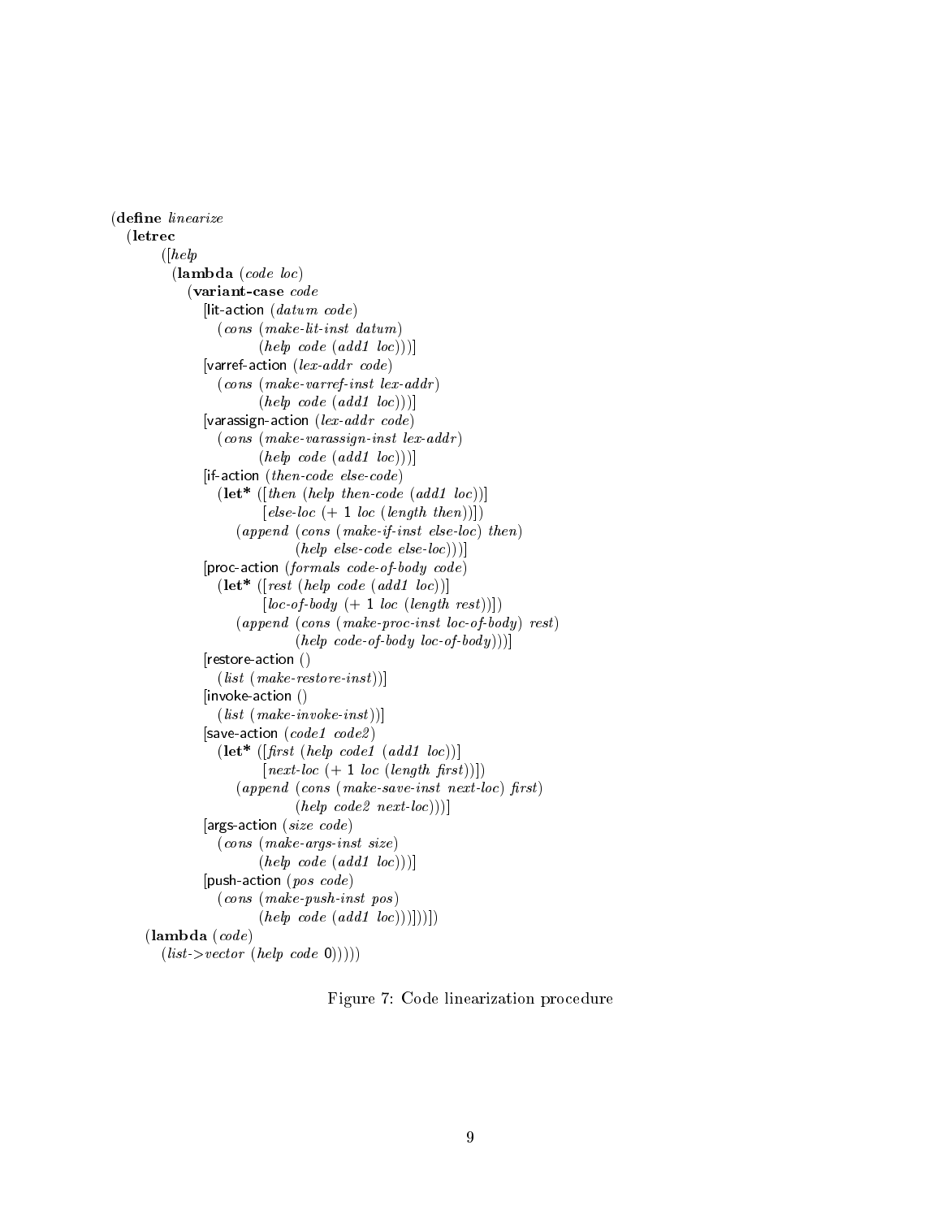```
(define linearize
  (letrec
      ([help
        (lambda (code loc)
          (variant-case code
            [lit-action (datum code)
              (cons (make-lit-inst datum)
                    (help code (add1 loc)))]
            [varref-action (lex-addr code)
              (cons (make-varref-inst lex-addr)
                    (help code (add1 loc)))]
            [varassign-action (lex-addr code)
              (cons (make-varassign-inst lex-addr)
                    (help code (add1 loc)))]
            [if-action (then-code else-code)
              (let* ([then (help then-code (add1 loc))]
                     [else-loc (+ 1 loc (length then))])
                (append (cons (make-if-inst else-loc) then)
                        (help else-code else-loc)))]
            [proc-action (formals code-of-body code)
              (let* ([rest (help code (add1 loc))]
                     [loc-of-body (+ 1 loc (length rest))])
                (append (cons (make-proc-inst loc-of-body) rest)
                        (help code-of-body loc-of-body)))]
            [restore-action ()
              (list (make-restore-inst))]
            [invoke-action ()
              (list (make-invoke-inst))]
            [save-action (code1 code2)
              (let* ([first (help code1 (add1 loc))]
                     [next-loc (+ 1 loc (length first))])
                (append (cons (make-save-inst next-loc) first)
                        (help code2 next-loc)))]
            [args-action (size code)
              (cons (make-args-inst size)
                    (help code (add1 loc)))]
            [push-action (pos code)
              (cons (make-push-inst pos)
                    (help code (add1 loc)))]))])
    (lambda (code)
      (list->vector (help code 0)))))
```

Figure 7: Code linearization procedure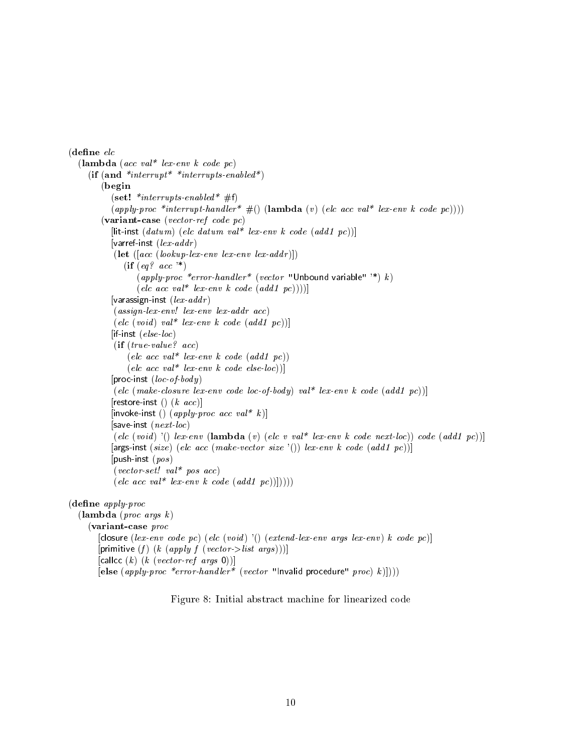```scheme
(define elc
  (lambda (acc val* lex-env k code pc)
    (if (and *interrupt* *interrupts-enabled*)
        (begin
          (set! *interrupts-enabled* #f)
          (apply-proc *interrupt-handler* #() (lambda (v) (elc acc val* lex-env k code pc))))
        (variant-case (vector-ref code pc)
          [lit-inst (datum) (elc datum val* lex-env k code (add1 pc))]
          [varref-inst (lex-addr)
           (let ([acc (lookup-lex-env lex-env lex-addr)])
             (if (eq? acc '*)
                 (apply-proc *error-handler* (vector "Unbound variable" '*) k)
                 (elc acc val* lex-env k code (add1 pc))))]
          [varassign-inst (lex-addr)
           (assign-lex-env! lex-env lex-addr acc)
           (elc (void) val* lex-env k code (add1 pc))]
          [if-inst (else-loc)
           (if (true-value? acc)
               (elc acc val* lex-env k code (add1 pc))
               (elc acc val* lex-env k code else-loc))]
          [proc-inst (loc-of-body)
           (elc (make-closure lex-env code loc-of-body) val* lex-env k code (add1 pc))]
          [restore-inst () (k acc)]
          [invoke-inst () (apply-proc acc val* k)]
          [save-inst (next-loc)
           (elc (void) '() lex-env (lambda (v) (elc v val* lex-env k code next-loc)) code (add1 pc))]
          [args-inst (size) (elc acc (make-vector size '()) lex-env k code (add1 pc))]
          [push-inst (pos)
           (vector-set! val* pos acc)
           (elc acc val* lex-env k code (add1 pc))]))))

(define apply-proc
  (lambda (proc args k)
    (variant-case proc
      [closure (lex-env code pc) (elc (void) '() (extend-lex-env args lex-env) k code pc)]
      [primitive (f) (k (apply f (vector->list args)))]
      [callcc (k) (k (vector-ref args 0))]
      [else (apply-proc *error-handler* (vector "Invalid procedure" proc) k)])))
```

Figure 8: Initial abstract machine for linearized code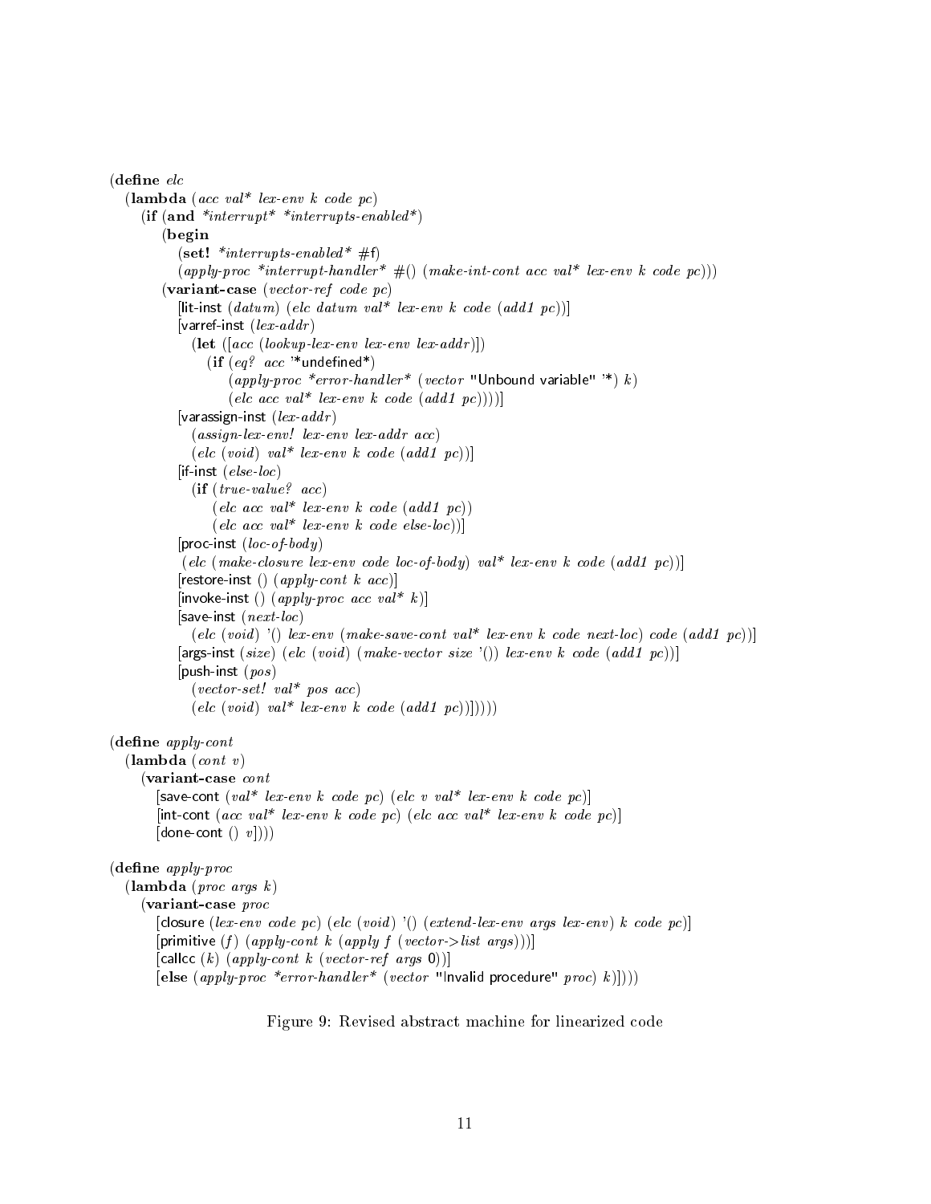```
(define elc
  (lambda (acc val* lex-env k code pc)
    (if (and *interrupt* *interrupts-enabled*)
        (begin
          (set! *interrupts-enabled* #f)
          (apply-proc *interrupt-handler* #() (make-int-cont acc val* lex-env k code pc)))
        (variant-case (vector-ref code pc)
          [lit-inst (datum) (elc datum val* lex-env k code (add1 pc))]
          [varref-inst (lex-addr)
            (let ([acc (lookup-lex-env lex-env lex-addr)])
              (if (eq? acc '*undefined*)
                  (apply-proc *error-handler* (vector "Unbound variable" '*) k)
                  (elc acc val* lex-env k code (add1 pc))))]
          [varassign-inst (lex-addr)
            (assign-lex-env! lex-env lex-addr acc)
            (elc (void) val* lex-env k code (add1 pc))]
          [if-inst (else-loc)
            (if (true-value? acc)
                (elc acc val* lex-env k code (add1 pc))
                (elc acc val* lex-env k code else-loc))]
          [proc-inst (loc-of-body)
           (elc (make-closure lex-env code loc-of-body) val* lex-env k code (add1 pc))]
          [restore-inst () (apply-cont k acc)]
          [invoke-inst () (apply-proc acc val* k)]
          [save-inst (next-loc)
            (elc (void) '() lex-env (make-save-cont val* lex-env k code next-loc) code (add1 pc))]
          [args-inst (size) (elc (void) (make-vector size '()) lex-env k code (add1 pc))]
          [push-inst (pos)
            (vector-set! val* pos acc)
            (elc (void) val* lex-env k code (add1 pc))]))))

(define apply-cont
  (lambda (cont v)
    (variant-case cont
      [save-cont (val* lex-env k code pc) (elc v val* lex-env k code pc)]
      [int-cont (acc val* lex-env k code pc) (elc acc val* lex-env k code pc)]
      [done-cont () v])))

(define apply-proc
  (lambda (proc args k)
    (variant-case proc
      [closure (lex-env code pc) (elc (void) '() (extend-lex-env args lex-env) k code pc)]
      [primitive (f) (apply-cont k (apply f (vector->list args)))]
      [callcc (k) (apply-cont k (vector-ref args 0))]
      [else (apply-proc *error-handler* (vector "Invalid procedure" proc) k)])))
```

Figure 9: Revised abstract machine for linearized code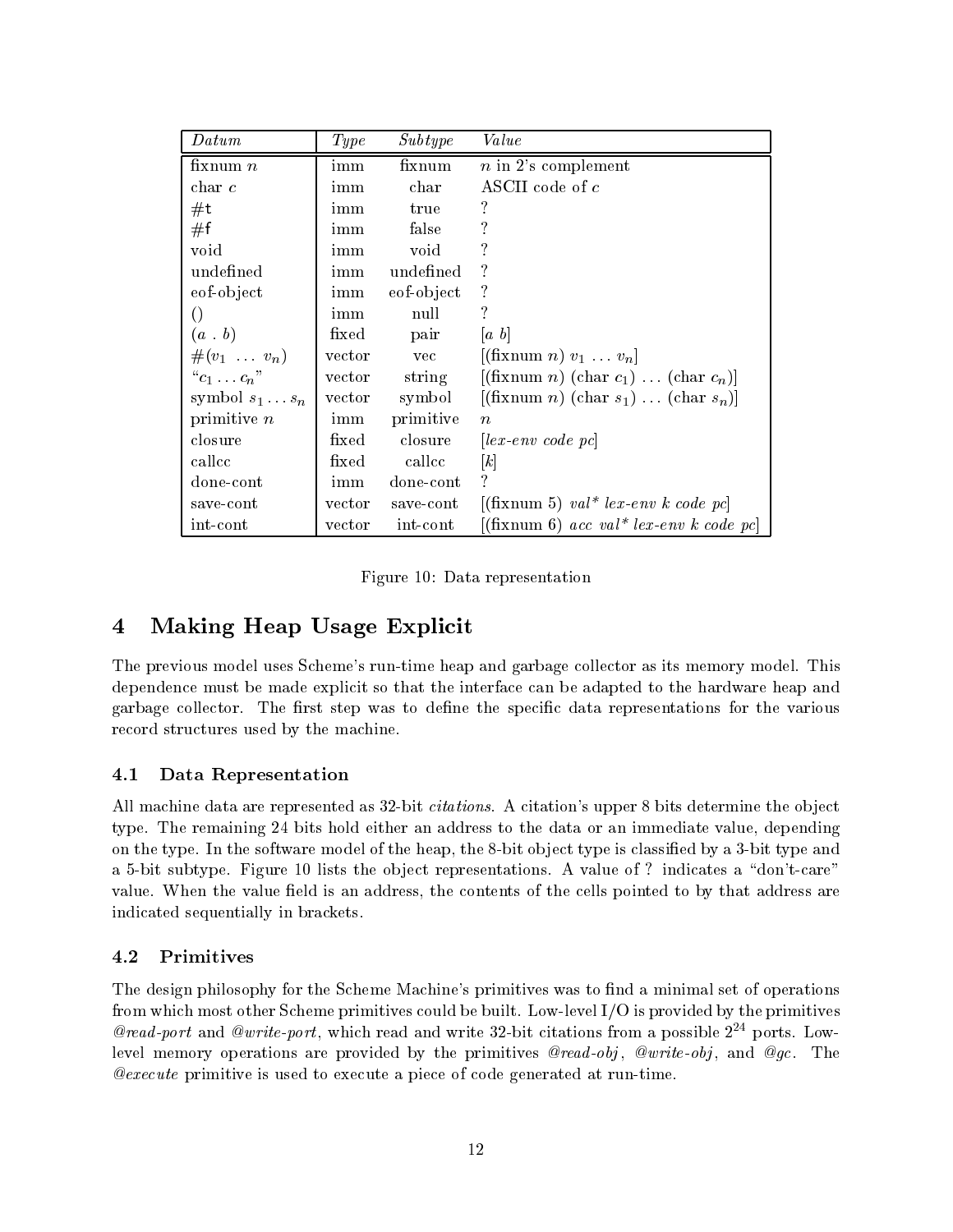| *Datum* | *Type* | *Subtype* | *Value* |
|---|---|---|---|
| fixnum $n$ | imm | fixnum | $n$ in 2's complement |
| char $c$ | imm | char | ASCII code of $c$ |
| #t | imm | true | ? |
| #f | imm | false | ? |
| void | imm | void | ? |
| undefined | imm | undefined | ? |
| eof-object | imm | eof-object | ? |
| () | imm | null | ? |
| $(a\ .\ b)$ | fixed | pair | [*a b*] |
| $\#(v_1\ \ldots\ v_n)$ | vector | vec | [(fixnum $n$) $v_1 \ldots v_n$] |
| "$c_1 \ldots c_n$" | vector | string | [(fixnum $n$) (char $c_1$) ... (char $c_n$)] |
| symbol $s_1 \ldots s_n$ | vector | symbol | [(fixnum $n$) (char $s_1$) ... (char $s_n$)] |
| primitive $n$ | imm | primitive | $n$ |
| closure | fixed | closure | [*lex-env code pc*] |
| callcc | fixed | callcc | [*k*] |
| done-cont | imm | done-cont | ? |
| save-cont | vector | save-cont | [(fixnum 5) *val\* lex-env k code pc*] |
| int-cont | vector | int-cont | [(fixnum 6) *acc val\* lex-env k code pc*] |

Figure 10: Data representation

# 4 Making Heap Usage Explicit

The previous model uses Scheme's run-time heap and garbage collector as its memory model. This dependence must be made explicit so that the interface can be adapted to the hardware heap and garbage collector. The first step was to define the specific data representations for the various record structures used by the machine.

## 4.1 Data Representation

All machine data are represented as 32-bit *citations*. A citation's upper 8 bits determine the object type. The remaining 24 bits hold either an address to the data or an immediate value, depending on the type. In the software model of the heap, the 8-bit object type is classified by a 3-bit type and a 5-bit subtype. Figure 10 lists the object representations. A value of ? indicates a "don't-care" value. When the value field is an address, the contents of the cells pointed to by that address are indicated sequentially in brackets.

## 4.2 Primitives

The design philosophy for the Scheme Machine's primitives was to find a minimal set of operations from which most other Scheme primitives could be built. Low-level I/O is provided by the primitives *@read-port* and *@write-port*, which read and write 32-bit citations from a possible $2^{24}$ ports. Low-level memory operations are provided by the primitives *@read-obj*, *@write-obj*, and *@gc*. The *@execute* primitive is used to execute a piece of code generated at run-time.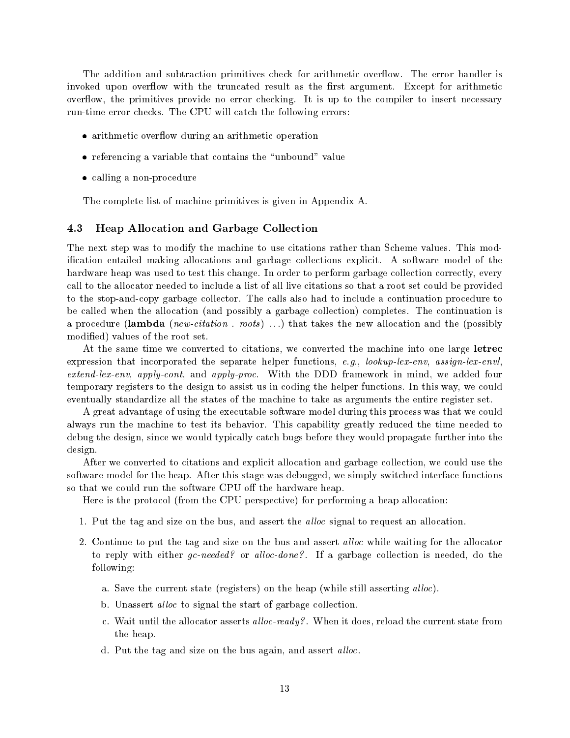The addition and subtraction primitives check for arithmetic overflow. The error handler is invoked upon overflow with the truncated result as the first argument. Except for arithmetic overflow, the primitives provide no error checking. It is up to the compiler to insert necessary run-time error checks. The CPU will catch the following errors:

- arithmetic overflow during an arithmetic operation
- referencing a variable that contains the "unbound" value
- calling a non-procedure

The complete list of machine primitives is given in Appendix A.

### 4.3 Heap Allocation and Garbage Collection

The next step was to modify the machine to use citations rather than Scheme values. This modification entailed making allocations and garbage collections explicit. A software model of the hardware heap was used to test this change. In order to perform garbage collection correctly, every call to the allocator needed to include a list of all live citations so that a root set could be provided to the stop-and-copy garbage collector. The calls also had to include a continuation procedure to be called when the allocation (and possibly a garbage collection) completes. The continuation is a procedure (**lambda** (*new-citation . roots*) ...) that takes the new allocation and the (possibly modified) values of the root set.

At the same time we converted to citations, we converted the machine into one large **letrec** expression that incorporated the separate helper functions, *e.g.*, *lookup-lex-env*, *assign-lex-env!*, *extend-lex-env*, *apply-cont*, and *apply-proc*. With the DDD framework in mind, we added four temporary registers to the design to assist us in coding the helper functions. In this way, we could eventually standardize all the states of the machine to take as arguments the entire register set.

A great advantage of using the executable software model during this process was that we could always run the machine to test its behavior. This capability greatly reduced the time needed to debug the design, since we would typically catch bugs before they would propagate further into the design.

After we converted to citations and explicit allocation and garbage collection, we could use the software model for the heap. After this stage was debugged, we simply switched interface functions so that we could run the software CPU off the hardware heap.

Here is the protocol (from the CPU perspective) for performing a heap allocation:

1. Put the tag and size on the bus, and assert the *alloc* signal to request an allocation.
2. Continue to put the tag and size on the bus and assert *alloc* while waiting for the allocator to reply with either *gc-needed?* or *alloc-done?*. If a garbage collection is needed, do the following:

   a. Save the current state (registers) on the heap (while still asserting *alloc*).

   b. Unassert *alloc* to signal the start of garbage collection.

   c. Wait until the allocator asserts *alloc-ready?*. When it does, reload the current state from the heap.

   d. Put the tag and size on the bus again, and assert *alloc*.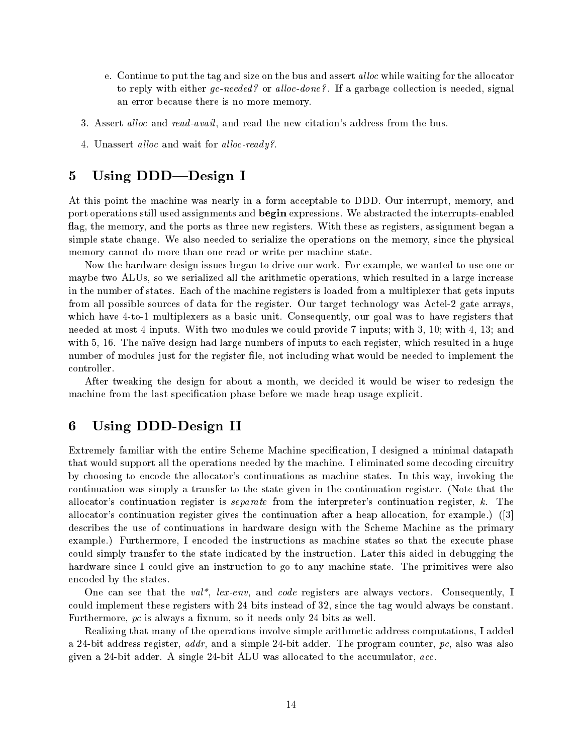e. Continue to put the tag and size on the bus and assert *alloc* while waiting for the allocator to reply with either *gc-needed?* or *alloc-done?*. If a garbage collection is needed, signal an error because there is no more memory.

3. Assert *alloc* and *read-avail*, and read the new citation's address from the bus.

4. Unassert *alloc* and wait for *alloc-ready?*.

## 5 Using DDD—Design I

At this point the machine was nearly in a form acceptable to DDD. Our interrupt, memory, and port operations still used assignments and **begin** expressions. We abstracted the interrupts-enabled flag, the memory, and the ports as three new registers. With these as registers, assignment began a simple state change. We also needed to serialize the operations on the memory, since the physical memory cannot do more than one read or write per machine state.

Now the hardware design issues began to drive our work. For example, we wanted to use one or maybe two ALUs, so we serialized all the arithmetic operations, which resulted in a large increase in the number of states. Each of the machine registers is loaded from a multiplexer that gets inputs from all possible sources of data for the register. Our target technology was Actel-2 gate arrays, which have 4-to-1 multiplexers as a basic unit. Consequently, our goal was to have registers that needed at most 4 inputs. With two modules we could provide 7 inputs; with 3, 10; with 4, 13; and with 5, 16. The naïve design had large numbers of inputs to each register, which resulted in a huge number of modules just for the register file, not including what would be needed to implement the controller.

After tweaking the design for about a month, we decided it would be wiser to redesign the machine from the last specification phase before we made heap usage explicit.

## 6 Using DDD-Design II

Extremely familiar with the entire Scheme Machine specification, I designed a minimal datapath that would support all the operations needed by the machine. I eliminated some decoding circuitry by choosing to encode the allocator's continuations as machine states. In this way, invoking the continuation was simply a transfer to the state given in the continuation register. (Note that the allocator's continuation register is *separate* from the interpreter's continuation register, *k*. The allocator's continuation register gives the continuation after a heap allocation, for example.) ([3] describes the use of continuations in hardware design with the Scheme Machine as the primary example.) Furthermore, I encoded the instructions as machine states so that the execute phase could simply transfer to the state indicated by the instruction. Later this aided in debugging the hardware since I could give an instruction to go to any machine state. The primitives were also encoded by the states.

One can see that the *val\**, *lex-env*, and *code* registers are always vectors. Consequently, I could implement these registers with 24 bits instead of 32, since the tag would always be constant. Furthermore, *pc* is always a fixnum, so it needs only 24 bits as well.

Realizing that many of the operations involve simple arithmetic address computations, I added a 24-bit address register, *addr*, and a simple 24-bit adder. The program counter, *pc*, also was also given a 24-bit adder. A single 24-bit ALU was allocated to the accumulator, *acc*.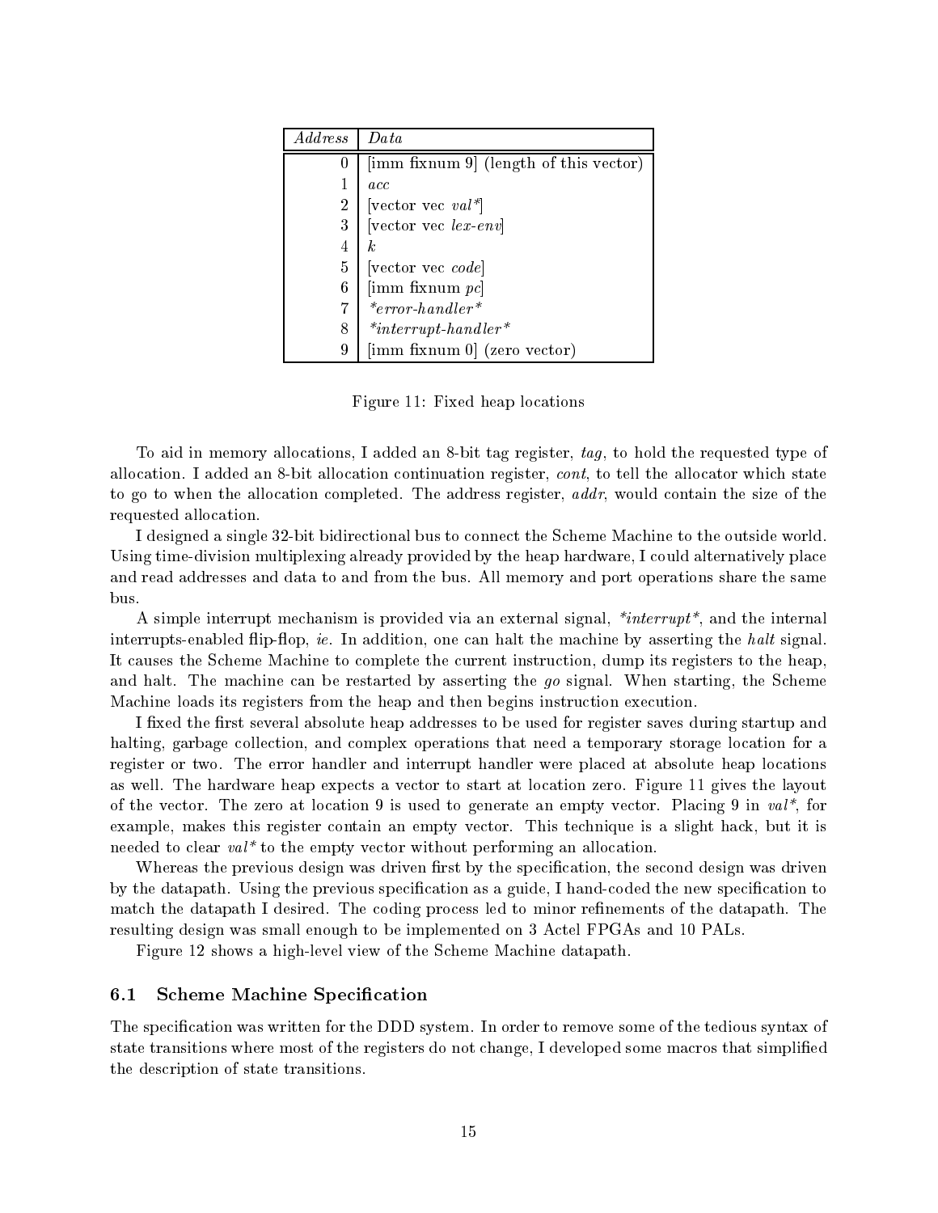| *Address* | *Data* |
|---|---|
| 0 | [imm fixnum 9] (length of this vector) |
| 1 | *acc* |
| 2 | [vector vec *val**] |
| 3 | [vector vec *lex-env*] |
| 4 | *k* |
| 5 | [vector vec *code*] |
| 6 | [imm fixnum *pc*] |
| 7 | **error-handler** |
| 8 | **interrupt-handler** |
| 9 | [imm fixnum 0] (zero vector) |

Figure 11: Fixed heap locations

To aid in memory allocations, I added an 8-bit tag register, *tag*, to hold the requested type of allocation. I added an 8-bit allocation continuation register, *cont*, to tell the allocator which state to go to when the allocation completed. The address register, *addr*, would contain the size of the requested allocation.

I designed a single 32-bit bidirectional bus to connect the Scheme Machine to the outside world. Using time-division multiplexing already provided by the heap hardware, I could alternatively place and read addresses and data to and from the bus. All memory and port operations share the same bus.

A simple interrupt mechanism is provided via an external signal, **interrupt**, and the internal interrupts-enabled flip-flop, *ie*. In addition, one can halt the machine by asserting the *halt* signal. It causes the Scheme Machine to complete the current instruction, dump its registers to the heap, and halt. The machine can be restarted by asserting the *go* signal. When starting, the Scheme Machine loads its registers from the heap and then begins instruction execution.

I fixed the first several absolute heap addresses to be used for register saves during startup and halting, garbage collection, and complex operations that need a temporary storage location for a register or two. The error handler and interrupt handler were placed at absolute heap locations as well. The hardware heap expects a vector to start at location zero. Figure 11 gives the layout of the vector. The zero at location 9 is used to generate an empty vector. Placing 9 in *val**, for example, makes this register contain an empty vector. This technique is a slight hack, but it is needed to clear *val** to the empty vector without performing an allocation.

Whereas the previous design was driven first by the specification, the second design was driven by the datapath. Using the previous specification as a guide, I hand-coded the new specification to match the datapath I desired. The coding process led to minor refinements of the datapath. The resulting design was small enough to be implemented on 3 Actel FPGAs and 10 PALs.

Figure 12 shows a high-level view of the Scheme Machine datapath.

### 6.1 Scheme Machine Specification

The specification was written for the DDD system. In order to remove some of the tedious syntax of state transitions where most of the registers do not change, I developed some macros that simplified the description of state transitions.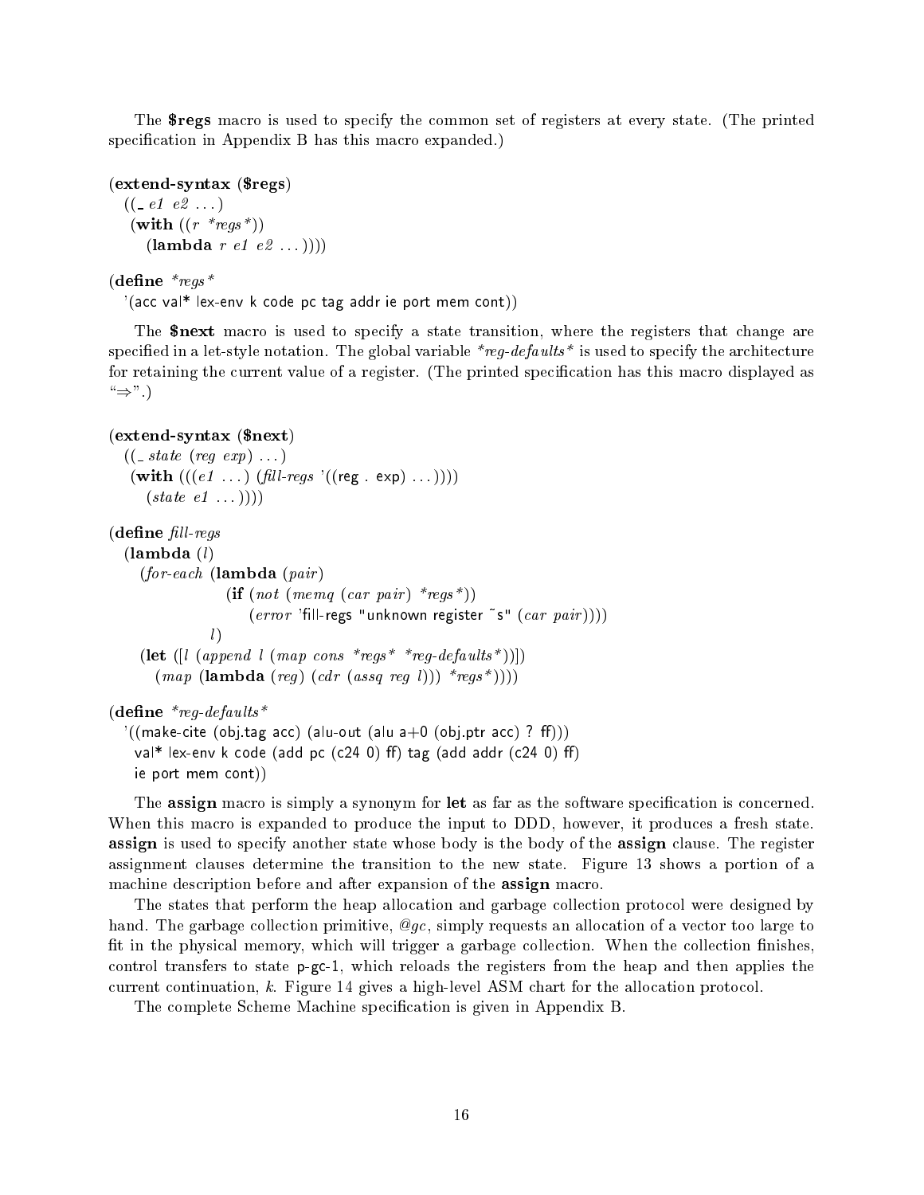The **$regs** macro is used to specify the common set of registers at every state. (The printed specification in Appendix B has this macro expanded.)

```
(extend-syntax ($regs)
  ((_ e1 e2 ...)
   (with ((r *regs*))
     (lambda r e1 e2 ...))))

(define *regs*
  '(acc val* lex-env k code pc tag addr ie port mem cont))
```

The **$next** macro is used to specify a state transition, where the registers that change are specified in a let-style notation. The global variable *\*reg-defaults\** is used to specify the architecture for retaining the current value of a register. (The printed specification has this macro displayed as "⇒".)

```
(extend-syntax ($next)
  ((_ state (reg exp) ...)
   (with (((e1 ...) (fill-regs '((reg . exp) ...))))
     (state e1 ...))))

(define fill-regs
  (lambda (l)
    (for-each (lambda (pair)
                (if (not (memq (car pair) *regs*))
                    (error 'fill-regs "unknown register ~s" (car pair))))
              l)
    (let ([l (append l (map cons *regs* *reg-defaults*))])
      (map (lambda (reg) (cdr (assq reg l))) *regs*))))

(define *reg-defaults*
  '((make-cite (obj.tag acc) (alu-out (alu a+0 (obj.ptr acc) ? ff)))
    val* lex-env k code (add pc (c24 0) ff) tag (add addr (c24 0) ff)
    ie port mem cont))
```

The **assign** macro is simply a synonym for **let** as far as the software specification is concerned. When this macro is expanded to produce the input to DDD, however, it produces a fresh state. **assign** is used to specify another state whose body is the body of the **assign** clause. The register assignment clauses determine the transition to the new state. Figure 13 shows a portion of a machine description before and after expansion of the **assign** macro.

The states that perform the heap allocation and garbage collection protocol were designed by hand. The garbage collection primitive, *@gc*, simply requests an allocation of a vector too large to fit in the physical memory, which will trigger a garbage collection. When the collection finishes, control transfers to state p-gc-1, which reloads the registers from the heap and then applies the current continuation, *k*. Figure 14 gives a high-level ASM chart for the allocation protocol.

The complete Scheme Machine specification is given in Appendix B.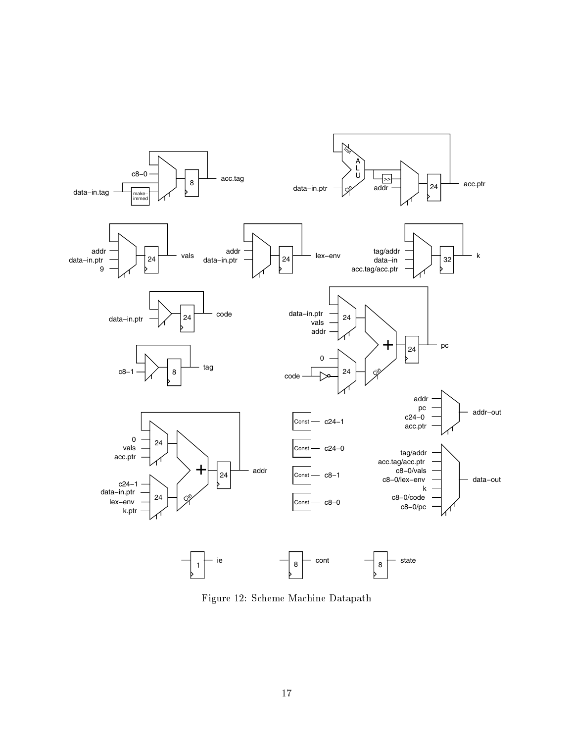Figure 12: Scheme Machine Datapath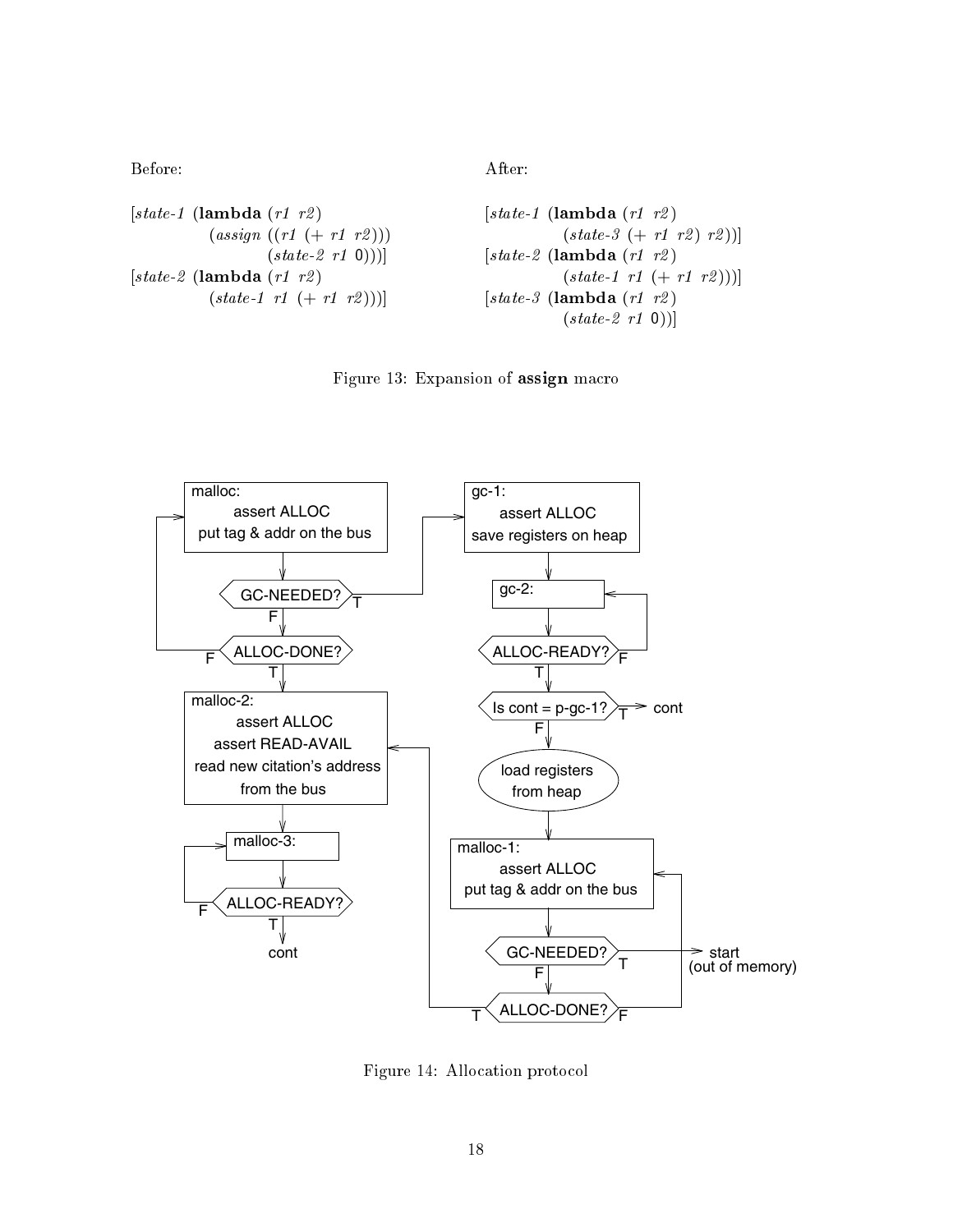Before:

```
[state-1 (lambda (r1 r2)
           (assign ((r1 (+ r1 r2)))
                   (state-2 r1 0)))]
[state-2 (lambda (r1 r2)
           (state-1 r1 (+ r1 r2)))]
```

After:

```
[state-1 (lambda (r1 r2)
           (state-3 (+ r1 r2) r2))]
[state-2 (lambda (r1 r2)
           (state-1 r1 (+ r1 r2)))]
[state-3 (lambda (r1 r2)
           (state-2 r1 0))]
```

Figure 13: Expansion of **assign** macro

Figure 14: Allocation protocol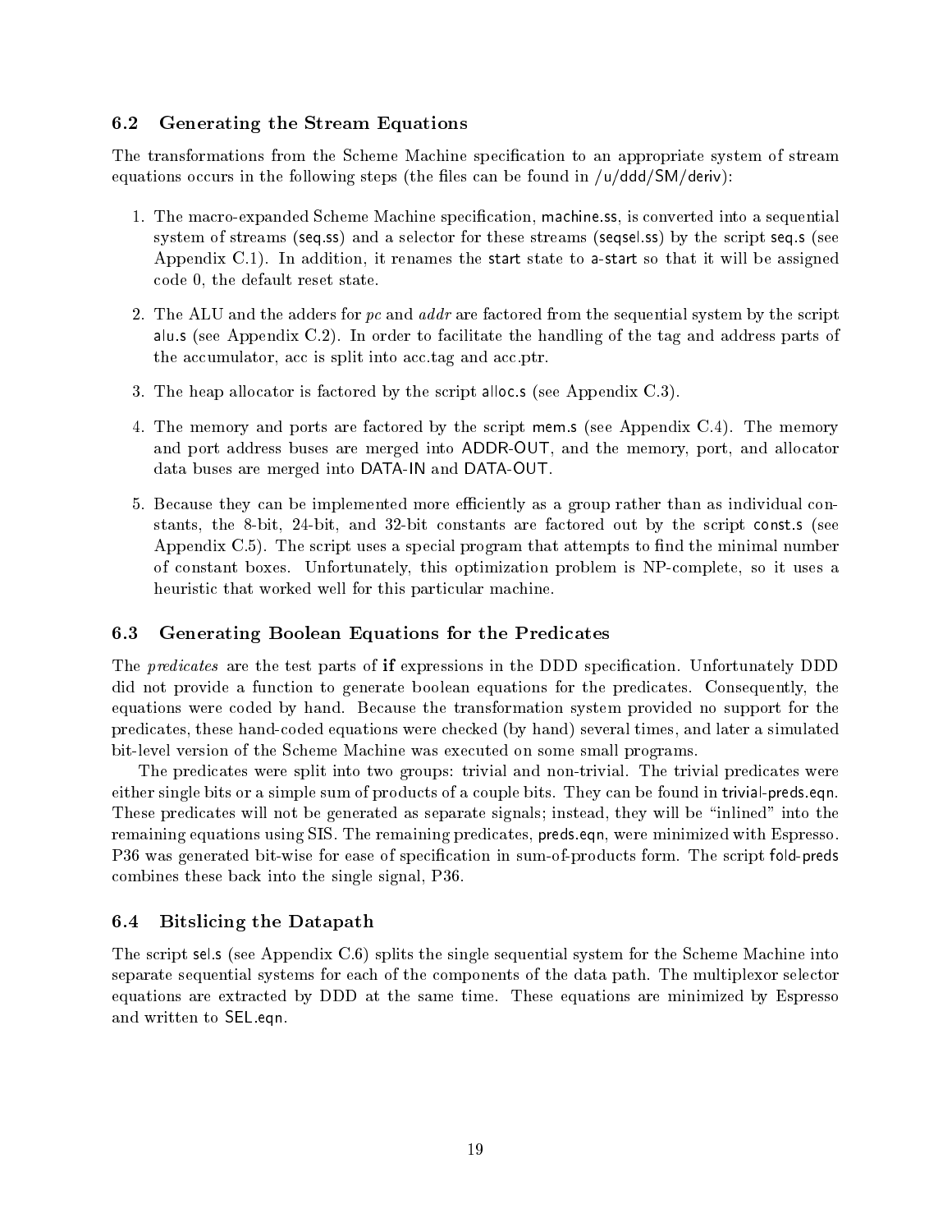### 6.2 Generating the Stream Equations

The transformations from the Scheme Machine specification to an appropriate system of stream equations occurs in the following steps (the files can be found in /u/ddd/SM/deriv):

1. The macro-expanded Scheme Machine specification, machine.ss, is converted into a sequential system of streams (seq.ss) and a selector for these streams (seqsel.ss) by the script seq.s (see Appendix C.1). In addition, it renames the start state to a-start so that it will be assigned code 0, the default reset state.

2. The ALU and the adders for *pc* and *addr* are factored from the sequential system by the script alu.s (see Appendix C.2). In order to facilitate the handling of the tag and address parts of the accumulator, acc is split into acc.tag and acc.ptr.

3. The heap allocator is factored by the script alloc.s (see Appendix C.3).

4. The memory and ports are factored by the script mem.s (see Appendix C.4). The memory and port address buses are merged into ADDR-OUT, and the memory, port, and allocator data buses are merged into DATA-IN and DATA-OUT.

5. Because they can be implemented more efficiently as a group rather than as individual constants, the 8-bit, 24-bit, and 32-bit constants are factored out by the script const.s (see Appendix C.5). The script uses a special program that attempts to find the minimal number of constant boxes. Unfortunately, this optimization problem is NP-complete, so it uses a heuristic that worked well for this particular machine.

### 6.3 Generating Boolean Equations for the Predicates

The *predicates* are the test parts of **if** expressions in the DDD specification. Unfortunately DDD did not provide a function to generate boolean equations for the predicates. Consequently, the equations were coded by hand. Because the transformation system provided no support for the predicates, these hand-coded equations were checked (by hand) several times, and later a simulated bit-level version of the Scheme Machine was executed on some small programs.

The predicates were split into two groups: trivial and non-trivial. The trivial predicates were either single bits or a simple sum of products of a couple bits. They can be found in trivial-preds.eqn. These predicates will not be generated as separate signals; instead, they will be "inlined" into the remaining equations using SIS. The remaining predicates, preds.eqn, were minimized with Espresso. P36 was generated bit-wise for ease of specification in sum-of-products form. The script fold-preds combines these back into the single signal, P36.

### 6.4 Bitslicing the Datapath

The script sel.s (see Appendix C.6) splits the single sequential system for the Scheme Machine into separate sequential systems for each of the components of the data path. The multiplexor selector equations are extracted by DDD at the same time. These equations are minimized by Espresso and written to SEL.eqn.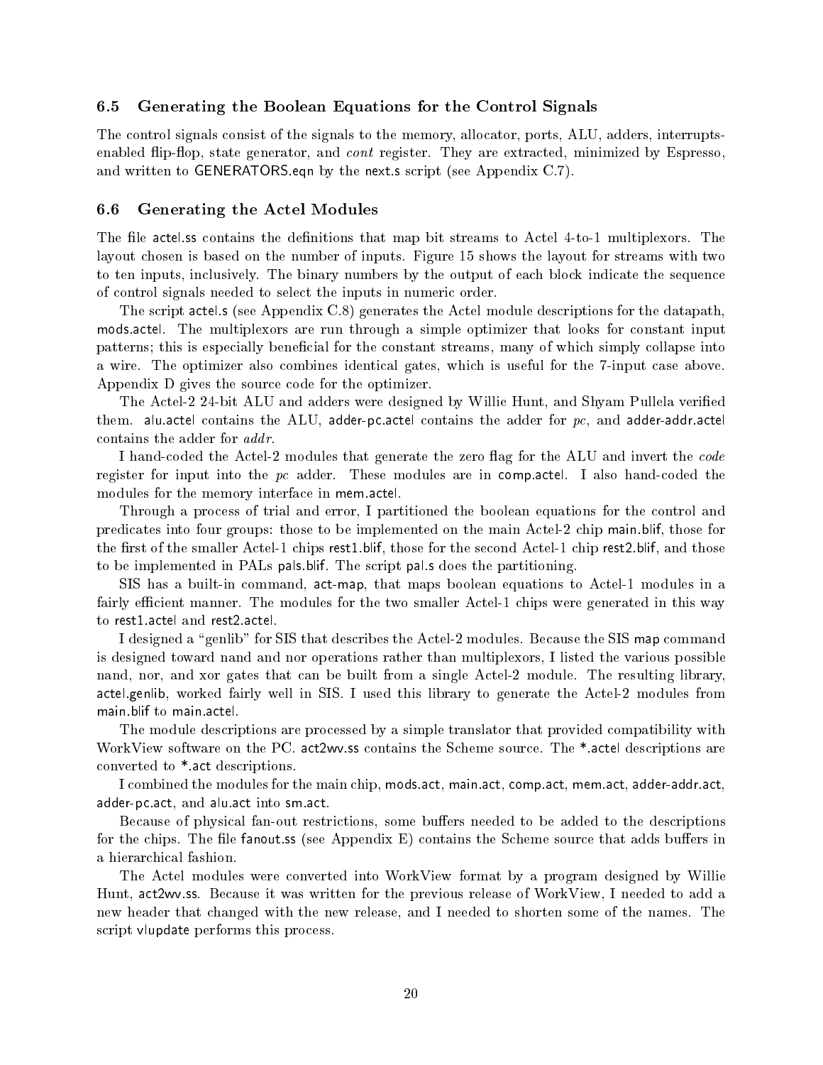### 6.5 Generating the Boolean Equations for the Control Signals

The control signals consist of the signals to the memory, allocator, ports, ALU, adders, interrupts-enabled flip-flop, state generator, and *cont* register. They are extracted, minimized by Espresso, and written to GENERATORS.eqn by the next.s script (see Appendix C.7).

### 6.6 Generating the Actel Modules

The file actel.ss contains the definitions that map bit streams to Actel 4-to-1 multiplexors. The layout chosen is based on the number of inputs. Figure 15 shows the layout for streams with two to ten inputs, inclusively. The binary numbers by the output of each block indicate the sequence of control signals needed to select the inputs in numeric order.

The script actel.s (see Appendix C.8) generates the Actel module descriptions for the datapath, mods.actel. The multiplexors are run through a simple optimizer that looks for constant input patterns; this is especially beneficial for the constant streams, many of which simply collapse into a wire. The optimizer also combines identical gates, which is useful for the 7-input case above. Appendix D gives the source code for the optimizer.

The Actel-2 24-bit ALU and adders were designed by Willie Hunt, and Shyam Pullela verified them. alu.actel contains the ALU, adder-pc.actel contains the adder for *pc*, and adder-addr.actel contains the adder for *addr*.

I hand-coded the Actel-2 modules that generate the zero flag for the ALU and invert the *code* register for input into the *pc* adder. These modules are in comp.actel. I also hand-coded the modules for the memory interface in mem.actel.

Through a process of trial and error, I partitioned the boolean equations for the control and predicates into four groups: those to be implemented on the main Actel-2 chip main.blif, those for the first of the smaller Actel-1 chips rest1.blif, those for the second Actel-1 chip rest2.blif, and those to be implemented in PALs pals.blif. The script pal.s does the partitioning.

SIS has a built-in command, act-map, that maps boolean equations to Actel-1 modules in a fairly efficient manner. The modules for the two smaller Actel-1 chips were generated in this way to rest1.actel and rest2.actel.

I designed a "genlib" for SIS that describes the Actel-2 modules. Because the SIS map command is designed toward nand and nor operations rather than multiplexors, I listed the various possible nand, nor, and xor gates that can be built from a single Actel-2 module. The resulting library, actel.genlib, worked fairly well in SIS. I used this library to generate the Actel-2 modules from main.blif to main.actel.

The module descriptions are processed by a simple translator that provided compatibility with WorkView software on the PC. act2wv.ss contains the Scheme source. The *.actel descriptions are converted to *.act descriptions.

I combined the modules for the main chip, mods.act, main.act, comp.act, mem.act, adder-addr.act, adder-pc.act, and alu.act into sm.act.

Because of physical fan-out restrictions, some buffers needed to be added to the descriptions for the chips. The file fanout.ss (see Appendix E) contains the Scheme source that adds buffers in a hierarchical fashion.

The Actel modules were converted into WorkView format by a program designed by Willie Hunt, act2wv.ss. Because it was written for the previous release of WorkView, I needed to add a new header that changed with the new release, and I needed to shorten some of the names. The script vlupdate performs this process.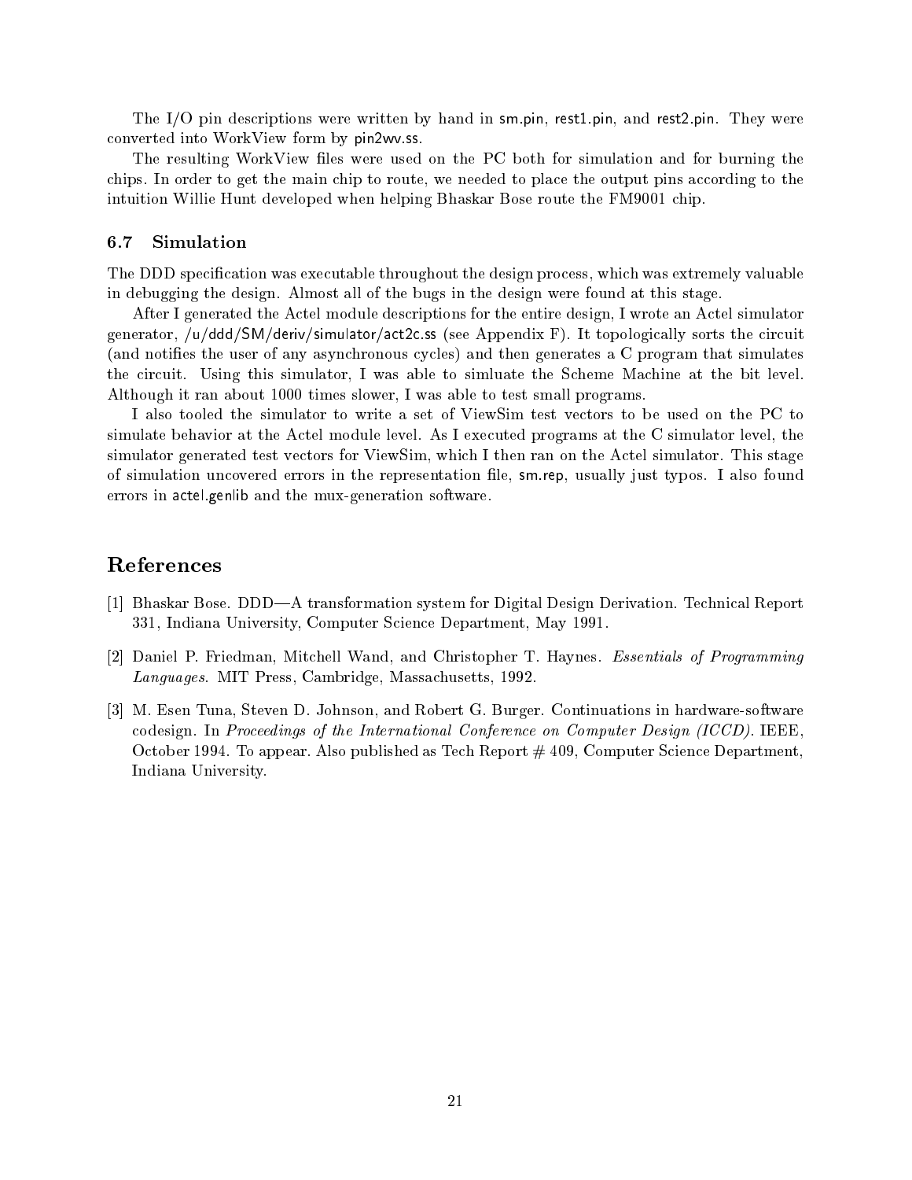The I/O pin descriptions were written by hand in sm.pin, rest1.pin, and rest2.pin. They were converted into WorkView form by pin2wv.ss.

The resulting WorkView files were used on the PC both for simulation and for burning the chips. In order to get the main chip to route, we needed to place the output pins according to the intuition Willie Hunt developed when helping Bhaskar Bose route the FM9001 chip.

### 6.7 Simulation

The DDD specification was executable throughout the design process, which was extremely valuable in debugging the design. Almost all of the bugs in the design were found at this stage.

After I generated the Actel module descriptions for the entire design, I wrote an Actel simulator generator, /u/ddd/SM/deriv/simulator/act2c.ss (see Appendix F). It topologically sorts the circuit (and notifies the user of any asynchronous cycles) and then generates a C program that simulates the circuit. Using this simulator, I was able to simluate the Scheme Machine at the bit level. Although it ran about 1000 times slower, I was able to test small programs.

I also tooled the simulator to write a set of ViewSim test vectors to be used on the PC to simulate behavior at the Actel module level. As I executed programs at the C simulator level, the simulator generated test vectors for ViewSim, which I then ran on the Actel simulator. This stage of simulation uncovered errors in the representation file, sm.rep, usually just typos. I also found errors in actel.genlib and the mux-generation software.

## References

[1] Bhaskar Bose. DDD—A transformation system for Digital Design Derivation. Technical Report 331, Indiana University, Computer Science Department, May 1991.

[2] Daniel P. Friedman, Mitchell Wand, and Christopher T. Haynes. *Essentials of Programming Languages.* MIT Press, Cambridge, Massachusetts, 1992.

[3] M. Esen Tuna, Steven D. Johnson, and Robert G. Burger. Continuations in hardware-software codesign. In *Proceedings of the International Conference on Computer Design (ICCD)*. IEEE, October 1994. To appear. Also published as Tech Report # 409, Computer Science Department, Indiana University.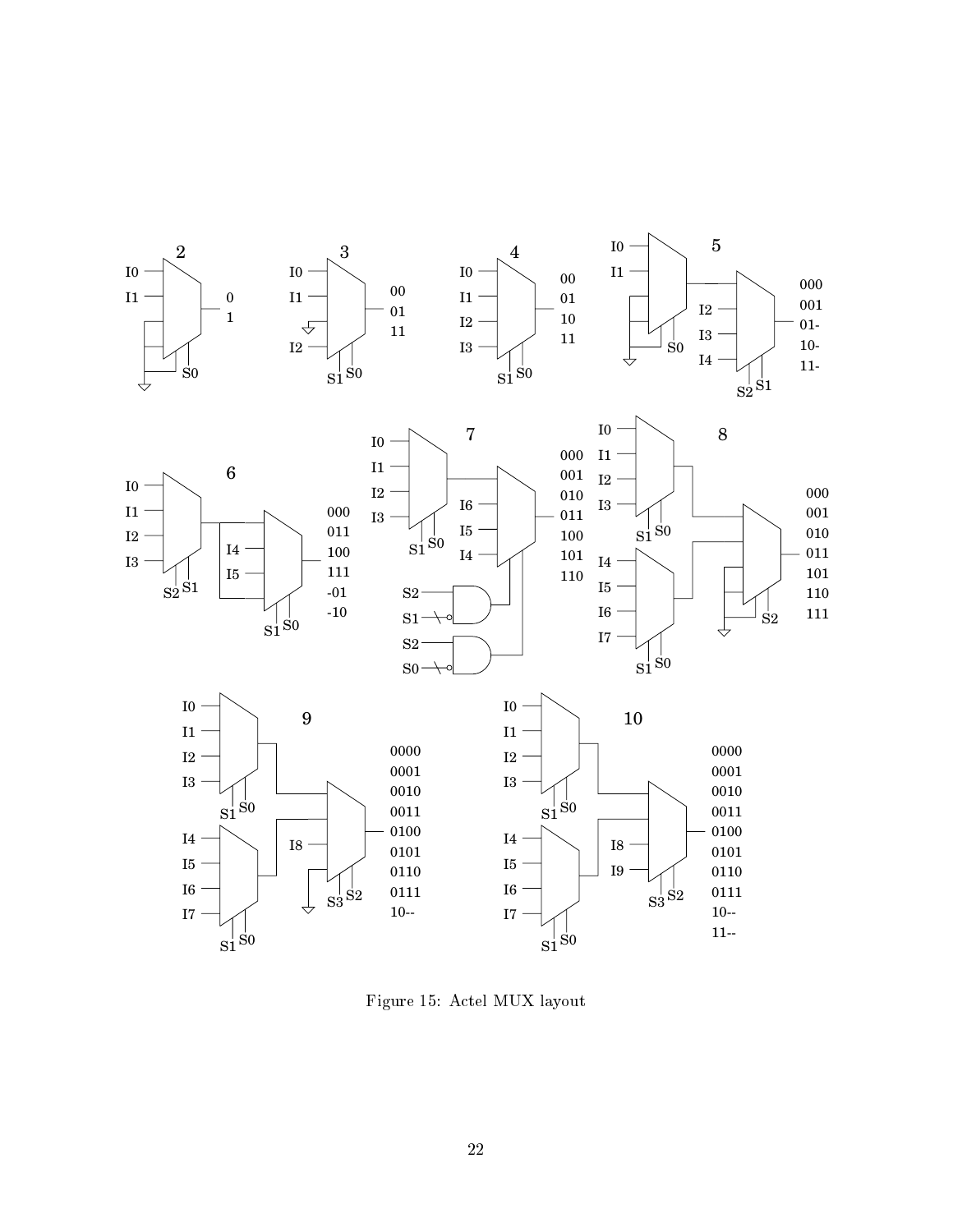Figure 15: Actel MUX layout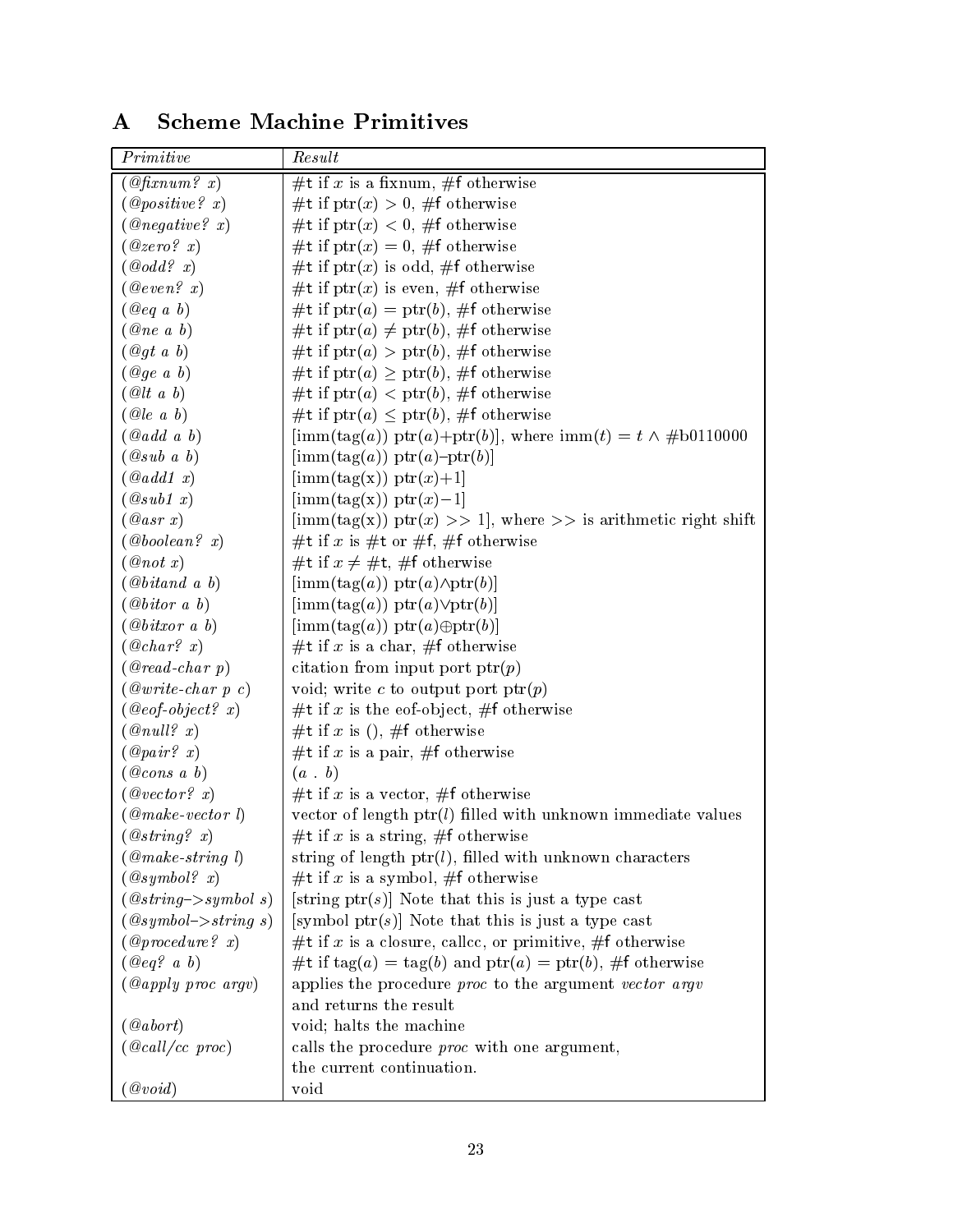# A Scheme Machine Primitives

| *Primitive* | *Result* |
|---|---|
| (*@fixnum? x*) | #t if $x$ is a fixnum, #f otherwise |
| (*@positive? x*) | #t if ptr($x$) > 0, #f otherwise |
| (*@negative? x*) | #t if ptr($x$) < 0, #f otherwise |
| (*@zero? x*) | #t if ptr($x$) = 0, #f otherwise |
| (*@odd? x*) | #t if ptr($x$) is odd, #f otherwise |
| (*@even? x*) | #t if ptr($x$) is even, #f otherwise |
| (*@eq a b*) | #t if ptr($a$) = ptr($b$), #f otherwise |
| (*@ne a b*) | #t if ptr($a$) $\neq$ ptr($b$), #f otherwise |
| (*@gt a b*) | #t if ptr($a$) > ptr($b$), #f otherwise |
| (*@ge a b*) | #t if ptr($a$) $\geq$ ptr($b$), #f otherwise |
| (*@lt a b*) | #t if ptr($a$) < ptr($b$), #f otherwise |
| (*@le a b*) | #t if ptr($a$) $\leq$ ptr($b$), #f otherwise |
| (*@add a b*) | [imm(tag($a$)) ptr($a$)+ptr($b$)], where imm($t$) = $t \wedge$ #b0110000 |
| (*@sub a b*) | [imm(tag($a$)) ptr($a$)–ptr($b$)] |
| (*@add1 x*) | [imm(tag(x)) ptr($x$)+1] |
| (*@sub1 x*) | [imm(tag(x)) ptr($x$)−1] |
| (*@asr x*) | [imm(tag(x)) ptr($x$) >> 1], where >> is arithmetic right shift |
| (*@boolean? x*) | #t if $x$ is #t or #f, #f otherwise |
| (*@not x*) | #t if $x \neq$ #t, #f otherwise |
| (*@bitand a b*) | [imm(tag($a$)) ptr($a$)$\wedge$ptr($b$)] |
| (*@bitor a b*) | [imm(tag($a$)) ptr($a$)$\vee$ptr($b$)] |
| (*@bitxor a b*) | [imm(tag($a$)) ptr($a$)$\oplus$ptr($b$)] |
| (*@char? x*) | #t if $x$ is a char, #f otherwise |
| (*@read-char p*) | citation from input port ptr($p$) |
| (*@write-char p c*) | void; write $c$ to output port ptr($p$) |
| (*@eof-object? x*) | #t if $x$ is the eof-object, #f otherwise |
| (*@null? x*) | #t if $x$ is (), #f otherwise |
| (*@pair? x*) | #t if $x$ is a pair, #f otherwise |
| (*@cons a b*) | ($a$ . $b$) |
| (*@vector? x*) | #t if $x$ is a vector, #f otherwise |
| (*@make-vector l*) | vector of length ptr($l$) filled with unknown immediate values |
| (*@string? x*) | #t if $x$ is a string, #f otherwise |
| (*@make-string l*) | string of length ptr($l$), filled with unknown characters |
| (*@symbol? x*) | #t if $x$ is a symbol, #f otherwise |
| (*@string->symbol s*) | [string ptr($s$)] Note that this is just a type cast |
| (*@symbol->string s*) | [symbol ptr($s$)] Note that this is just a type cast |
| (*@procedure? x*) | #t if $x$ is a closure, callcc, or primitive, #f otherwise |
| (*@eq? a b*) | #t if tag($a$) = tag($b$) and ptr($a$) = ptr($b$), #f otherwise |
| (*@apply proc argv*) | applies the procedure *proc* to the argument *vector argv* and returns the result |
| (*@abort*) | void; halts the machine |
| (*@call/cc proc*) | calls the procedure *proc* with one argument, the current continuation. |
| (*@void*) | void |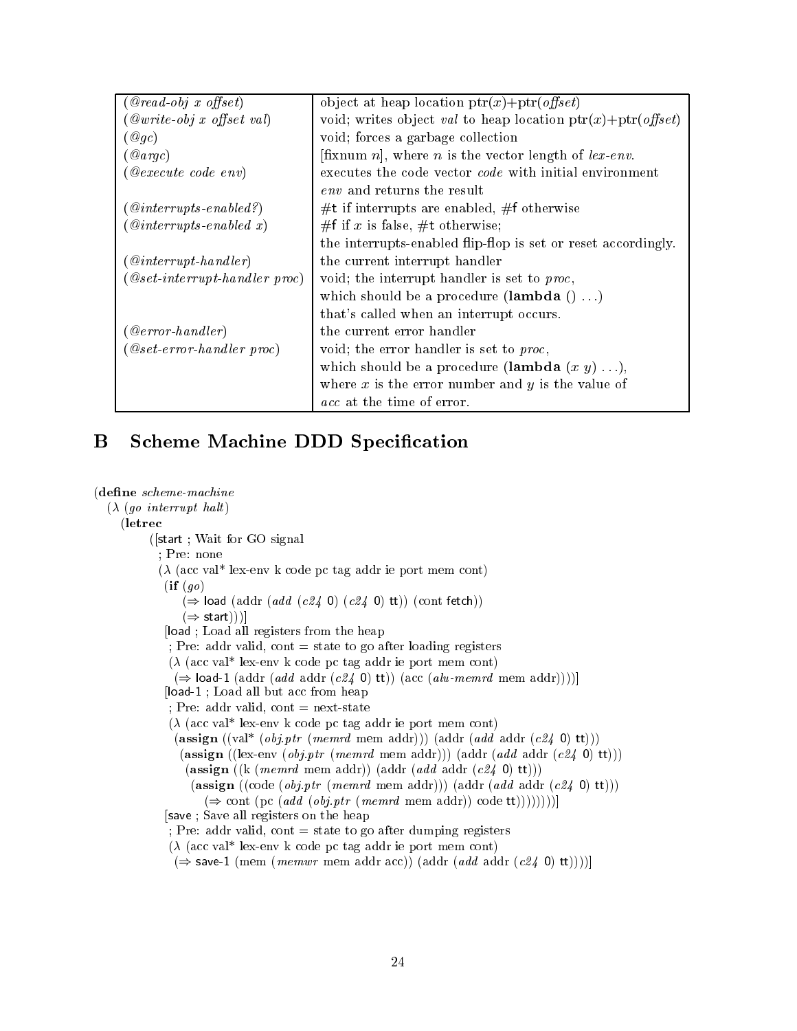| | |
|---|---|
| (*@read-obj x offset*) | object at heap location ptr($x$)+ptr(*offset*) |
| (*@write-obj x offset val*) | void; writes object *val* to heap location ptr($x$)+ptr(*offset*) |
| (*@gc*) | void; forces a garbage collection |
| (*@argc*) | [fixnum $n$], where $n$ is the vector length of *lex-env*. |
| (*@execute code env*) | executes the code vector *code* with initial environment *env* and returns the result |
| (*@interrupts-enabled?*) | #t if interrupts are enabled, #f otherwise |
| (*@interrupts-enabled x*) | #f if $x$ is false, #t otherwise; the interrupts-enabled flip-flop is set or reset accordingly. |
| (*@interrupt-handler*) | the current interrupt handler |
| (*@set-interrupt-handler proc*) | void; the interrupt handler is set to *proc*, which should be a procedure (**lambda** () ...) that's called when an interrupt occurs. |
| (*@error-handler*) | the current error handler |
| (*@set-error-handler proc*) | void; the error handler is set to *proc*, which should be a procedure (**lambda** ($x$ $y$) ...), where $x$ is the error number and $y$ is the value of *acc* at the time of error. |

# B Scheme Machine DDD Specification

```
(define scheme-machine
  (λ (go interrupt halt)
    (letrec
        ([start ; Wait for GO signal
          ; Pre: none
          (λ (acc val* lex-env k code pc tag addr ie port mem cont)
           (if (go)
               (⇒ load (addr (add (c24 0) (c24 0) tt)) (cont fetch))
               (⇒ start)))]
         [load ; Load all registers from the heap
          ; Pre: addr valid, cont = state to go after loading registers
          (λ (acc val* lex-env k code pc tag addr ie port mem cont)
            (⇒ load-1 (addr (add addr (c24 0) tt)) (acc (alu-memrd mem addr))))]
         [load-1 ; Load all but acc from heap
          ; Pre: addr valid, cont = next-state
          (λ (acc val* lex-env k code pc tag addr ie port mem cont)
           (assign ((val* (obj.ptr (memrd mem addr))) (addr (add addr (c24 0) tt)))
            (assign ((lex-env (obj.ptr (memrd mem addr))) (addr (add addr (c24 0) tt)))
             (assign ((k (memrd mem addr)) (addr (add addr (c24 0) tt)))
              (assign ((code (obj.ptr (memrd mem addr))) (addr (add addr (c24 0) tt)))
                (⇒ cont (pc (add (obj.ptr (memrd mem addr)) code tt))))))))]
         [save ; Save all registers on the heap
          ; Pre: addr valid, cont = state to go after dumping registers
          (λ (acc val* lex-env k code pc tag addr ie port mem cont)
            (⇒ save-1 (mem (memwr mem addr acc)) (addr (add addr (c24 0) tt))))]
```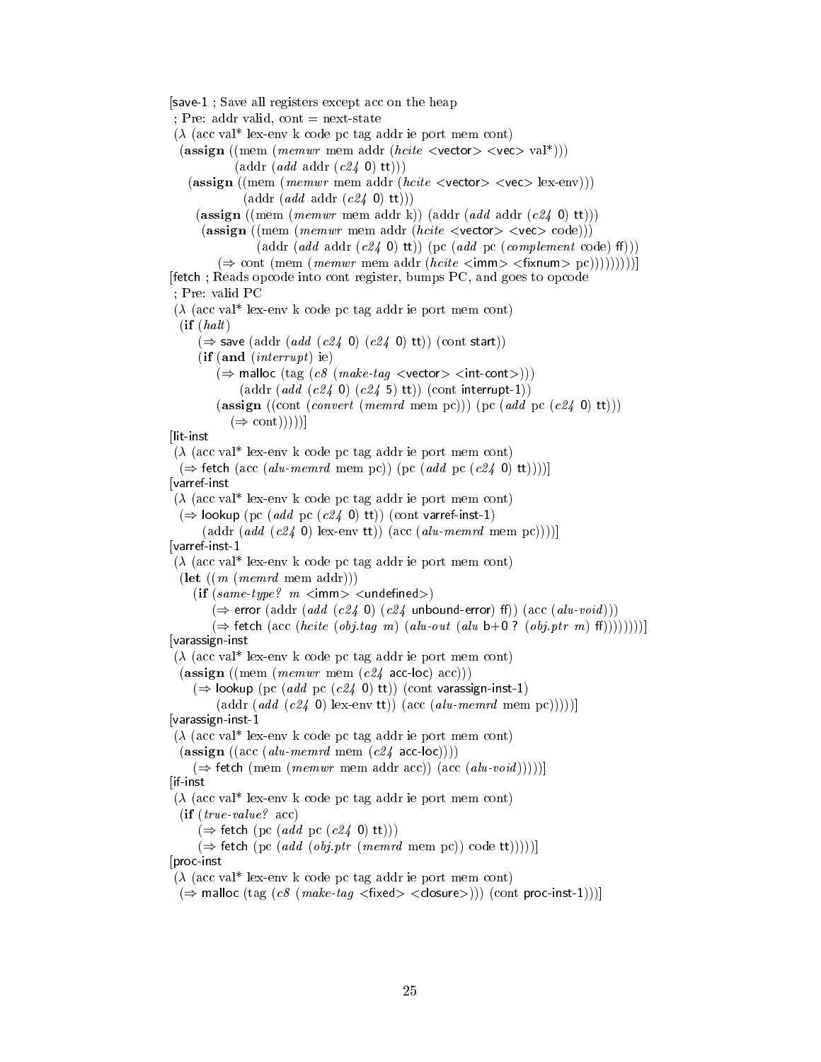```
[save-1 ; Save all registers except acc on the heap
 ; Pre: addr valid, cont = next-state
 (λ (acc val* lex-env k code pc tag addr ie port mem cont)
  (assign ((mem (memwr mem addr (hcite <vector> <vec> val*)))
              (addr (add addr (c24 0) tt)))
    (assign ((mem (memwr mem addr (hcite <vector> <vec> lex-env)))
                (addr (add addr (c24 0) tt)))
      (assign ((mem (memwr mem addr k)) (addr (add addr (c24 0) tt)))
        (assign ((mem (memwr mem addr (hcite <vector> <vec> code)))
                    (addr (add addr (c24 0) tt)) (pc (add pc (complement code) ff)))
          (⇒ cont (mem (memwr mem addr (hcite <imm> <fixnum> pc))))))))]
[fetch ; Reads opcode into cont register, bumps PC, and goes to opcode
 ; Pre: valid PC
 (λ (acc val* lex-env k code pc tag addr ie port mem cont)
  (if (halt)
      (⇒ save (addr (add (c24 0) (c24 0) tt)) (cont start))
      (if (and (interrupt) ie)
          (⇒ malloc (tag (c8 (make-tag <vector> <int-cont>)))
               (addr (add (c24 0) (c24 5) tt)) (cont interrupt-1))
          (assign ((cont (convert (memrd mem pc))) (pc (add pc (c24 0) tt)))
            (⇒ cont)))))]
[lit-inst
 (λ (acc val* lex-env k code pc tag addr ie port mem cont)
  (⇒ fetch (acc (alu-memrd mem pc)) (pc (add pc (c24 0) tt))))]
[varref-inst
 (λ (acc val* lex-env k code pc tag addr ie port mem cont)
  (⇒ lookup (pc (add pc (c24 0) tt)) (cont varref-inst-1)
       (addr (add (c24 0) lex-env tt)) (acc (alu-memrd mem pc))))]
[varref-inst-1
 (λ (acc val* lex-env k code pc tag addr ie port mem cont)
  (let ((m (memrd mem addr)))
     (if (same-type? m <imm> <undefined>)
         (⇒ error (addr (add (c24 0) (c24 unbound-error) ff)) (acc (alu-void)))
         (⇒ fetch (acc (hcite (obj.tag m) (alu-out (alu b+0 ? (obj.ptr m) ff))))))))]
[varassign-inst
 (λ (acc val* lex-env k code pc tag addr ie port mem cont)
  (assign ((mem (memwr mem (c24 acc-loc) acc)))
     (⇒ lookup (pc (add pc (c24 0) tt)) (cont varassign-inst-1)
          (addr (add (c24 0) lex-env tt)) (acc (alu-memrd mem pc)))))]
[varassign-inst-1
 (λ (acc val* lex-env k code pc tag addr ie port mem cont)
  (assign ((acc (alu-memrd mem (c24 acc-loc))))
     (⇒ fetch (mem (memwr mem addr acc)) (acc (alu-void)))))]
[if-inst
 (λ (acc val* lex-env k code pc tag addr ie port mem cont)
  (if (true-value? acc)
      (⇒ fetch (pc (add pc (c24 0) tt)))
      (⇒ fetch (pc (add (obj.ptr (memrd mem pc)) code tt)))))]
[proc-inst
 (λ (acc val* lex-env k code pc tag addr ie port mem cont)
  (⇒ malloc (tag (c8 (make-tag <fixed> <closure>))) (cont proc-inst-1)))]
```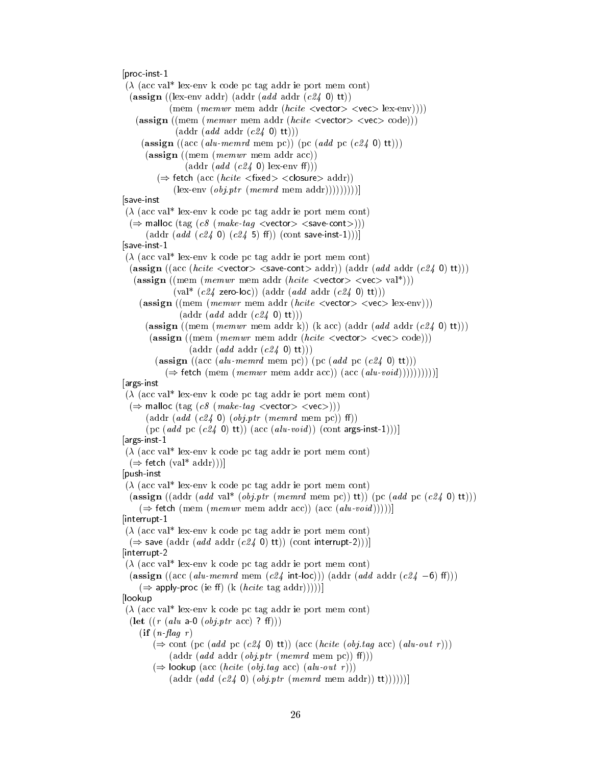```
[proc-inst-1
 (λ (acc val* lex-env k code pc tag addr ie port mem cont)
  (assign ((lex-env addr) (addr (add addr (c24 0) tt))
            (mem (memwr mem addr (hcite <vector> <vec> lex-env))))
    (assign ((mem (memwr mem addr (hcite <vector> <vec> code)))
             (addr (add addr (c24 0) tt)))
      (assign ((acc (alu-memrd mem pc)) (pc (add pc (c24 0) tt)))
        (assign ((mem (memwr mem addr acc))
                 (addr (add (c24 0) lex-env ff)))
          (⇒ fetch (acc (hcite <fixed> <closure> addr))
                (lex-env (obj.ptr (memrd mem addr))))))))]
[save-inst
 (λ (acc val* lex-env k code pc tag addr ie port mem cont)
  (⇒ malloc (tag (c8 (make-tag <vector> <save-cont>)))
       (addr (add (c24 0) (c24 5) ff)) (cont save-inst-1)))]
[save-inst-1
 (λ (acc val* lex-env k code pc tag addr ie port mem cont)
  (assign ((acc (hcite <vector> <save-cont> addr)) (addr (add addr (c24 0) tt)))
    (assign ((mem (memwr mem addr (hcite <vector> <vec> val*)))
             (val* (c24 zero-loc)) (addr (add addr (c24 0) tt)))
      (assign ((mem (memwr mem addr (hcite <vector> <vec> lex-env)))
               (addr (add addr (c24 0) tt)))
        (assign ((mem (memwr mem addr k)) (k acc) (addr (add addr (c24 0) tt)))
          (assign ((mem (memwr mem addr (hcite <vector> <vec> code)))
                   (addr (add addr (c24 0) tt)))
            (assign ((acc (alu-memrd mem pc)) (pc (add pc (c24 0) tt)))
              (⇒ fetch (mem (memwr mem addr acc)) (acc (alu-void))))))))))]
[args-inst
 (λ (acc val* lex-env k code pc tag addr ie port mem cont)
  (⇒ malloc (tag (c8 (make-tag <vector> <vec>)))
       (addr (add (c24 0) (obj.ptr (memrd mem pc)) ff))
       (pc (add pc (c24 0) tt)) (acc (alu-void)) (cont args-inst-1)))]
[args-inst-1
 (λ (acc val* lex-env k code pc tag addr ie port mem cont)
  (⇒ fetch (val* addr)))]
[push-inst
 (λ (acc val* lex-env k code pc tag addr ie port mem cont)
  (assign ((addr (add val* (obj.ptr (memrd mem pc)) tt)) (pc (add pc (c24 0) tt)))
    (⇒ fetch (mem (memwr mem addr acc)) (acc (alu-void)))))]
[interrupt-1
 (λ (acc val* lex-env k code pc tag addr ie port mem cont)
  (⇒ save (addr (add addr (c24 0) tt)) (cont interrupt-2)))]
[interrupt-2
 (λ (acc val* lex-env k code pc tag addr ie port mem cont)
  (assign ((acc (alu-memrd mem (c24 int-loc))) (addr (add addr (c24 −6) ff)))
    (⇒ apply-proc (ie ff) (k (hcite tag addr)))))]
[lookup
 (λ (acc val* lex-env k code pc tag addr ie port mem cont)
  (let ((r (alu a-0 (obj.ptr acc) ? ff)))
    (if (n-flag r)
        (⇒ cont (pc (add pc (c24 0) tt)) (acc (hcite (obj.tag acc) (alu-out r)))
             (addr (add addr (obj.ptr (memrd mem pc)) ff)))
        (⇒ lookup (acc (hcite (obj.tag acc) (alu-out r)))
             (addr (add (c24 0) (obj.ptr (memrd mem addr)) tt))))))]
```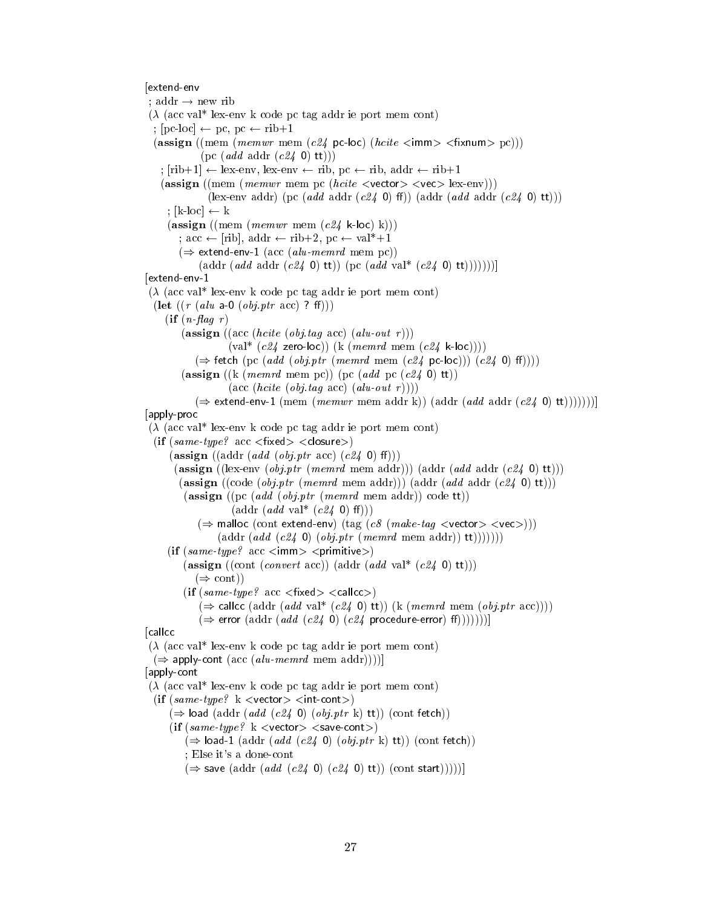```
[extend-env
 ; addr → new rib
 (λ (acc val* lex-env k code pc tag addr ie port mem cont)
   ; [pc-loc] ← pc, pc ← rib+1
   (assign ((mem (memwr mem (c24 pc-loc) (hcite <imm> <fixnum> pc)))
            (pc (add addr (c24 0) tt)))
     ; [rib+1] ← lex-env, lex-env ← rib, pc ← rib, addr ← rib+1
     (assign ((mem (memwr mem pc (hcite <vector> <vec> lex-env)))
              (lex-env addr) (pc (add addr (c24 0) ff)) (addr (add addr (c24 0) tt)))
       ; [k-loc] ← k
       (assign ((mem (memwr mem (c24 k-loc) k)))
         ; acc ← [rib], addr ← rib+2, pc ← val*+1
         (⇒ extend-env-1 (acc (alu-memrd mem pc))
              (addr (add addr (c24 0) tt)) (pc (add val* (c24 0) tt)))))))]
[extend-env-1
 (λ (acc val* lex-env k code pc tag addr ie port mem cont)
   (let ((r (alu a-0 (obj.ptr acc) ? ff)))
     (if (n-flag r)
         (assign ((acc (hcite (obj.tag acc) (alu-out r)))
                  (val* (c24 zero-loc)) (k (memrd mem (c24 k-loc))))
           (⇒ fetch (pc (add (obj.ptr (memrd mem (c24 pc-loc))) (c24 0) ff))))
         (assign ((k (memrd mem pc)) (pc (add pc (c24 0) tt))
                  (acc (hcite (obj.tag acc) (alu-out r))))
           (⇒ extend-env-1 (mem (memwr mem addr k)) (addr (add addr (c24 0) tt)))))))]
[apply-proc
 (λ (acc val* lex-env k code pc tag addr ie port mem cont)
   (if (same-type? acc <fixed> <closure>)
       (assign ((addr (add (obj.ptr acc) (c24 0) ff)))
        (assign ((lex-env (obj.ptr (memrd mem addr))) (addr (add addr (c24 0) tt)))
         (assign ((code (obj.ptr (memrd mem addr))) (addr (add addr (c24 0) tt)))
          (assign ((pc (add (obj.ptr (memrd mem addr)) code tt))
                   (addr (add val* (c24 0) ff)))
            (⇒ malloc (cont extend-env) (tag (c8 (make-tag <vector> <vec>)))
                (addr (add (c24 0) (obj.ptr (memrd mem addr)) tt)))))))
       (if (same-type? acc <imm> <primitive>)
           (assign ((cont (convert acc)) (addr (add val* (c24 0) tt)))
             (⇒ cont))
           (if (same-type? acc <fixed> <callcc>)
               (⇒ callcc (addr (add val* (c24 0) tt)) (k (memrd mem (obj.ptr acc))))
               (⇒ error (addr (add (c24 0) (c24 procedure-error) ff)))))))]
[callcc
 (λ (acc val* lex-env k code pc tag addr ie port mem cont)
   (⇒ apply-cont (acc (alu-memrd mem addr))))]
[apply-cont
 (λ (acc val* lex-env k code pc tag addr ie port mem cont)
   (if (same-type? k <vector> <int-cont>)
       (⇒ load (addr (add (c24 0) (obj.ptr k) tt)) (cont fetch))
       (if (same-type? k <vector> <save-cont>)
           (⇒ load-1 (addr (add (c24 0) (obj.ptr k) tt)) (cont fetch))
           ; Else it's a done-cont
           (⇒ save (addr (add (c24 0) (c24 0) tt)) (cont start)))))]
```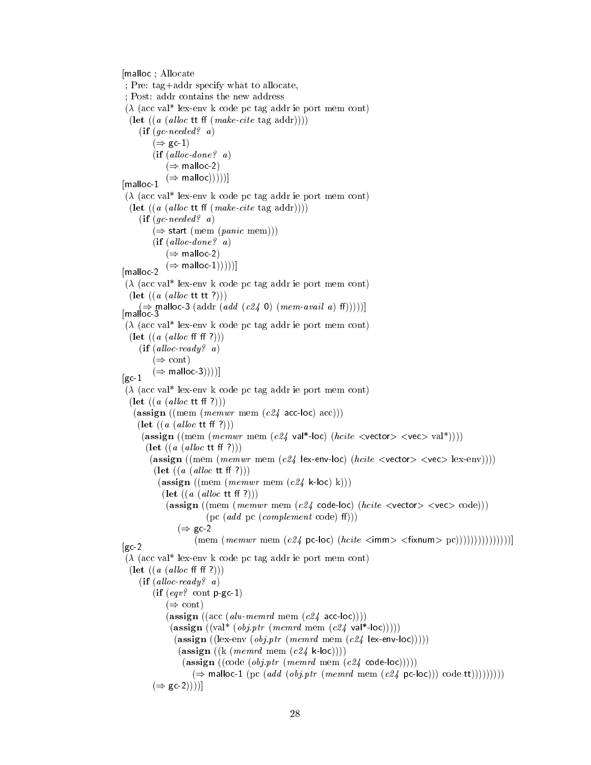```
[malloc ; Allocate
 ; Pre: tag+addr specify what to allocate,
 ; Post: addr contains the new address
 (λ (acc val* lex-env k code pc tag addr ie port mem cont)
  (let ((a (alloc tt ff (make-cite tag addr))))
     (if (gc-needed? a)
         (⇒ gc-1)
         (if (alloc-done? a)
             (⇒ malloc-2)
             (⇒ malloc)))))]
[malloc-1
 (λ (acc val* lex-env k code pc tag addr ie port mem cont)
  (let ((a (alloc tt ff (make-cite tag addr))))
     (if (gc-needed? a)
         (⇒ start (mem (panic mem)))
         (if (alloc-done? a)
             (⇒ malloc-2)
             (⇒ malloc-1)))))]
[malloc-2
 (λ (acc val* lex-env k code pc tag addr ie port mem cont)
  (let ((a (alloc tt tt ?)))
     (⇒ malloc-3 (addr (add (c24 0) (mem-avail a) ff)))))]
[malloc-3
 (λ (acc val* lex-env k code pc tag addr ie port mem cont)
  (let ((a (alloc ff ff ?)))
     (if (alloc-ready? a)
         (⇒ cont)
         (⇒ malloc-3))))]
[gc-1
 (λ (acc val* lex-env k code pc tag addr ie port mem cont)
  (let ((a (alloc tt ff ?)))
   (assign ((mem (memwr mem (c24 acc-loc) acc)))
    (let ((a (alloc tt ff ?)))
     (assign ((mem (memwr mem (c24 val*-loc) (hcite <vector> <vec> val*))))
      (let ((a (alloc tt ff ?)))
       (assign ((mem (memwr mem (c24 lex-env-loc) (hcite <vector> <vec> lex-env))))
        (let ((a (alloc tt ff ?)))
         (assign ((mem (memwr mem (c24 k-loc) k)))
          (let ((a (alloc tt ff ?)))
           (assign ((mem (memwr mem (c24 code-loc) (hcite <vector> <vec> code)))
                    (pc (add pc (complement code) ff)))
              (⇒ gc-2
                  (mem (memwr mem (c24 pc-loc) (hcite <imm> <fixnum> pc)))))))))))))))]
[gc-2
 (λ (acc val* lex-env k code pc tag addr ie port mem cont)
  (let ((a (alloc ff ff ?)))
     (if (alloc-ready? a)
         (if (eqv? cont p-gc-1)
             (⇒ cont)
             (assign ((acc (alu-memrd mem (c24 acc-loc))))
              (assign ((val* (obj.ptr (memrd mem (c24 val*-loc)))))
               (assign ((lex-env (obj.ptr (memrd mem (c24 lex-env-loc)))))
                (assign ((k (memrd mem (c24 k-loc))))
                 (assign ((code (obj.ptr (memrd mem (c24 code-loc)))))
                   (⇒ malloc-1 (pc (add (obj.ptr (memrd mem (c24 pc-loc))) code tt)))))))))
         (⇒ gc-2))))]
```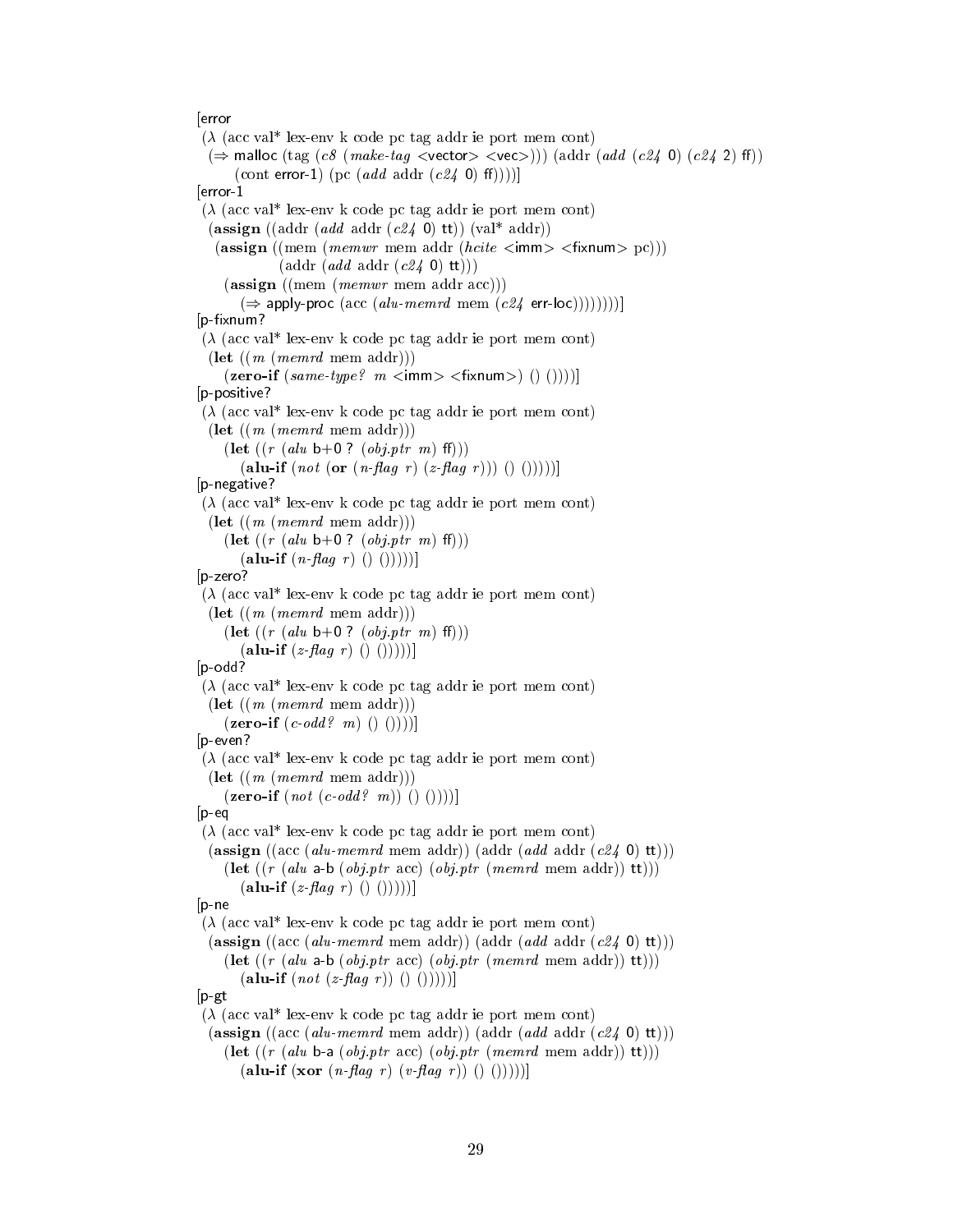```
[error
 (λ (acc val* lex-env k code pc tag addr ie port mem cont)
  (⇒ malloc (tag (c8 (make-tag <vector> <vec>))) (addr (add (c24 0) (c24 2) ff))
       (cont error-1) (pc (add addr (c24 0) ff))))]
[error-1
 (λ (acc val* lex-env k code pc tag addr ie port mem cont)
  (assign ((addr (add addr (c24 0) tt)) (val* addr))
   (assign ((mem (memwr mem addr (hcite <imm> <fixnum> pc)))
            (addr (add addr (c24 0) tt)))
     (assign ((mem (memwr mem addr acc)))
        (⇒ apply-proc (acc (alu-memrd mem (c24 err-loc))))))))]
[p-fixnum?
 (λ (acc val* lex-env k code pc tag addr ie port mem cont)
  (let ((m (memrd mem addr)))
     (zero-if (same-type? m <imm> <fixnum>) () ())))]
[p-positive?
 (λ (acc val* lex-env k code pc tag addr ie port mem cont)
  (let ((m (memrd mem addr)))
     (let ((r (alu b+0 ? (obj.ptr m) ff)))
        (alu-if (not (or (n-flag r) (z-flag r))) () ()))))]
[p-negative?
 (λ (acc val* lex-env k code pc tag addr ie port mem cont)
  (let ((m (memrd mem addr)))
     (let ((r (alu b+0 ? (obj.ptr m) ff)))
        (alu-if (n-flag r) () ()))))]
[p-zero?
 (λ (acc val* lex-env k code pc tag addr ie port mem cont)
  (let ((m (memrd mem addr)))
     (let ((r (alu b+0 ? (obj.ptr m) ff)))
        (alu-if (z-flag r) () ()))))]
[p-odd?
 (λ (acc val* lex-env k code pc tag addr ie port mem cont)
  (let ((m (memrd mem addr)))
     (zero-if (c-odd? m) () ())))]
[p-even?
 (λ (acc val* lex-env k code pc tag addr ie port mem cont)
  (let ((m (memrd mem addr)))
     (zero-if (not (c-odd? m)) () ())))]
[p-eq
 (λ (acc val* lex-env k code pc tag addr ie port mem cont)
  (assign ((acc (alu-memrd mem addr)) (addr (add addr (c24 0) tt)))
     (let ((r (alu a-b (obj.ptr acc) (obj.ptr (memrd mem addr)) tt)))
        (alu-if (z-flag r) () ()))))]
[p-ne
 (λ (acc val* lex-env k code pc tag addr ie port mem cont)
  (assign ((acc (alu-memrd mem addr)) (addr (add addr (c24 0) tt)))
     (let ((r (alu a-b (obj.ptr acc) (obj.ptr (memrd mem addr)) tt)))
        (alu-if (not (z-flag r)) () ()))))]
[p-gt
 (λ (acc val* lex-env k code pc tag addr ie port mem cont)
  (assign ((acc (alu-memrd mem addr)) (addr (add addr (c24 0) tt)))
     (let ((r (alu b-a (obj.ptr acc) (obj.ptr (memrd mem addr)) tt)))
        (alu-if (xor (n-flag r) (v-flag r)) () ()))))]
```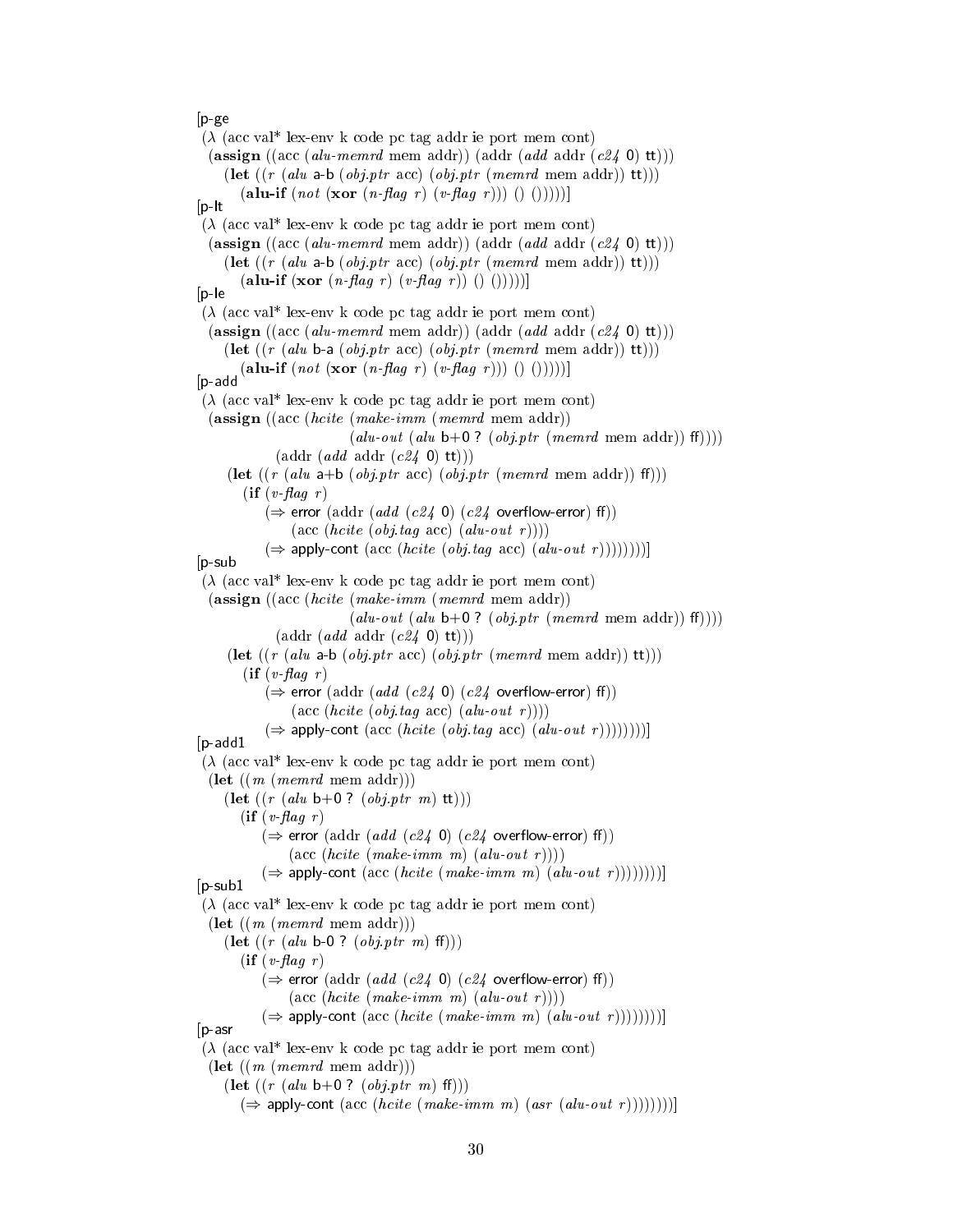```
[p-ge
 (λ (acc val* lex-env k code pc tag addr ie port mem cont)
  (assign ((acc (alu-memrd mem addr)) (addr (add addr (c24 0) tt)))
     (let ((r (alu a-b (obj.ptr acc) (obj.ptr (memrd mem addr)) tt)))
        (alu-if (not (xor (n-flag r) (v-flag r))) () ()))))]
[p-lt
 (λ (acc val* lex-env k code pc tag addr ie port mem cont)
  (assign ((acc (alu-memrd mem addr)) (addr (add addr (c24 0) tt)))
     (let ((r (alu a-b (obj.ptr acc) (obj.ptr (memrd mem addr)) tt)))
        (alu-if (xor (n-flag r) (v-flag r)) () ()))))]
[p-le
 (λ (acc val* lex-env k code pc tag addr ie port mem cont)
  (assign ((acc (alu-memrd mem addr)) (addr (add addr (c24 0) tt)))
     (let ((r (alu b-a (obj.ptr acc) (obj.ptr (memrd mem addr)) tt)))
        (alu-if (not (xor (n-flag r) (v-flag r))) () ()))))]
[p-add
 (λ (acc val* lex-env k code pc tag addr ie port mem cont)
  (assign ((acc (hcite (make-imm (memrd mem addr))
                              (alu-out (alu b+0 ? (obj.ptr (memrd mem addr)) ff))))
                (addr (add addr (c24 0) tt)))
      (let ((r (alu a+b (obj.ptr acc) (obj.ptr (memrd mem addr)) ff)))
         (if (v-flag r)
              (⇒ error (addr (add (c24 0) (c24 overflow-error) ff))
                   (acc (hcite (obj.tag acc) (alu-out r))))
              (⇒ apply-cont (acc (hcite (obj.tag acc) (alu-out r))))))))]
[p-sub
 (λ (acc val* lex-env k code pc tag addr ie port mem cont)
  (assign ((acc (hcite (make-imm (memrd mem addr))
                              (alu-out (alu b+0 ? (obj.ptr (memrd mem addr)) ff))))
                (addr (add addr (c24 0) tt)))
      (let ((r (alu a-b (obj.ptr acc) (obj.ptr (memrd mem addr)) tt)))
         (if (v-flag r)
              (⇒ error (addr (add (c24 0) (c24 overflow-error) ff))
                   (acc (hcite (obj.tag acc) (alu-out r))))
              (⇒ apply-cont (acc (hcite (obj.tag acc) (alu-out r))))))))]
[p-add1
 (λ (acc val* lex-env k code pc tag addr ie port mem cont)
  (let ((m (memrd mem addr)))
     (let ((r (alu b+0 ? (obj.ptr m) tt)))
        (if (v-flag r)
             (⇒ error (addr (add (c24 0) (c24 overflow-error) ff))
                  (acc (hcite (make-imm m) (alu-out r))))
             (⇒ apply-cont (acc (hcite (make-imm m) (alu-out r))))))))]
[p-sub1
 (λ (acc val* lex-env k code pc tag addr ie port mem cont)
  (let ((m (memrd mem addr)))
     (let ((r (alu b-0 ? (obj.ptr m) ff)))
        (if (v-flag r)
             (⇒ error (addr (add (c24 0) (c24 overflow-error) ff))
                  (acc (hcite (make-imm m) (alu-out r))))
             (⇒ apply-cont (acc (hcite (make-imm m) (alu-out r))))))))]
[p-asr
 (λ (acc val* lex-env k code pc tag addr ie port mem cont)
  (let ((m (memrd mem addr)))
     (let ((r (alu b+0 ? (obj.ptr m) ff)))
        (⇒ apply-cont (acc (hcite (make-imm m) (asr (alu-out r))))))))]
```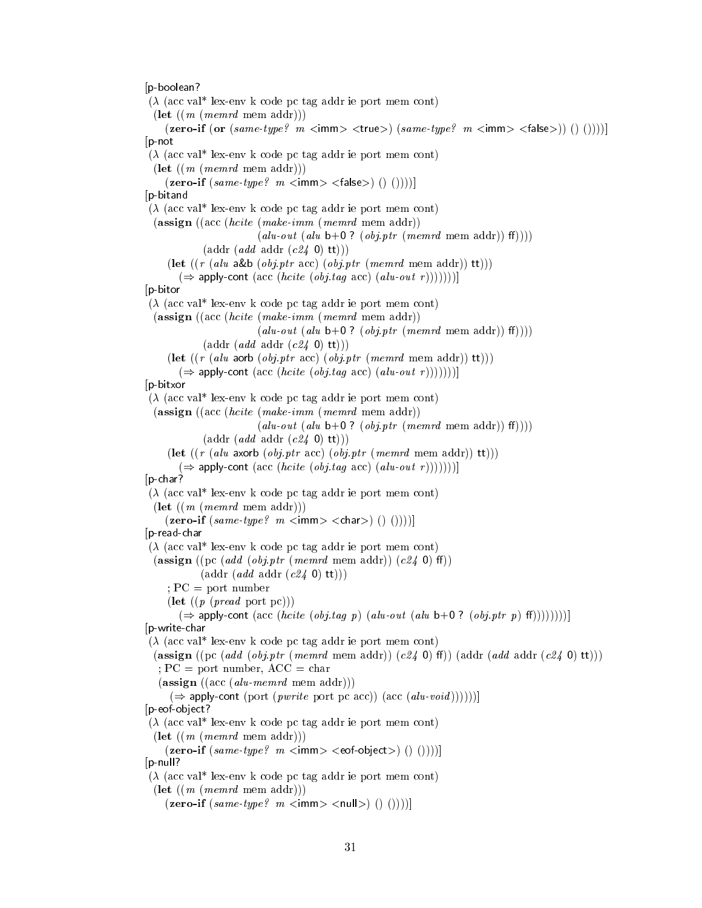```
[p-boolean?
 (λ (acc val* lex-env k code pc tag addr ie port mem cont)
  (let ((m (memrd mem addr)))
     (zero-if (or (same-type? m <imm> <true>) (same-type? m <imm> <false>)) () ())))]
[p-not
 (λ (acc val* lex-env k code pc tag addr ie port mem cont)
  (let ((m (memrd mem addr)))
     (zero-if (same-type? m <imm> <false>) () ())))]
[p-bitand
 (λ (acc val* lex-env k code pc tag addr ie port mem cont)
  (assign ((acc (hcite (make-imm (memrd mem addr))
                              (alu-out (alu b+0 ? (obj.ptr (memrd mem addr)) ff))))
              (addr (add addr (c24 0) tt)))
      (let ((r (alu a&b (obj.ptr acc) (obj.ptr (memrd mem addr)) tt)))
         (⇒ apply-cont (acc (hcite (obj.tag acc) (alu-out r)))))))]
[p-bitor
 (λ (acc val* lex-env k code pc tag addr ie port mem cont)
  (assign ((acc (hcite (make-imm (memrd mem addr))
                              (alu-out (alu b+0 ? (obj.ptr (memrd mem addr)) ff))))
              (addr (add addr (c24 0) tt)))
      (let ((r (alu aorb (obj.ptr acc) (obj.ptr (memrd mem addr)) tt)))
         (⇒ apply-cont (acc (hcite (obj.tag acc) (alu-out r)))))))]
[p-bitxor
 (λ (acc val* lex-env k code pc tag addr ie port mem cont)
  (assign ((acc (hcite (make-imm (memrd mem addr))
                              (alu-out (alu b+0 ? (obj.ptr (memrd mem addr)) ff))))
              (addr (add addr (c24 0) tt)))
      (let ((r (alu axorb (obj.ptr acc) (obj.ptr (memrd mem addr)) tt)))
         (⇒ apply-cont (acc (hcite (obj.tag acc) (alu-out r)))))))]
[p-char?
 (λ (acc val* lex-env k code pc tag addr ie port mem cont)
  (let ((m (memrd mem addr)))
     (zero-if (same-type? m <imm> <char>) () ())))]
[p-read-char
 (λ (acc val* lex-env k code pc tag addr ie port mem cont)
  (assign ((pc (add (obj.ptr (memrd mem addr)) (c24 0) ff))
             (addr (add addr (c24 0) tt)))
      ; PC = port number
      (let ((p (pread port pc)))
         (⇒ apply-cont (acc (hcite (obj.tag p) (alu-out (alu b+0 ? (obj.ptr p) ff))))))))]
[p-write-char
 (λ (acc val* lex-env k code pc tag addr ie port mem cont)
  (assign ((pc (add (obj.ptr (memrd mem addr)) (c24 0) ff)) (addr (add addr (c24 0) tt)))
    ; PC = port number, ACC = char
    (assign ((acc (alu-memrd mem addr)))
       (⇒ apply-cont (port (pwrite port pc acc)) (acc (alu-void))))))]
[p-eof-object?
 (λ (acc val* lex-env k code pc tag addr ie port mem cont)
  (let ((m (memrd mem addr)))
     (zero-if (same-type? m <imm> <eof-object>) () ())))]
[p-null?
 (λ (acc val* lex-env k code pc tag addr ie port mem cont)
  (let ((m (memrd mem addr)))
     (zero-if (same-type? m <imm> <null>) () ())))]
```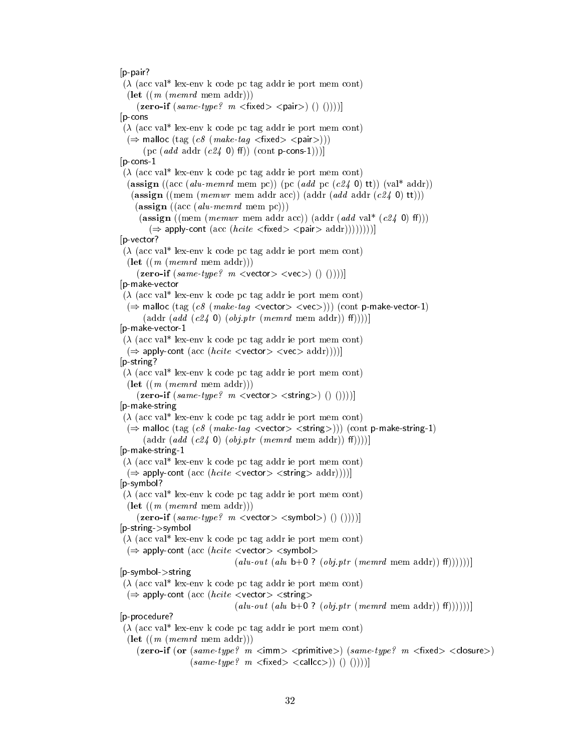```
[p-pair?
 (λ (acc val* lex-env k code pc tag addr ie port mem cont)
  (let ((m (memrd mem addr)))
     (zero-if (same-type? m <fixed> <pair>) () ())))]
[p-cons
 (λ (acc val* lex-env k code pc tag addr ie port mem cont)
  (⇒ malloc (tag (c8 (make-tag <fixed> <pair>)))
        (pc (add addr (c24 0) ff)) (cont p-cons-1)))]
[p-cons-1
 (λ (acc val* lex-env k code pc tag addr ie port mem cont)
  (assign ((acc (alu-memrd mem pc)) (pc (add pc (c24 0) tt)) (val* addr))
   (assign ((mem (memwr mem addr acc)) (addr (add addr (c24 0) tt)))
    (assign ((acc (alu-memrd mem pc)))
     (assign ((mem (memwr mem addr acc)) (addr (add val* (c24 0) ff)))
        (⇒ apply-cont (acc (hcite <fixed> <pair> addr))))))))]
[p-vector?
 (λ (acc val* lex-env k code pc tag addr ie port mem cont)
  (let ((m (memrd mem addr)))
     (zero-if (same-type? m <vector> <vec>) () ())))]
[p-make-vector
 (λ (acc val* lex-env k code pc tag addr ie port mem cont)
  (⇒ malloc (tag (c8 (make-tag <vector> <vec>))) (cont p-make-vector-1)
        (addr (add (c24 0) (obj.ptr (memrd mem addr)) ff))))]
[p-make-vector-1
 (λ (acc val* lex-env k code pc tag addr ie port mem cont)
  (⇒ apply-cont (acc (hcite <vector> <vec> addr))))]
[p-string?
 (λ (acc val* lex-env k code pc tag addr ie port mem cont)
  (let ((m (memrd mem addr)))
     (zero-if (same-type? m <vector> <string>) () ())))]
[p-make-string
 (λ (acc val* lex-env k code pc tag addr ie port mem cont)
  (⇒ malloc (tag (c8 (make-tag <vector> <string>))) (cont p-make-string-1)
        (addr (add (c24 0) (obj.ptr (memrd mem addr)) ff))))]
[p-make-string-1
 (λ (acc val* lex-env k code pc tag addr ie port mem cont)
  (⇒ apply-cont (acc (hcite <vector> <string> addr))))]
[p-symbol?
 (λ (acc val* lex-env k code pc tag addr ie port mem cont)
  (let ((m (memrd mem addr)))
     (zero-if (same-type? m <vector> <symbol>) () ())))]
[p-string->symbol
 (λ (acc val* lex-env k code pc tag addr ie port mem cont)
  (⇒ apply-cont (acc (hcite <vector> <symbol>
                                    (alu-out (alu b+0 ? (obj.ptr (memrd mem addr)) ff))))))]
[p-symbol->string
 (λ (acc val* lex-env k code pc tag addr ie port mem cont)
  (⇒ apply-cont (acc (hcite <vector> <string>
                                    (alu-out (alu b+0 ? (obj.ptr (memrd mem addr)) ff))))))]
[p-procedure?
 (λ (acc val* lex-env k code pc tag addr ie port mem cont)
  (let ((m (memrd mem addr)))
     (zero-if (or (same-type? m <imm> <primitive>) (same-type? m <fixed> <closure>)
                    (same-type? m <fixed> <callcc>)) () ())))]
```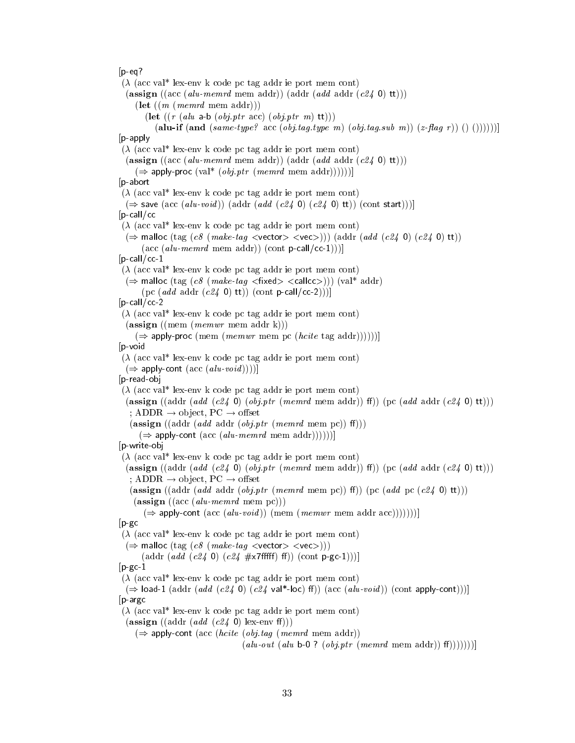```
[p-eq?
 (λ (acc val* lex-env k code pc tag addr ie port mem cont)
  (assign ((acc (alu-memrd mem addr)) (addr (add addr (c24 0) tt)))
     (let ((m (memrd mem addr)))
        (let ((r (alu a-b (obj.ptr acc) (obj.ptr m) tt)))
           (alu-if (and (same-type? acc (obj.tag.type m) (obj.tag.sub m)) (z-flag r)) () ()))))))]
[p-apply
 (λ (acc val* lex-env k code pc tag addr ie port mem cont)
  (assign ((acc (alu-memrd mem addr)) (addr (add addr (c24 0) tt)))
     (⇒ apply-proc (val* (obj.ptr (memrd mem addr))))))]
[p-abort
 (λ (acc val* lex-env k code pc tag addr ie port mem cont)
  (⇒ save (acc (alu-void)) (addr (add (c24 0) (c24 0) tt)) (cont start)))]
[p-call/cc
 (λ (acc val* lex-env k code pc tag addr ie port mem cont)
  (⇒ malloc (tag (c8 (make-tag <vector> <vec>))) (addr (add (c24 0) (c24 0) tt))
        (acc (alu-memrd mem addr)) (cont p-call/cc-1)))]
[p-call/cc-1
 (λ (acc val* lex-env k code pc tag addr ie port mem cont)
  (⇒ malloc (tag (c8 (make-tag <fixed> <callcc>))) (val* addr)
        (pc (add addr (c24 0) tt)) (cont p-call/cc-2)))]
[p-call/cc-2
 (λ (acc val* lex-env k code pc tag addr ie port mem cont)
  (assign ((mem (memwr mem addr k)))
     (⇒ apply-proc (mem (memwr mem pc (hcite tag addr))))))]
[p-void
 (λ (acc val* lex-env k code pc tag addr ie port mem cont)
  (⇒ apply-cont (acc (alu-void))))]
[p-read-obj
 (λ (acc val* lex-env k code pc tag addr ie port mem cont)
  (assign ((addr (add (c24 0) (obj.ptr (memrd mem addr)) ff)) (pc (add addr (c24 0) tt)))
    ; ADDR → object, PC → offset
    (assign ((addr (add addr (obj.ptr (memrd mem pc)) ff)))
       (⇒ apply-cont (acc (alu-memrd mem addr))))))]
[p-write-obj
 (λ (acc val* lex-env k code pc tag addr ie port mem cont)
  (assign ((addr (add (c24 0) (obj.ptr (memrd mem addr)) ff)) (pc (add addr (c24 0) tt)))
    ; ADDR → object, PC → offset
    (assign ((addr (add addr (obj.ptr (memrd mem pc)) ff)) (pc (add pc (c24 0) tt)))
     (assign ((acc (alu-memrd mem pc)))
        (⇒ apply-cont (acc (alu-void)) (mem (memwr mem addr acc)))))))]
[p-gc
 (λ (acc val* lex-env k code pc tag addr ie port mem cont)
  (⇒ malloc (tag (c8 (make-tag <vector> <vec>)))
        (addr (add (c24 0) (c24 #x7fffff) ff)) (cont p-gc-1)))]
[p-gc-1
 (λ (acc val* lex-env k code pc tag addr ie port mem cont)
  (⇒ load-1 (addr (add (c24 0) (c24 val*-loc) ff)) (acc (alu-void)) (cont apply-cont)))]
[p-argc
 (λ (acc val* lex-env k code pc tag addr ie port mem cont)
  (assign ((addr (add (c24 0) lex-env ff)))
     (⇒ apply-cont (acc (hcite (obj.tag (memrd mem addr))
                                    (alu-out (alu b-0 ? (obj.ptr (memrd mem addr)) ff)))))))]
```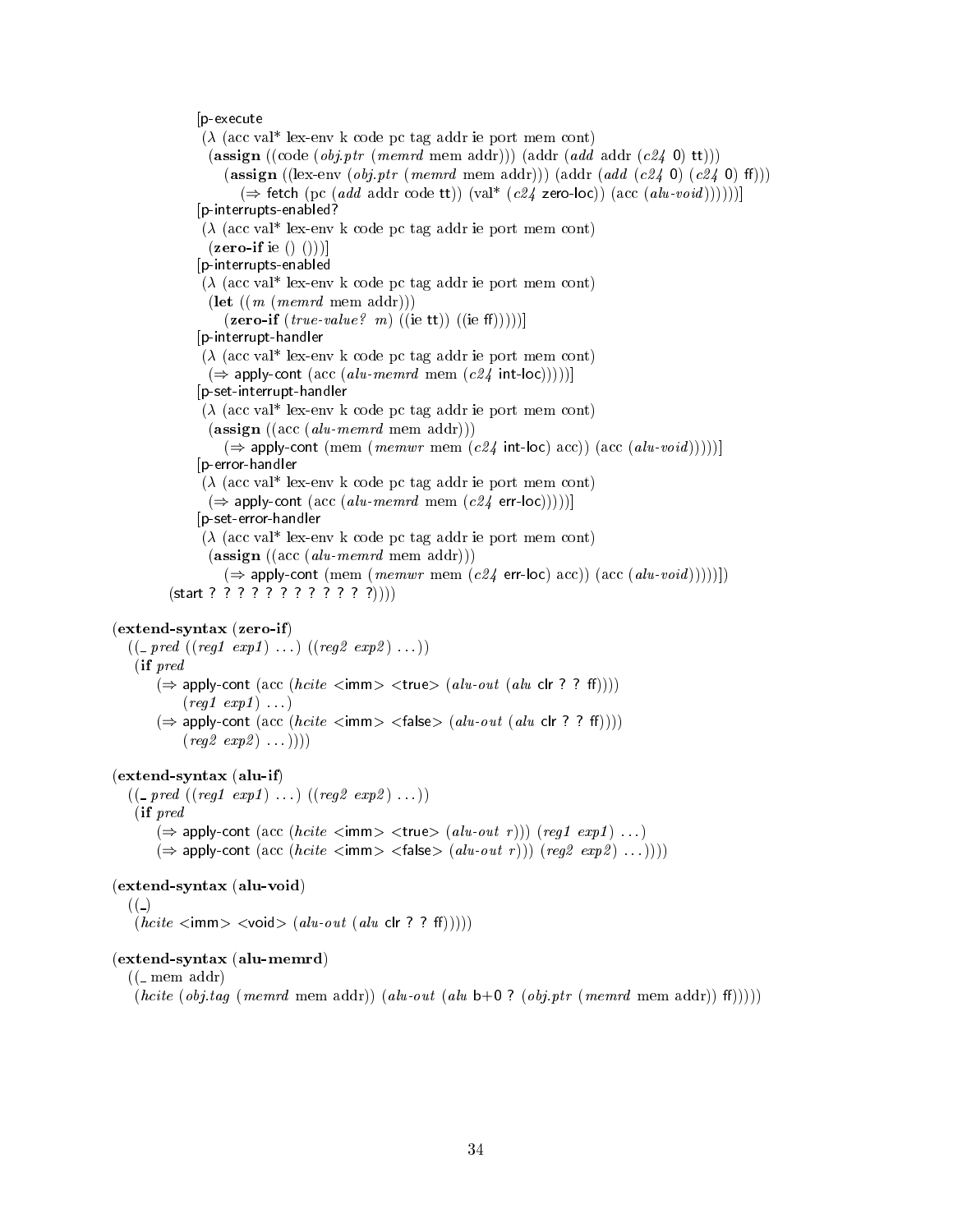```
        [p-execute
         (λ (acc val* lex-env k code pc tag addr ie port mem cont)
          (assign ((code (obj.ptr (memrd mem addr))) (addr (add addr (c24 0) tt)))
            (assign ((lex-env (obj.ptr (memrd mem addr))) (addr (add (c24 0) (c24 0) ff)))
              (⇒ fetch (pc (add addr code tt)) (val* (c24 zero-loc)) (acc (alu-void))))))]
        [p-interrupts-enabled?
         (λ (acc val* lex-env k code pc tag addr ie port mem cont)
          (zero-if ie () ()))]
        [p-interrupts-enabled
         (λ (acc val* lex-env k code pc tag addr ie port mem cont)
          (let ((m (memrd mem addr)))
            (zero-if (true-value? m) ((ie tt)) ((ie ff)))))]
        [p-interrupt-handler
         (λ (acc val* lex-env k code pc tag addr ie port mem cont)
          (⇒ apply-cont (acc (alu-memrd mem (c24 int-loc)))))]
        [p-set-interrupt-handler
         (λ (acc val* lex-env k code pc tag addr ie port mem cont)
          (assign ((acc (alu-memrd mem addr)))
            (⇒ apply-cont (mem (memwr mem (c24 int-loc) acc)) (acc (alu-void)))))]
        [p-error-handler
         (λ (acc val* lex-env k code pc tag addr ie port mem cont)
          (⇒ apply-cont (acc (alu-memrd mem (c24 err-loc)))))]
        [p-set-error-handler
         (λ (acc val* lex-env k code pc tag addr ie port mem cont)
          (assign ((acc (alu-memrd mem addr)))
            (⇒ apply-cont (mem (memwr mem (c24 err-loc) acc)) (acc (alu-void)))))])
    (start ? ? ? ? ? ? ? ? ? ? ? ? ?))))

(extend-syntax (zero-if)
  ((_ pred ((reg1 exp1) ...) ((reg2 exp2) ...))
   (if pred
       (⇒ apply-cont (acc (hcite <imm> <true> (alu-out (alu clr ? ? ff))))
          (reg1 exp1) ...)
       (⇒ apply-cont (acc (hcite <imm> <false> (alu-out (alu clr ? ? ff))))
          (reg2 exp2) ...))))

(extend-syntax (alu-if)
  ((_ pred ((reg1 exp1) ...) ((reg2 exp2) ...))
   (if pred
       (⇒ apply-cont (acc (hcite <imm> <true> (alu-out r))) (reg1 exp1) ...)
       (⇒ apply-cont (acc (hcite <imm> <false> (alu-out r))) (reg2 exp2) ...))))

(extend-syntax (alu-void)
  ((_)
   (hcite <imm> <void> (alu-out (alu clr ? ? ff)))))

(extend-syntax (alu-memrd)
  ((_ mem addr)
   (hcite (obj.tag (memrd mem addr)) (alu-out (alu b+0 ? (obj.ptr (memrd mem addr)) ff)))))
```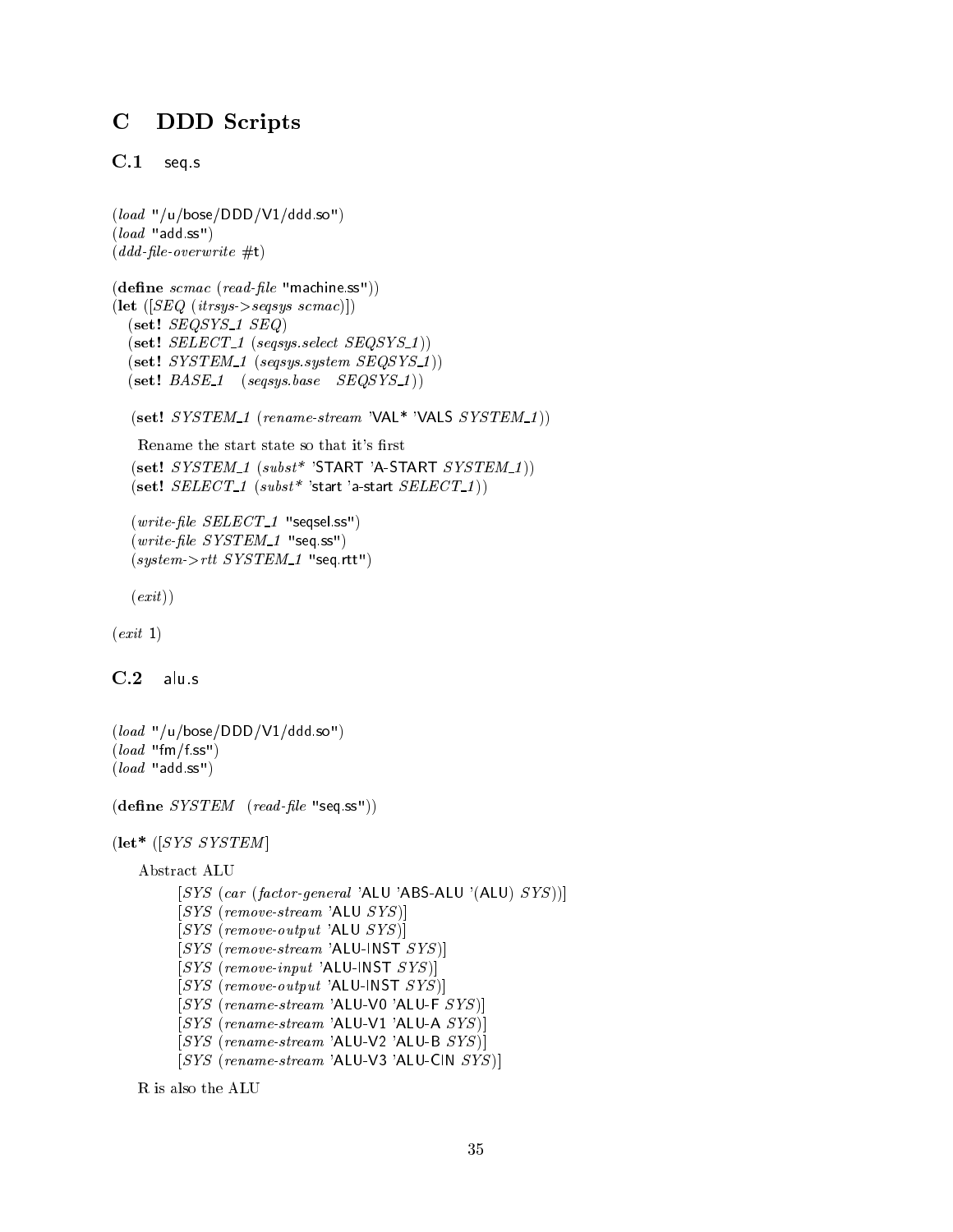## C DDD Scripts

### C.1 seq.s

```
(load "/u/bose/DDD/V1/ddd.so")
(load "add.ss")
(ddd-file-overwrite #t)

(define scmac (read-file "machine.ss"))
(let ([SEQ (itrsys->seqsys scmac)])
  (set! SEQSYS_1 SEQ)
  (set! SELECT_1 (seqsys.select SEQSYS_1))
  (set! SYSTEM_1 (seqsys.system SEQSYS_1))
  (set! BASE_1   (seqsys.base   SEQSYS_1))

  (set! SYSTEM_1 (rename-stream 'VAL* 'VALS SYSTEM_1))

   Rename the start state so that it's first
  (set! SYSTEM_1 (subst* 'START 'A-START SYSTEM_1))
  (set! SELECT_1 (subst* 'start 'a-start SELECT_1))

  (write-file SELECT_1 "seqsel.ss")
  (write-file SYSTEM_1 "seq.ss")
  (system->rtt SYSTEM_1 "seq.rtt")

  (exit))

(exit 1)
```

### C.2 alu.s

```
(load "/u/bose/DDD/V1/ddd.so")
(load "fm/f.ss")
(load "add.ss")

(define SYSTEM  (read-file "seq.ss"))

(let* ([SYS SYSTEM]

   Abstract ALU
        [SYS (car (factor-general 'ALU 'ABS-ALU '(ALU) SYS))]
        [SYS (remove-stream 'ALU SYS)]
        [SYS (remove-output 'ALU SYS)]
        [SYS (remove-stream 'ALU-INST SYS)]
        [SYS (remove-input 'ALU-INST SYS)]
        [SYS (remove-output 'ALU-INST SYS)]
        [SYS (rename-stream 'ALU-V0 'ALU-F SYS)]
        [SYS (rename-stream 'ALU-V1 'ALU-A SYS)]
        [SYS (rename-stream 'ALU-V2 'ALU-B SYS)]
        [SYS (rename-stream 'ALU-V3 'ALU-CIN SYS)]

   R is also the ALU
```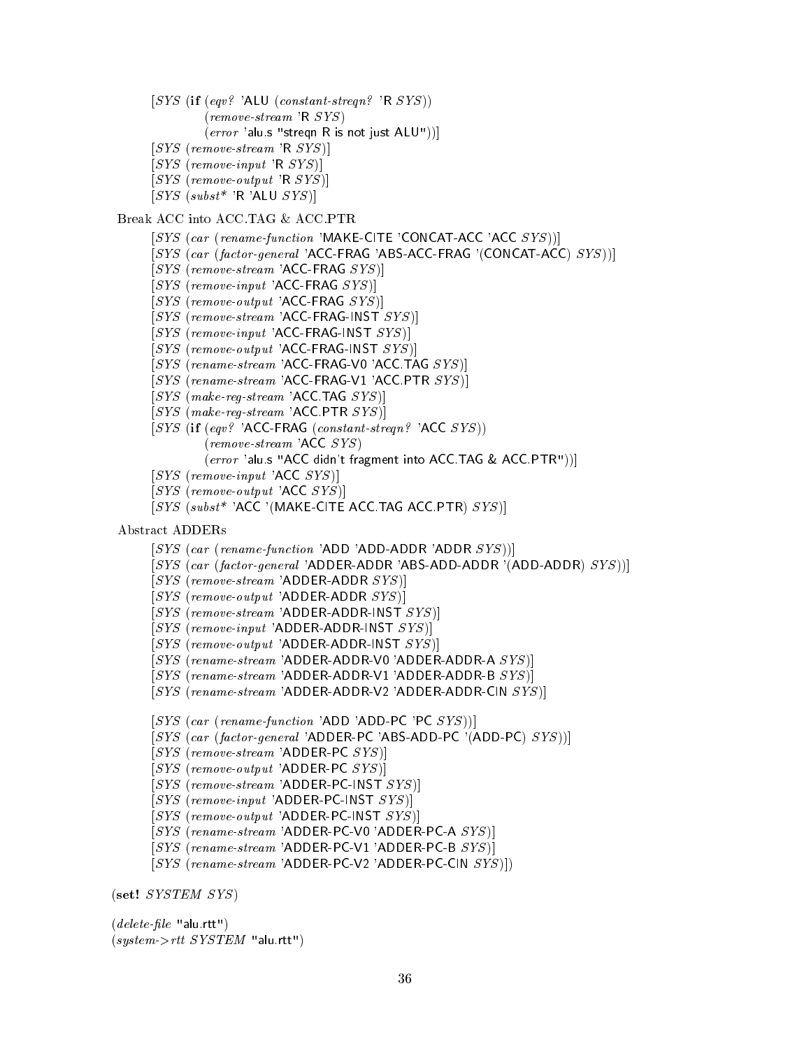```
        [SYS (if (eqv? 'ALU (constant-streqn? 'R SYS))
                 (remove-stream 'R SYS)
                 (error 'alu.s "streqn R is not just ALU"))]
        [SYS (remove-stream 'R SYS)]
        [SYS (remove-input 'R SYS)]
        [SYS (remove-output 'R SYS)]
        [SYS (subst* 'R 'ALU SYS)]
```

Break ACC into ACC.TAG & ACC.PTR

```
        [SYS (car (rename-function 'MAKE-CITE 'CONCAT-ACC 'ACC SYS))]
        [SYS (car (factor-general 'ACC-FRAG 'ABS-ACC-FRAG '(CONCAT-ACC) SYS))]
        [SYS (remove-stream 'ACC-FRAG SYS)]
        [SYS (remove-input 'ACC-FRAG SYS)]
        [SYS (remove-output 'ACC-FRAG SYS)]
        [SYS (remove-stream 'ACC-FRAG-INST SYS)]
        [SYS (remove-input 'ACC-FRAG-INST SYS)]
        [SYS (remove-output 'ACC-FRAG-INST SYS)]
        [SYS (rename-stream 'ACC-FRAG-V0 'ACC.TAG SYS)]
        [SYS (rename-stream 'ACC-FRAG-V1 'ACC.PTR SYS)]
        [SYS (make-reg-stream 'ACC.TAG SYS)]
        [SYS (make-reg-stream 'ACC.PTR SYS)]
        [SYS (if (eqv? 'ACC-FRAG (constant-streqn? 'ACC SYS))
                 (remove-stream 'ACC SYS)
                 (error 'alu.s "ACC didn't fragment into ACC.TAG & ACC.PTR"))]
        [SYS (remove-input 'ACC SYS)]
        [SYS (remove-output 'ACC SYS)]
        [SYS (subst* 'ACC '(MAKE-CITE ACC.TAG ACC.PTR) SYS)]
```

Abstract ADDERs

```
        [SYS (car (rename-function 'ADD 'ADD-ADDR 'ADDR SYS))]
        [SYS (car (factor-general 'ADDER-ADDR 'ABS-ADD-ADDR '(ADD-ADDR) SYS))]
        [SYS (remove-stream 'ADDER-ADDR SYS)]
        [SYS (remove-output 'ADDER-ADDR SYS)]
        [SYS (remove-stream 'ADDER-ADDR-INST SYS)]
        [SYS (remove-input 'ADDER-ADDR-INST SYS)]
        [SYS (remove-output 'ADDER-ADDR-INST SYS)]
        [SYS (rename-stream 'ADDER-ADDR-V0 'ADDER-ADDR-A SYS)]
        [SYS (rename-stream 'ADDER-ADDR-V1 'ADDER-ADDR-B SYS)]
        [SYS (rename-stream 'ADDER-ADDR-V2 'ADDER-ADDR-CIN SYS)]

        [SYS (car (rename-function 'ADD 'ADD-PC 'PC SYS))]
        [SYS (car (factor-general 'ADDER-PC 'ABS-ADD-PC '(ADD-PC) SYS))]
        [SYS (remove-stream 'ADDER-PC SYS)]
        [SYS (remove-output 'ADDER-PC SYS)]
        [SYS (remove-stream 'ADDER-PC-INST SYS)]
        [SYS (remove-input 'ADDER-PC-INST SYS)]
        [SYS (remove-output 'ADDER-PC-INST SYS)]
        [SYS (rename-stream 'ADDER-PC-V0 'ADDER-PC-A SYS)]
        [SYS (rename-stream 'ADDER-PC-V1 'ADDER-PC-B SYS)]
        [SYS (rename-stream 'ADDER-PC-V2 'ADDER-PC-CIN SYS)])

(set! SYSTEM SYS)

(delete-file "alu.rtt")
(system->rtt SYSTEM "alu.rtt")
```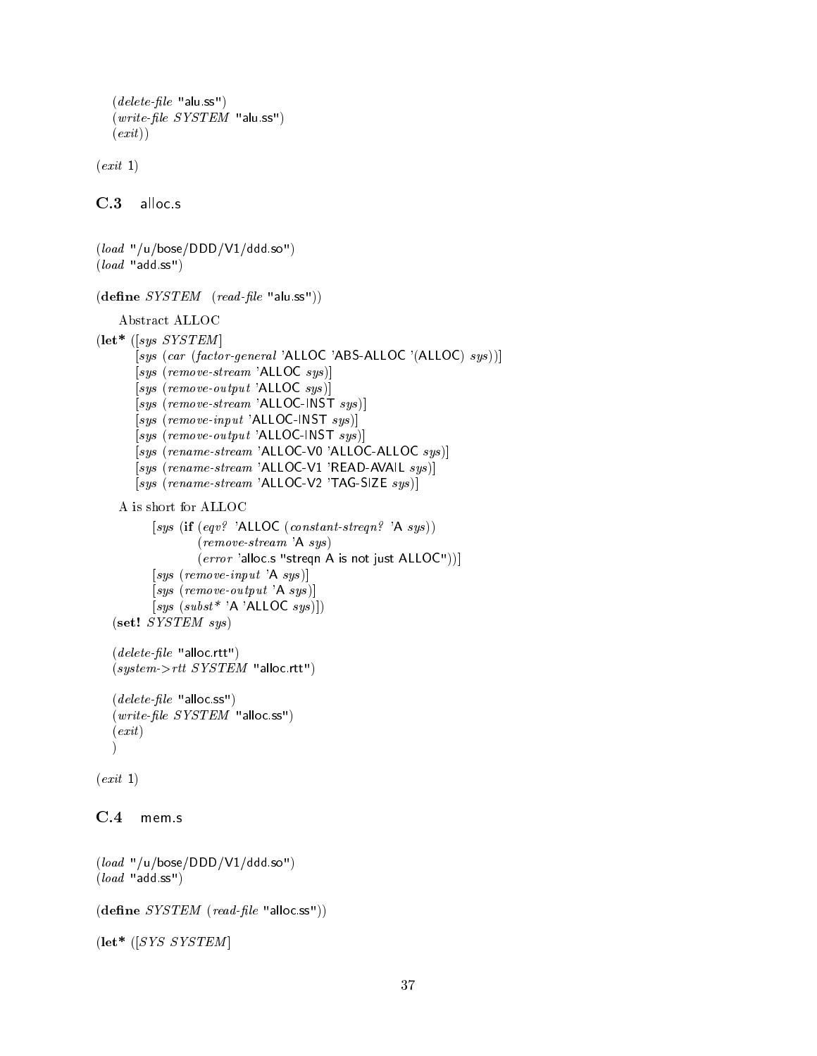```
  (delete-file "alu.ss")
  (write-file SYSTEM "alu.ss")
  (exit))

(exit 1)
```

### C.3 alloc.s

```
(load "/u/bose/DDD/V1/ddd.so")
(load "add.ss")

(define SYSTEM  (read-file "alu.ss"))
```

Abstract ALLOC

```
(let* ([sys SYSTEM]
       [sys (car (factor-general 'ALLOC 'ABS-ALLOC '(ALLOC) sys))]
       [sys (remove-stream 'ALLOC sys)]
       [sys (remove-output 'ALLOC sys)]
       [sys (remove-stream 'ALLOC-INST sys)]
       [sys (remove-input 'ALLOC-INST sys)]
       [sys (remove-output 'ALLOC-INST sys)]
       [sys (rename-stream 'ALLOC-V0 'ALLOC-ALLOC sys)]
       [sys (rename-stream 'ALLOC-V1 'READ-AVAIL sys)]
       [sys (rename-stream 'ALLOC-V2 'TAG-SIZE sys)]
```

A is short for ALLOC

```
         [sys (if (eqv? 'ALLOC (constant-streqn? 'A sys))
                  (remove-stream 'A sys)
                  (error 'alloc.s "streqn A is not just ALLOC"))]
         [sys (remove-input 'A sys)]
         [sys (remove-output 'A sys)]
         [sys (subst* 'A 'ALLOC sys)])
  (set! SYSTEM sys)

  (delete-file "alloc.rtt")
  (system->rtt SYSTEM "alloc.rtt")

  (delete-file "alloc.ss")
  (write-file SYSTEM "alloc.ss")
  (exit)
  )

(exit 1)
```

### C.4 mem.s

```
(load "/u/bose/DDD/V1/ddd.so")
(load "add.ss")

(define SYSTEM (read-file "alloc.ss"))

(let* ([SYS SYSTEM]
```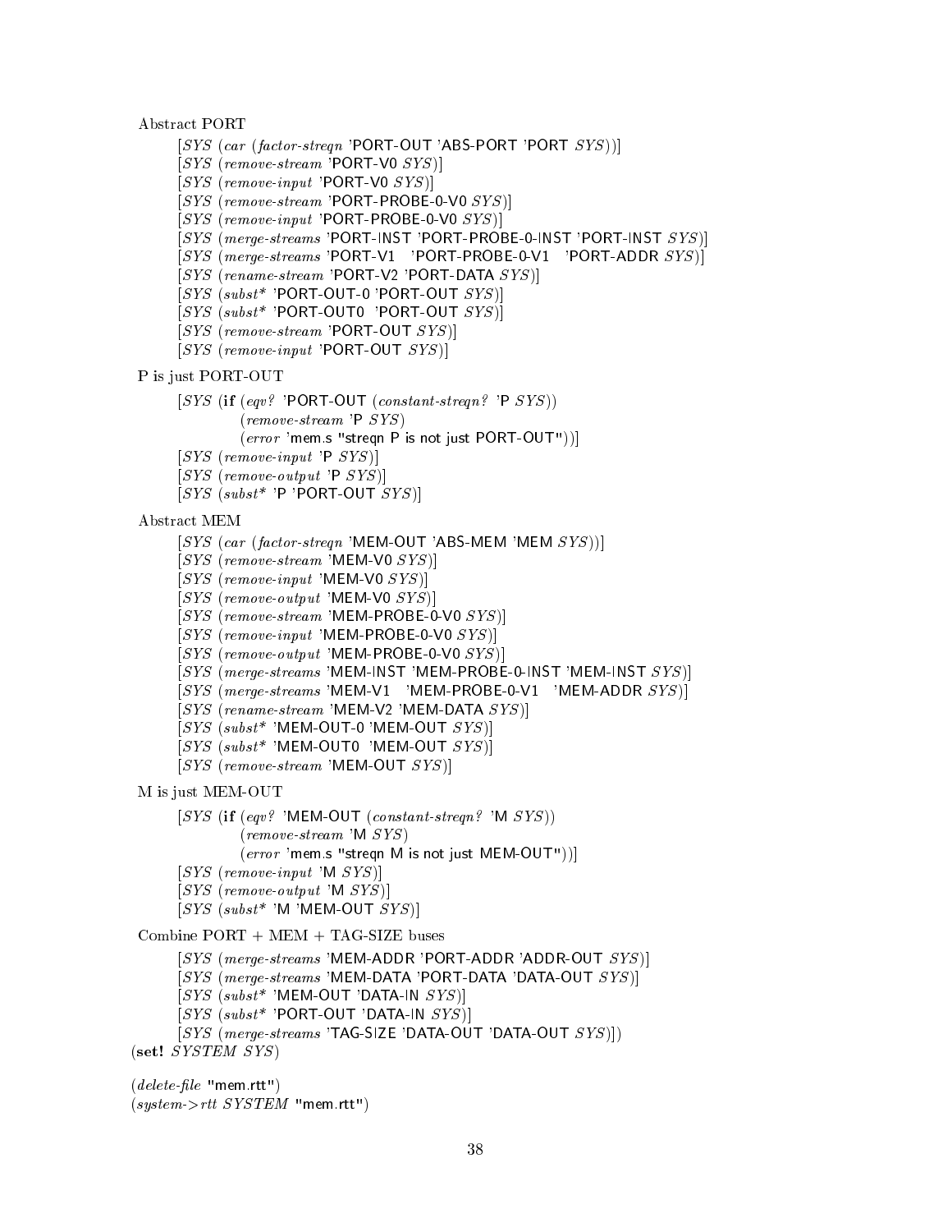```
 Abstract PORT
        [SYS (car (factor-streqn 'PORT-OUT 'ABS-PORT 'PORT SYS))]
        [SYS (remove-stream 'PORT-V0 SYS)]
        [SYS (remove-input 'PORT-V0 SYS)]
        [SYS (remove-stream 'PORT-PROBE-0-V0 SYS)]
        [SYS (remove-input 'PORT-PROBE-0-V0 SYS)]
        [SYS (merge-streams 'PORT-INST 'PORT-PROBE-0-INST 'PORT-INST SYS)]
        [SYS (merge-streams 'PORT-V1   'PORT-PROBE-0-V1   'PORT-ADDR SYS)]
        [SYS (rename-stream 'PORT-V2 'PORT-DATA SYS)]
        [SYS (subst* 'PORT-OUT-0 'PORT-OUT SYS)]
        [SYS (subst* 'PORT-OUT0  'PORT-OUT SYS)]
        [SYS (remove-stream 'PORT-OUT SYS)]
        [SYS (remove-input 'PORT-OUT SYS)]
 P is just PORT-OUT
        [SYS (if (eqv? 'PORT-OUT (constant-streqn? 'P SYS))
                 (remove-stream 'P SYS)
                 (error 'mem.s "streqn P is not just PORT-OUT"))]
        [SYS (remove-input 'P SYS)]
        [SYS (remove-output 'P SYS)]
        [SYS (subst* 'P 'PORT-OUT SYS)]
 Abstract MEM
        [SYS (car (factor-streqn 'MEM-OUT 'ABS-MEM 'MEM SYS))]
        [SYS (remove-stream 'MEM-V0 SYS)]
        [SYS (remove-input 'MEM-V0 SYS)]
        [SYS (remove-output 'MEM-V0 SYS)]
        [SYS (remove-stream 'MEM-PROBE-0-V0 SYS)]
        [SYS (remove-input 'MEM-PROBE-0-V0 SYS)]
        [SYS (remove-output 'MEM-PROBE-0-V0 SYS)]
        [SYS (merge-streams 'MEM-INST 'MEM-PROBE-0-INST 'MEM-INST SYS)]
        [SYS (merge-streams 'MEM-V1   'MEM-PROBE-0-V1   'MEM-ADDR SYS)]
        [SYS (rename-stream 'MEM-V2 'MEM-DATA SYS)]
        [SYS (subst* 'MEM-OUT-0 'MEM-OUT SYS)]
        [SYS (subst* 'MEM-OUT0  'MEM-OUT SYS)]
        [SYS (remove-stream 'MEM-OUT SYS)]
 M is just MEM-OUT
        [SYS (if (eqv? 'MEM-OUT (constant-streqn? 'M SYS))
                 (remove-stream 'M SYS)
                 (error 'mem.s "streqn M is not just MEM-OUT"))]
        [SYS (remove-input 'M SYS)]
        [SYS (remove-output 'M SYS)]
        [SYS (subst* 'M 'MEM-OUT SYS)]
 Combine PORT + MEM + TAG-SIZE buses
        [SYS (merge-streams 'MEM-ADDR 'PORT-ADDR 'ADDR-OUT SYS)]
        [SYS (merge-streams 'MEM-DATA 'PORT-DATA 'DATA-OUT SYS)]
        [SYS (subst* 'MEM-OUT 'DATA-IN SYS)]
        [SYS (subst* 'PORT-OUT 'DATA-IN SYS)]
        [SYS (merge-streams 'TAG-SIZE 'DATA-OUT 'DATA-OUT SYS)])
(set! SYSTEM SYS)

(delete-file "mem.rtt")
(system->rtt SYSTEM "mem.rtt")
```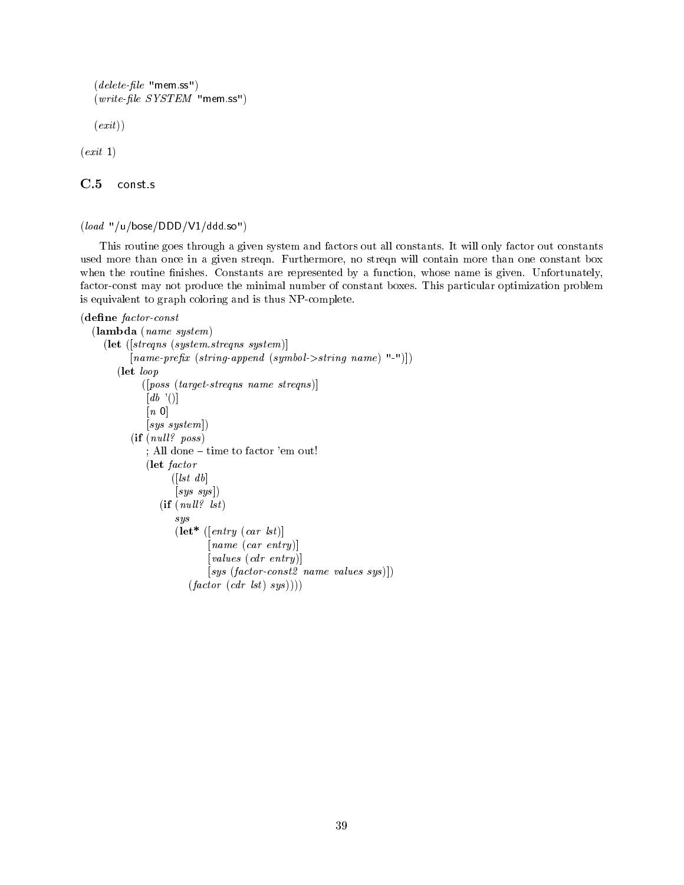```
    (delete-file "mem.ss")
    (write-file SYSTEM "mem.ss")

    (exit))

(exit 1)
```

## C.5 const.s

```
(load "/u/bose/DDD/V1/ddd.so")
```

This routine goes through a given system and factors out all constants. It will only factor out constants used more than once in a given streqn. Furthermore, no streqn will contain more than one constant box when the routine finishes. Constants are represented by a function, whose name is given. Unfortunately, factor-const may not produce the minimal number of constant boxes. This particular optimization problem is equivalent to graph coloring and is thus NP-complete.

```
(define factor-const
  (lambda (name system)
    (let ([streqns (system.streqns system)]
          [name-prefix (string-append (symbol->string name) "-")])
      (let loop
           ([poss (target-streqns name streqns)]
            [db '()]
            [n 0]
            [sys system])
        (if (null? poss)
            ; All done – time to factor 'em out!
            (let factor
                 ([lst db]
                  [sys sys])
              (if (null? lst)
                  sys
                  (let* ([entry (car lst)]
                         [name (car entry)]
                         [values (cdr entry)]
                         [sys (factor-const2 name values sys)])
                    (factor (cdr lst) sys))))
```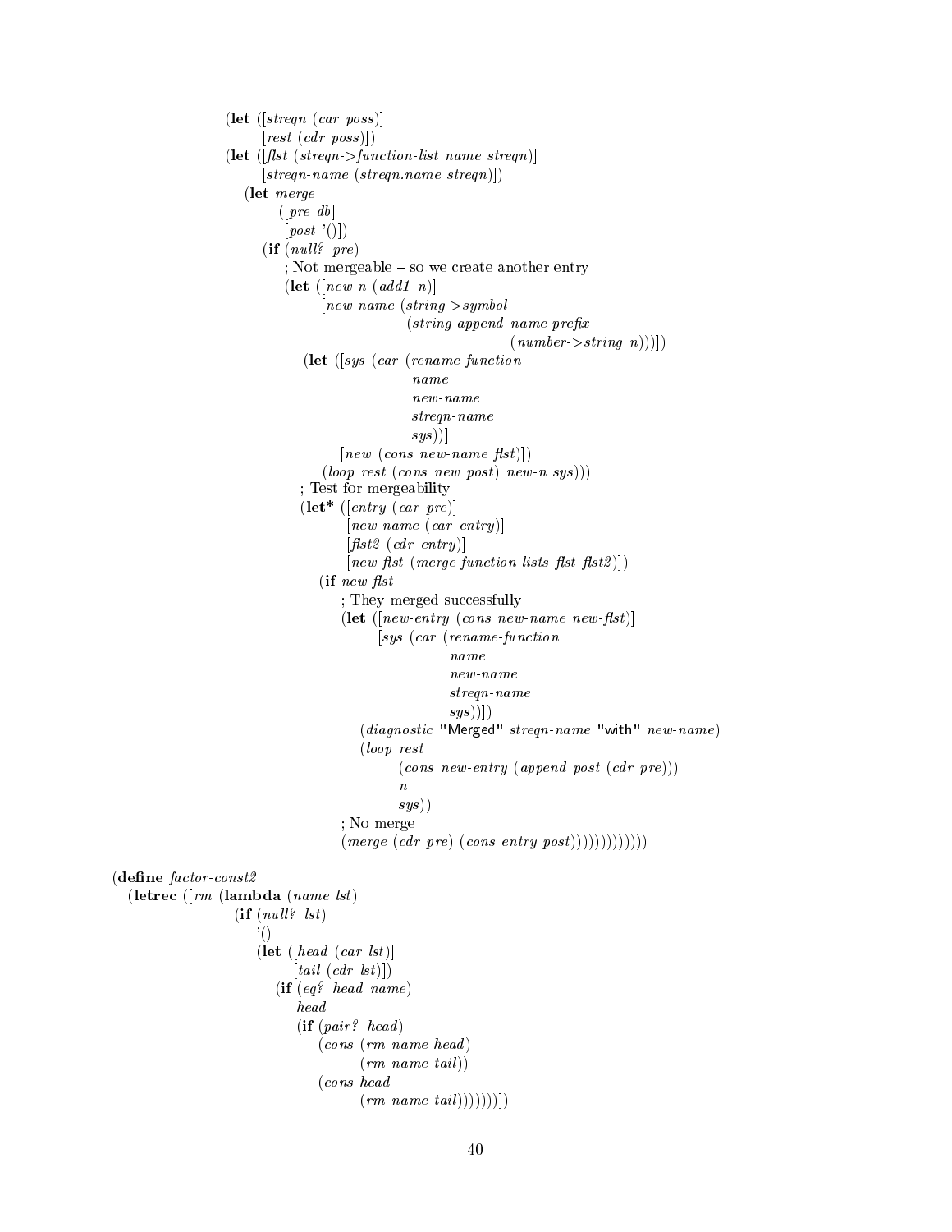```scheme
                    (let ([streqn (car poss)]
                          [rest (cdr poss)])
                    (let ([flst (streqn->function-list name streqn)]
                          [streqn-name (streqn.name streqn)])
                      (let merge
                           ([pre db]
                            [post '()])
                        (if (null? pre)
                            ; Not mergeable – so we create another entry
                            (let ([new-n (add1 n)]
                                  [new-name (string->symbol
                                              (string-append name-prefix
                                                             (number->string n)))])
                              (let ([sys (car (rename-function
                                                name
                                                new-name
                                                streqn-name
                                                sys))]
                                    [new (cons new-name flst)])
                                (loop rest (cons new post) new-n sys)))
                            ; Test for mergeability
                            (let* ([entry (car pre)]
                                   [new-name (car entry)]
                                   [flst2 (cdr entry)]
                                   [new-flst (merge-function-lists flst flst2)])
                              (if new-flst
                                  ; They merged successfully
                                  (let ([new-entry (cons new-name new-flst)]
                                        [sys (car (rename-function
                                                    name
                                                    new-name
                                                    streqn-name
                                                    sys))])
                                    (diagnostic "Merged" streqn-name "with" new-name)
                                    (loop rest
                                          (cons new-entry (append post (cdr pre)))
                                          n
                                          sys))
                                  ; No merge
                                  (merge (cdr pre) (cons entry post)))))))))))))

(define factor-const2
  (letrec ([rm (lambda (name lst)
                 (if (null? lst)
                     '()
                     (let ([head (car lst)]
                           [tail (cdr lst)])
                       (if (eq? head name)
                           head
                           (if (pair? head)
                               (cons (rm name head)
                                     (rm name tail))
                               (cons head
                                     (rm name tail)))))))])
```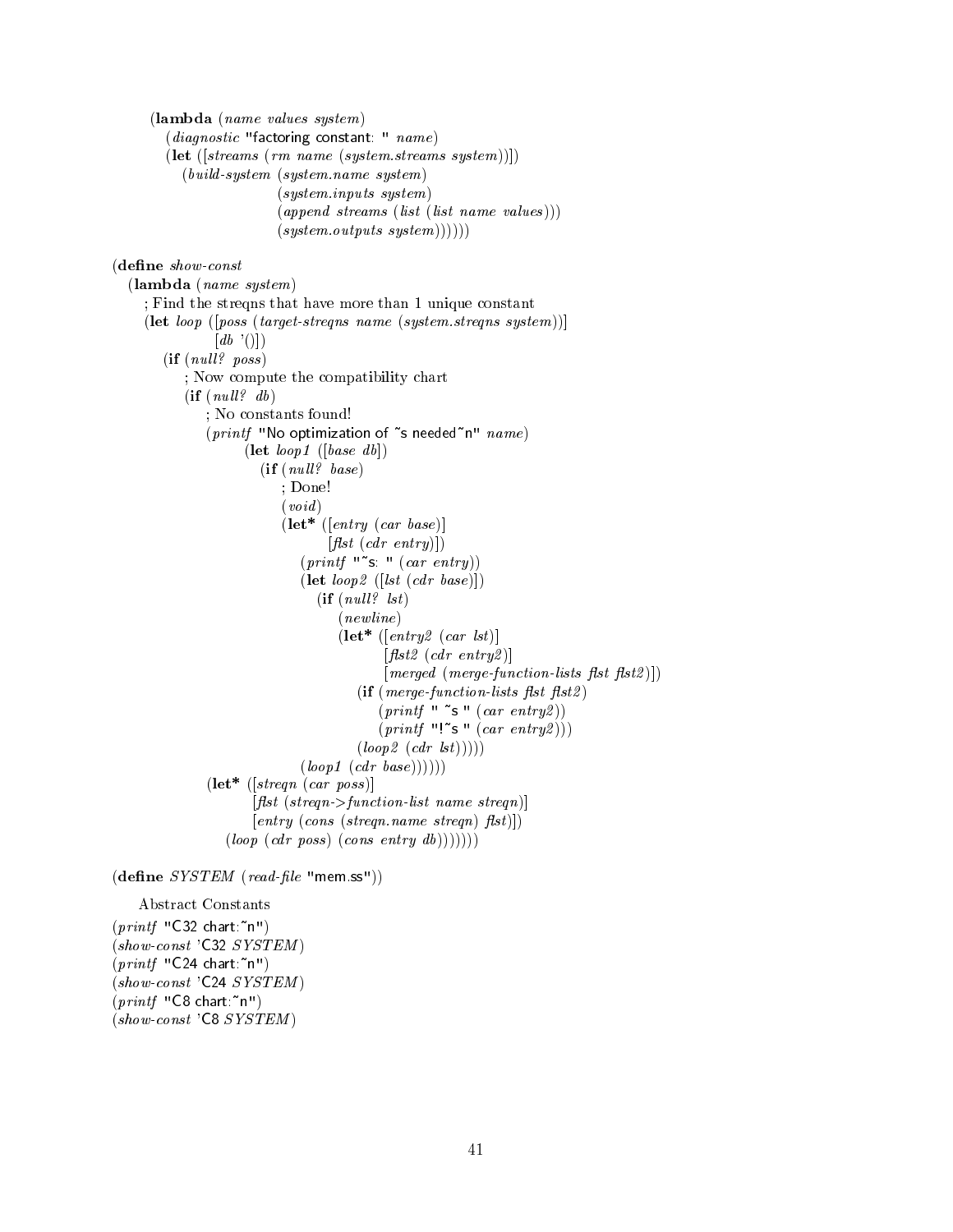```
    (lambda (name values system)
      (diagnostic "factoring constant: " name)
      (let ([streams (rm name (system.streams system))])
        (build-system (system.name system)
                      (system.inputs system)
                      (append streams (list (list name values)))
                      (system.outputs system))))))

(define show-const
  (lambda (name system)
    ; Find the streqns that have more than 1 unique constant
    (let loop ([poss (target-streqns name (system.streqns system))]
               [db '()])
      (if (null? poss)
          ; Now compute the compatibility chart
          (if (null? db)
              ; No constants found!
              (printf "No optimization of ~s needed~n" name)
                    (let loop1 ([base db])
                      (if (null? base)
                          ; Done!
                          (void)
                          (let* ([entry (car base)]
                                 [flst (cdr entry)])
                            (printf "~s: " (car entry))
                            (let loop2 ([lst (cdr base)])
                              (if (null? lst)
                                  (newline)
                                  (let* ([entry2 (car lst)]
                                         [flst2 (cdr entry2)]
                                         [merged (merge-function-lists flst flst2)])
                                    (if (merge-function-lists flst flst2)
                                        (printf " ~s " (car entry2))
                                        (printf "!~s " (car entry2)))
                                    (loop2 (cdr lst)))))
                            (loop1 (cdr base))))))
              (let* ([streqn (car poss)]
                     [flst (streqn->function-list name streqn)]
                     [entry (cons (streqn.name streqn) flst)])
                (loop (cdr poss) (cons entry db)))))))

(define SYSTEM (read-file "mem.ss"))
```

Abstract Constants

```
(printf "C32 chart:~n")
(show-const 'C32 SYSTEM)
(printf "C24 chart:~n")
(show-const 'C24 SYSTEM)
(printf "C8 chart:~n")
(show-const 'C8 SYSTEM)
```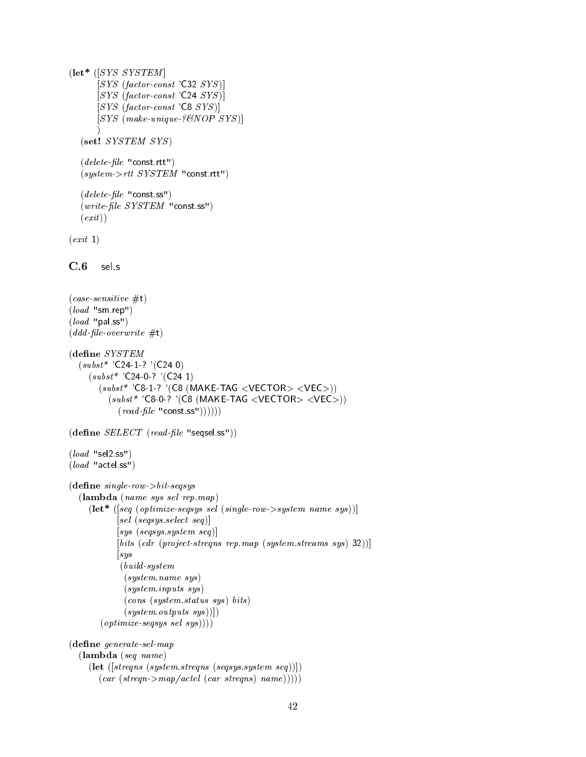```
(let* ([SYS SYSTEM]
       [SYS (factor-const 'C32 SYS)]
       [SYS (factor-const 'C24 SYS)]
       [SYS (factor-const 'C8 SYS)]
       [SYS (make-unique-?&NOP SYS)]
       )
  (set! SYSTEM SYS)

  (delete-file "const.rtt")
  (system->rtt SYSTEM "const.rtt")

  (delete-file "const.ss")
  (write-file SYSTEM "const.ss")
  (exit))

(exit 1)
```

## C.6 sel.s

```
(case-sensitive #t)
(load "sm.rep")
(load "pal.ss")
(ddd-file-overwrite #t)

(define SYSTEM
  (subst* 'C24-1-? '(C24 0)
    (subst* 'C24-0-? '(C24 1)
      (subst* 'C8-1-? '(C8 (MAKE-TAG <VECTOR> <VEC>))
        (subst* 'C8-0-? '(C8 (MAKE-TAG <VECTOR> <VEC>))
          (read-file "const.ss"))))))

(define SELECT (read-file "seqsel.ss"))

(load "sel2.ss")
(load "actel.ss")

(define single-row->bit-seqsys
  (lambda (name sys sel rep.map)
    (let* ([seq (optimize-seqsys sel (single-row->system name sys))]
           [sel (seqsys.select seq)]
           [sys (seqsys.system seq)]
           [bits (cdr (project-streqns rep.map (system.streams sys) 32))]
           [sys
            (build-system
             (system.name sys)
             (system.inputs sys)
             (cons (system.status sys) bits)
             (system.outputs sys))])
      (optimize-seqsys sel sys))))

(define generate-sel-map
  (lambda (seq name)
    (let ([streqns (system.streqns (seqsys.system seq))])
      (car (streqn->map/actel (car streqns) name)))))
```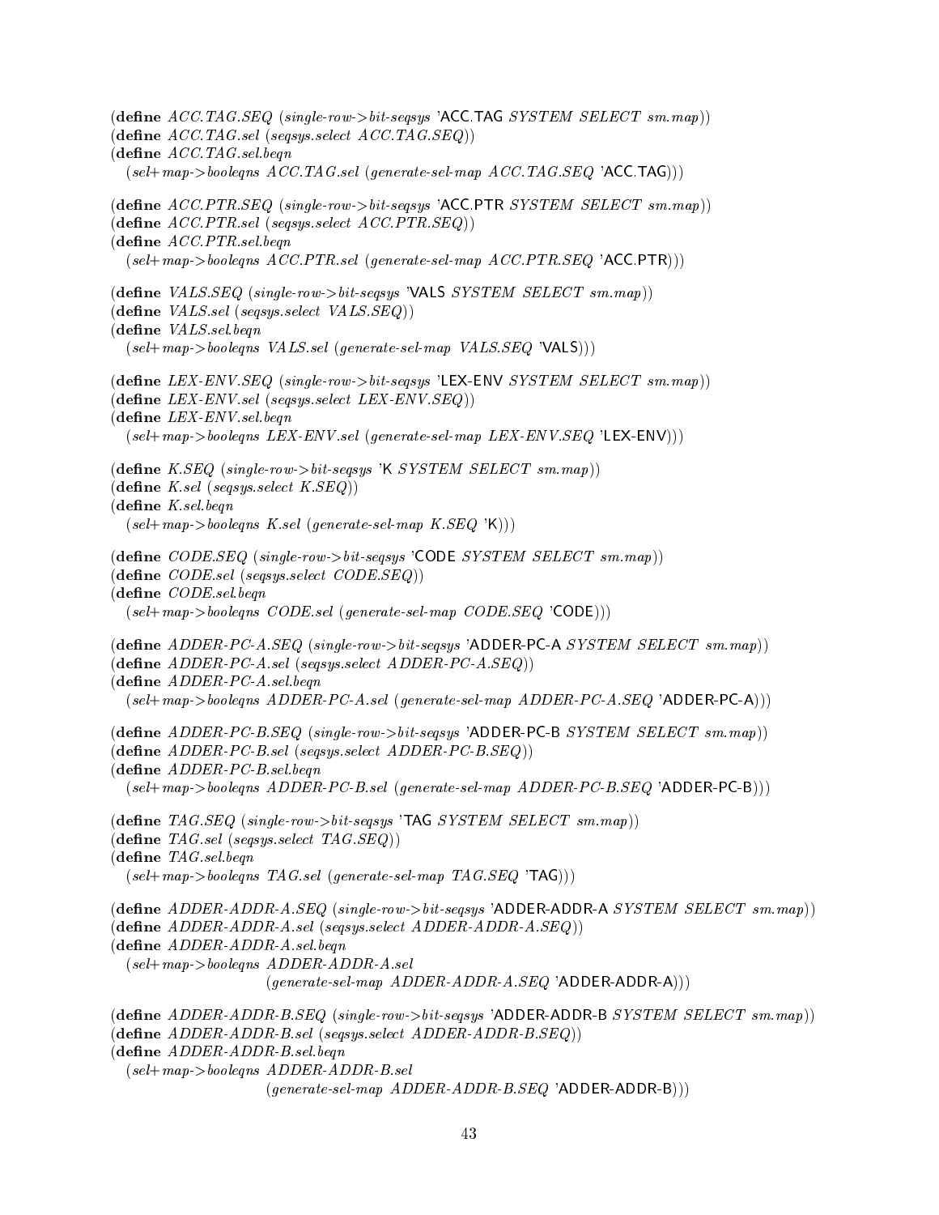```
(define ACC.TAG.SEQ (single-row->bit-seqsys 'ACC.TAG SYSTEM SELECT sm.map))
(define ACC.TAG.sel (seqsys.select ACC.TAG.SEQ))
(define ACC.TAG.sel.beqn
  (sel+map->booleqns ACC.TAG.sel (generate-sel-map ACC.TAG.SEQ 'ACC.TAG)))

(define ACC.PTR.SEQ (single-row->bit-seqsys 'ACC.PTR SYSTEM SELECT sm.map))
(define ACC.PTR.sel (seqsys.select ACC.PTR.SEQ))
(define ACC.PTR.sel.beqn
  (sel+map->booleqns ACC.PTR.sel (generate-sel-map ACC.PTR.SEQ 'ACC.PTR)))

(define VALS.SEQ (single-row->bit-seqsys 'VALS SYSTEM SELECT sm.map))
(define VALS.sel (seqsys.select VALS.SEQ))
(define VALS.sel.beqn
  (sel+map->booleqns VALS.sel (generate-sel-map VALS.SEQ 'VALS)))

(define LEX-ENV.SEQ (single-row->bit-seqsys 'LEX-ENV SYSTEM SELECT sm.map))
(define LEX-ENV.sel (seqsys.select LEX-ENV.SEQ))
(define LEX-ENV.sel.beqn
  (sel+map->booleqns LEX-ENV.sel (generate-sel-map LEX-ENV.SEQ 'LEX-ENV)))

(define K.SEQ (single-row->bit-seqsys 'K SYSTEM SELECT sm.map))
(define K.sel (seqsys.select K.SEQ))
(define K.sel.beqn
  (sel+map->booleqns K.sel (generate-sel-map K.SEQ 'K)))

(define CODE.SEQ (single-row->bit-seqsys 'CODE SYSTEM SELECT sm.map))
(define CODE.sel (seqsys.select CODE.SEQ))
(define CODE.sel.beqn
  (sel+map->booleqns CODE.sel (generate-sel-map CODE.SEQ 'CODE)))

(define ADDER-PC-A.SEQ (single-row->bit-seqsys 'ADDER-PC-A SYSTEM SELECT sm.map))
(define ADDER-PC-A.sel (seqsys.select ADDER-PC-A.SEQ))
(define ADDER-PC-A.sel.beqn
  (sel+map->booleqns ADDER-PC-A.sel (generate-sel-map ADDER-PC-A.SEQ 'ADDER-PC-A)))

(define ADDER-PC-B.SEQ (single-row->bit-seqsys 'ADDER-PC-B SYSTEM SELECT sm.map))
(define ADDER-PC-B.sel (seqsys.select ADDER-PC-B.SEQ))
(define ADDER-PC-B.sel.beqn
  (sel+map->booleqns ADDER-PC-B.sel (generate-sel-map ADDER-PC-B.SEQ 'ADDER-PC-B)))

(define TAG.SEQ (single-row->bit-seqsys 'TAG SYSTEM SELECT sm.map))
(define TAG.sel (seqsys.select TAG.SEQ))
(define TAG.sel.beqn
  (sel+map->booleqns TAG.sel (generate-sel-map TAG.SEQ 'TAG)))

(define ADDER-ADDR-A.SEQ (single-row->bit-seqsys 'ADDER-ADDR-A SYSTEM SELECT sm.map))
(define ADDER-ADDR-A.sel (seqsys.select ADDER-ADDR-A.SEQ))
(define ADDER-ADDR-A.sel.beqn
  (sel+map->booleqns ADDER-ADDR-A.sel
                     (generate-sel-map ADDER-ADDR-A.SEQ 'ADDER-ADDR-A)))

(define ADDER-ADDR-B.SEQ (single-row->bit-seqsys 'ADDER-ADDR-B SYSTEM SELECT sm.map))
(define ADDER-ADDR-B.sel (seqsys.select ADDER-ADDR-B.SEQ))
(define ADDER-ADDR-B.sel.beqn
  (sel+map->booleqns ADDER-ADDR-B.sel
                     (generate-sel-map ADDER-ADDR-B.SEQ 'ADDER-ADDR-B)))
```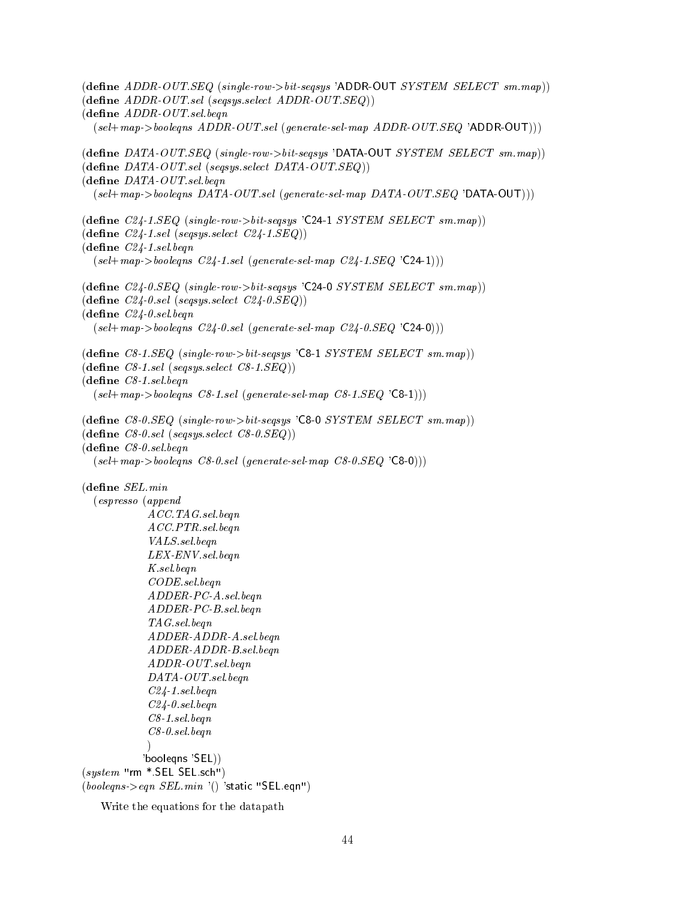```
(define ADDR-OUT.SEQ (single-row->bit-seqsys 'ADDR-OUT SYSTEM SELECT sm.map))
(define ADDR-OUT.sel (seqsys.select ADDR-OUT.SEQ))
(define ADDR-OUT.sel.beqn
  (sel+map->booleqns ADDR-OUT.sel (generate-sel-map ADDR-OUT.SEQ 'ADDR-OUT)))

(define DATA-OUT.SEQ (single-row->bit-seqsys 'DATA-OUT SYSTEM SELECT sm.map))
(define DATA-OUT.sel (seqsys.select DATA-OUT.SEQ))
(define DATA-OUT.sel.beqn
  (sel+map->booleqns DATA-OUT.sel (generate-sel-map DATA-OUT.SEQ 'DATA-OUT)))

(define C24-1.SEQ (single-row->bit-seqsys 'C24-1 SYSTEM SELECT sm.map))
(define C24-1.sel (seqsys.select C24-1.SEQ))
(define C24-1.sel.beqn
  (sel+map->booleqns C24-1.sel (generate-sel-map C24-1.SEQ 'C24-1)))

(define C24-0.SEQ (single-row->bit-seqsys 'C24-0 SYSTEM SELECT sm.map))
(define C24-0.sel (seqsys.select C24-0.SEQ))
(define C24-0.sel.beqn
  (sel+map->booleqns C24-0.sel (generate-sel-map C24-0.SEQ 'C24-0)))

(define C8-1.SEQ (single-row->bit-seqsys 'C8-1 SYSTEM SELECT sm.map))
(define C8-1.sel (seqsys.select C8-1.SEQ))
(define C8-1.sel.beqn
  (sel+map->booleqns C8-1.sel (generate-sel-map C8-1.SEQ 'C8-1)))

(define C8-0.SEQ (single-row->bit-seqsys 'C8-0 SYSTEM SELECT sm.map))
(define C8-0.sel (seqsys.select C8-0.SEQ))
(define C8-0.sel.beqn
  (sel+map->booleqns C8-0.sel (generate-sel-map C8-0.SEQ 'C8-0)))

(define SEL.min
  (espresso (append
              ACC.TAG.sel.beqn
              ACC.PTR.sel.beqn
              VALS.sel.beqn
              LEX-ENV.sel.beqn
              K.sel.beqn
              CODE.sel.beqn
              ADDER-PC-A.sel.beqn
              ADDER-PC-B.sel.beqn
              TAG.sel.beqn
              ADDER-ADDR-A.sel.beqn
              ADDER-ADDR-B.sel.beqn
              ADDR-OUT.sel.beqn
              DATA-OUT.sel.beqn
              C24-1.sel.beqn
              C24-0.sel.beqn
              C8-1.sel.beqn
              C8-0.sel.beqn
              )
            'booleqns 'SEL))
(system "rm *.SEL SEL.sch")
(booleqns->eqn SEL.min '() 'static "SEL.eqn")
```

Write the equations for the datapath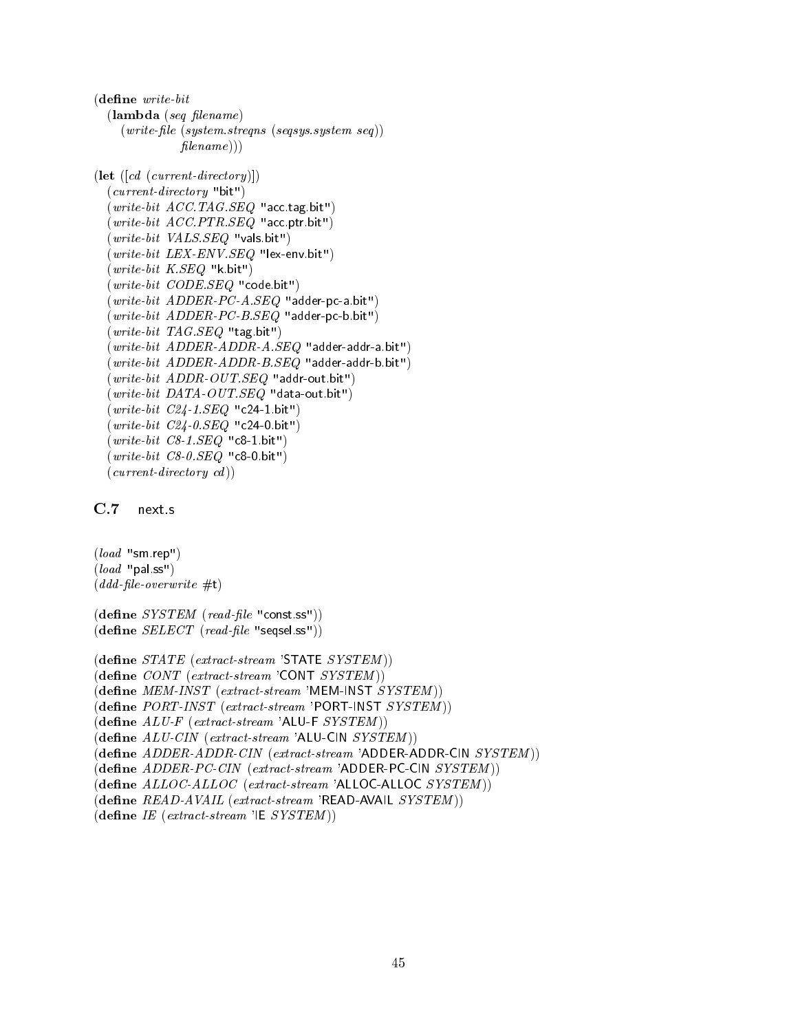```
(define write-bit
  (lambda (seq filename)
    (write-file (system.streqns (seqsys.system seq))
                filename)))

(let ([cd (current-directory)])
  (current-directory "bit")
  (write-bit ACC.TAG.SEQ "acc.tag.bit")
  (write-bit ACC.PTR.SEQ "acc.ptr.bit")
  (write-bit VALS.SEQ "vals.bit")
  (write-bit LEX-ENV.SEQ "lex-env.bit")
  (write-bit K.SEQ "k.bit")
  (write-bit CODE.SEQ "code.bit")
  (write-bit ADDER-PC-A.SEQ "adder-pc-a.bit")
  (write-bit ADDER-PC-B.SEQ "adder-pc-b.bit")
  (write-bit TAG.SEQ "tag.bit")
  (write-bit ADDER-ADDR-A.SEQ "adder-addr-a.bit")
  (write-bit ADDER-ADDR-B.SEQ "adder-addr-b.bit")
  (write-bit ADDR-OUT.SEQ "addr-out.bit")
  (write-bit DATA-OUT.SEQ "data-out.bit")
  (write-bit C24-1.SEQ "c24-1.bit")
  (write-bit C24-0.SEQ "c24-0.bit")
  (write-bit C8-1.SEQ "c8-1.bit")
  (write-bit C8-0.SEQ "c8-0.bit")
  (current-directory cd))
```

## C.7 next.s

```
(load "sm.rep")
(load "pal.ss")
(ddd-file-overwrite #t)

(define SYSTEM (read-file "const.ss"))
(define SELECT (read-file "seqsel.ss"))

(define STATE (extract-stream 'STATE SYSTEM))
(define CONT (extract-stream 'CONT SYSTEM))
(define MEM-INST (extract-stream 'MEM-INST SYSTEM))
(define PORT-INST (extract-stream 'PORT-INST SYSTEM))
(define ALU-F (extract-stream 'ALU-F SYSTEM))
(define ALU-CIN (extract-stream 'ALU-CIN SYSTEM))
(define ADDER-ADDR-CIN (extract-stream 'ADDER-ADDR-CIN SYSTEM))
(define ADDER-PC-CIN (extract-stream 'ADDER-PC-CIN SYSTEM))
(define ALLOC-ALLOC (extract-stream 'ALLOC-ALLOC SYSTEM))
(define READ-AVAIL (extract-stream 'READ-AVAIL SYSTEM))
(define IE (extract-stream 'IE SYSTEM))
```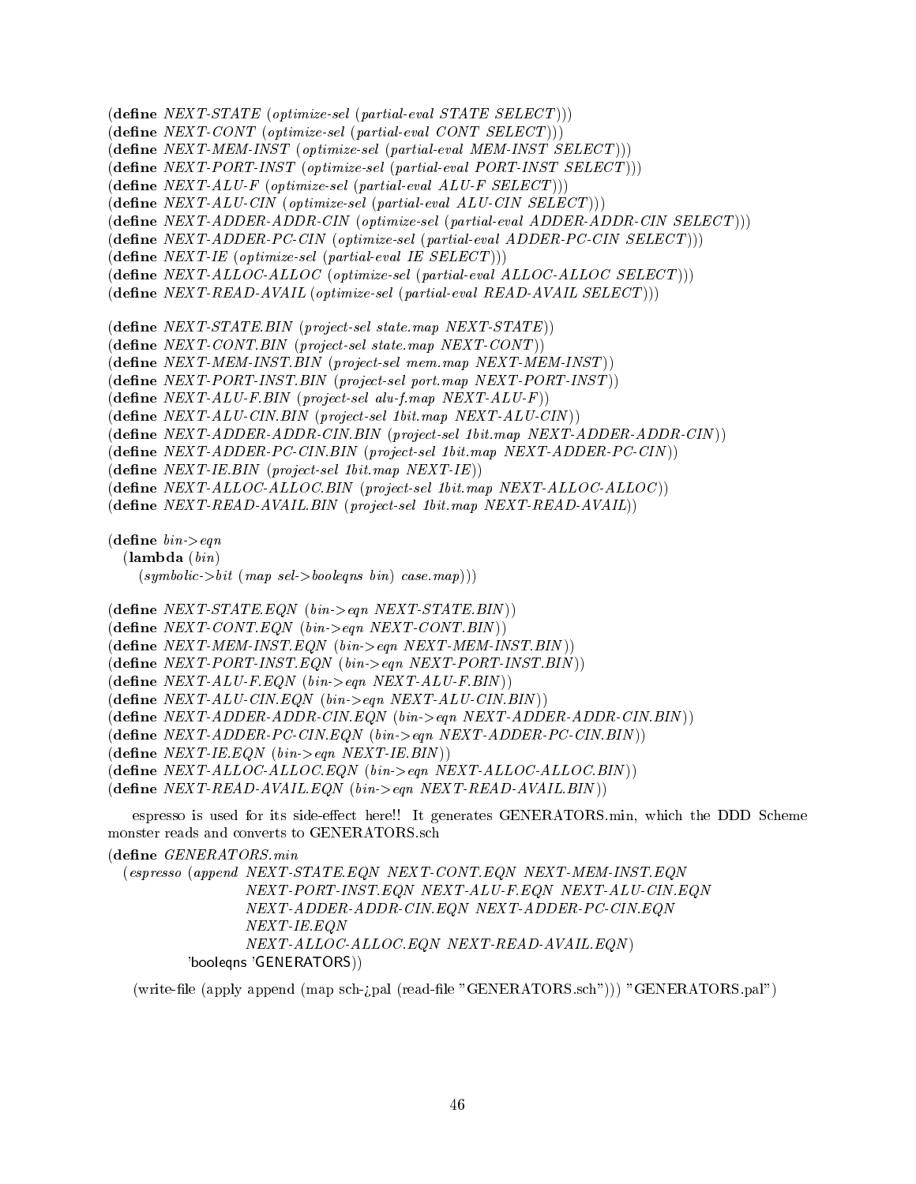```
(define NEXT-STATE (optimize-sel (partial-eval STATE SELECT)))
(define NEXT-CONT (optimize-sel (partial-eval CONT SELECT)))
(define NEXT-MEM-INST (optimize-sel (partial-eval MEM-INST SELECT)))
(define NEXT-PORT-INST (optimize-sel (partial-eval PORT-INST SELECT)))
(define NEXT-ALU-F (optimize-sel (partial-eval ALU-F SELECT)))
(define NEXT-ALU-CIN (optimize-sel (partial-eval ALU-CIN SELECT)))
(define NEXT-ADDER-ADDR-CIN (optimize-sel (partial-eval ADDER-ADDR-CIN SELECT)))
(define NEXT-ADDER-PC-CIN (optimize-sel (partial-eval ADDER-PC-CIN SELECT)))
(define NEXT-IE (optimize-sel (partial-eval IE SELECT)))
(define NEXT-ALLOC-ALLOC (optimize-sel (partial-eval ALLOC-ALLOC SELECT)))
(define NEXT-READ-AVAIL (optimize-sel (partial-eval READ-AVAIL SELECT)))

(define NEXT-STATE.BIN (project-sel state.map NEXT-STATE))
(define NEXT-CONT.BIN (project-sel state.map NEXT-CONT))
(define NEXT-MEM-INST.BIN (project-sel mem.map NEXT-MEM-INST))
(define NEXT-PORT-INST.BIN (project-sel port.map NEXT-PORT-INST))
(define NEXT-ALU-F.BIN (project-sel alu-f.map NEXT-ALU-F))
(define NEXT-ALU-CIN.BIN (project-sel 1bit.map NEXT-ALU-CIN))
(define NEXT-ADDER-ADDR-CIN.BIN (project-sel 1bit.map NEXT-ADDER-ADDR-CIN))
(define NEXT-ADDER-PC-CIN.BIN (project-sel 1bit.map NEXT-ADDER-PC-CIN))
(define NEXT-IE.BIN (project-sel 1bit.map NEXT-IE))
(define NEXT-ALLOC-ALLOC.BIN (project-sel 1bit.map NEXT-ALLOC-ALLOC))
(define NEXT-READ-AVAIL.BIN (project-sel 1bit.map NEXT-READ-AVAIL))

(define bin->eqn
  (lambda (bin)
    (symbolic->bit (map sel->booleqns bin) case.map)))

(define NEXT-STATE.EQN (bin->eqn NEXT-STATE.BIN))
(define NEXT-CONT.EQN (bin->eqn NEXT-CONT.BIN))
(define NEXT-MEM-INST.EQN (bin->eqn NEXT-MEM-INST.BIN))
(define NEXT-PORT-INST.EQN (bin->eqn NEXT-PORT-INST.BIN))
(define NEXT-ALU-F.EQN (bin->eqn NEXT-ALU-F.BIN))
(define NEXT-ALU-CIN.EQN (bin->eqn NEXT-ALU-CIN.BIN))
(define NEXT-ADDER-ADDR-CIN.EQN (bin->eqn NEXT-ADDER-ADDR-CIN.BIN))
(define NEXT-ADDER-PC-CIN.EQN (bin->eqn NEXT-ADDER-PC-CIN.BIN))
(define NEXT-IE.EQN (bin->eqn NEXT-IE.BIN))
(define NEXT-ALLOC-ALLOC.EQN (bin->eqn NEXT-ALLOC-ALLOC.BIN))
(define NEXT-READ-AVAIL.EQN (bin->eqn NEXT-READ-AVAIL.BIN))
```

espresso is used for its side-effect here!! It generates GENERATORS.min, which the DDD Scheme monster reads and converts to GENERATORS.sch

```
(define GENERATORS.min
  (espresso (append NEXT-STATE.EQN NEXT-CONT.EQN NEXT-MEM-INST.EQN
                    NEXT-PORT-INST.EQN NEXT-ALU-F.EQN NEXT-ALU-CIN.EQN
                    NEXT-ADDER-ADDR-CIN.EQN NEXT-ADDER-PC-CIN.EQN
                    NEXT-IE.EQN
                    NEXT-ALLOC-ALLOC.EQN NEXT-READ-AVAIL.EQN)
            'booleqns 'GENERATORS))
```

(write-file (apply append (map sch->pal (read-file "GENERATORS.sch"))) "GENERATORS.pal")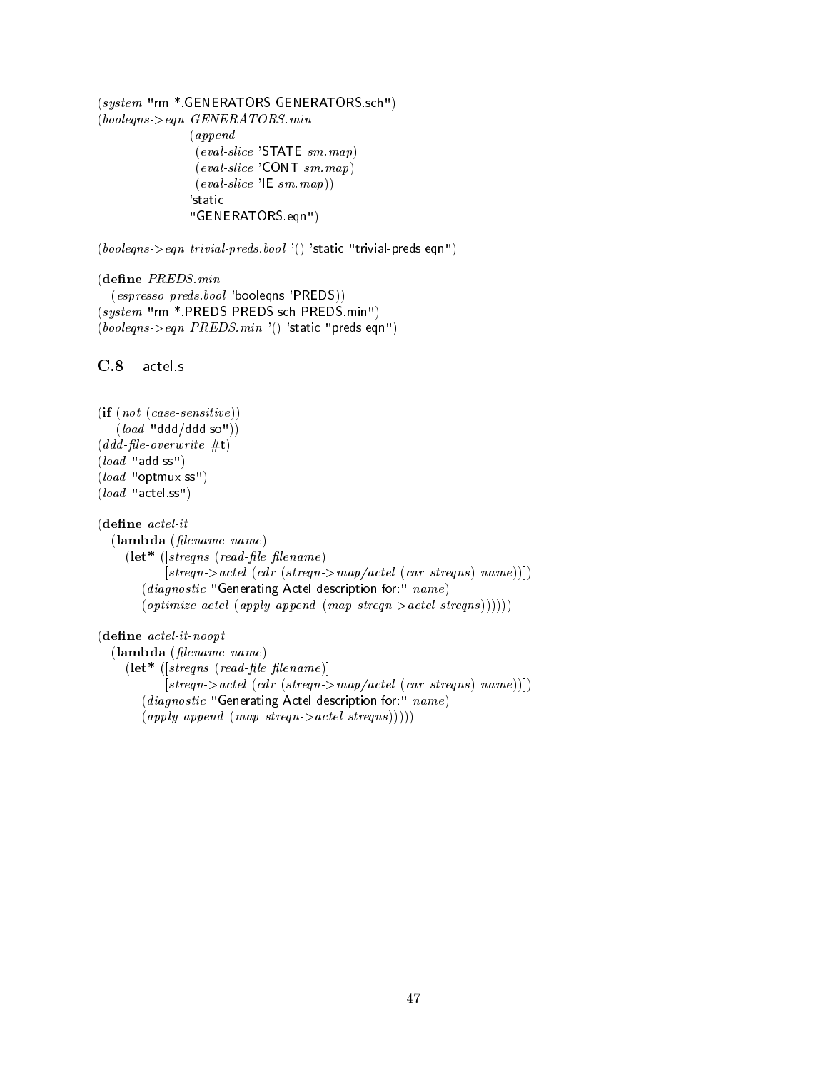```scheme
(system "rm *.GENERATORS GENERATORS.sch")
(booleqns->eqn GENERATORS.min
               (append
                (eval-slice 'STATE sm.map)
                (eval-slice 'CONT sm.map)
                (eval-slice 'IE sm.map))
               'static
               "GENERATORS.eqn")

(booleqns->eqn trivial-preds.bool '() 'static "trivial-preds.eqn")

(define PREDS.min
  (espresso preds.bool 'booleqns 'PREDS))
(system "rm *.PREDS PREDS.sch PREDS.min")
(booleqns->eqn PREDS.min '() 'static "preds.eqn")
```

## C.8 actel.s

```scheme
(if (not (case-sensitive))
    (load "ddd/ddd.so"))
(ddd-file-overwrite #t)
(load "add.ss")
(load "optmux.ss")
(load "actel.ss")

(define actel-it
  (lambda (filename name)
    (let* ([streqns (read-file filename)]
           [streqn->actel (cdr (streqn->map/actel (car streqns) name))])
      (diagnostic "Generating Actel description for:" name)
      (optimize-actel (apply append (map streqn->actel streqns))))))

(define actel-it-noopt
  (lambda (filename name)
    (let* ([streqns (read-file filename)]
           [streqn->actel (cdr (streqn->map/actel (car streqns) name))])
      (diagnostic "Generating Actel description for:" name)
      (apply append (map streqn->actel streqns)))))
```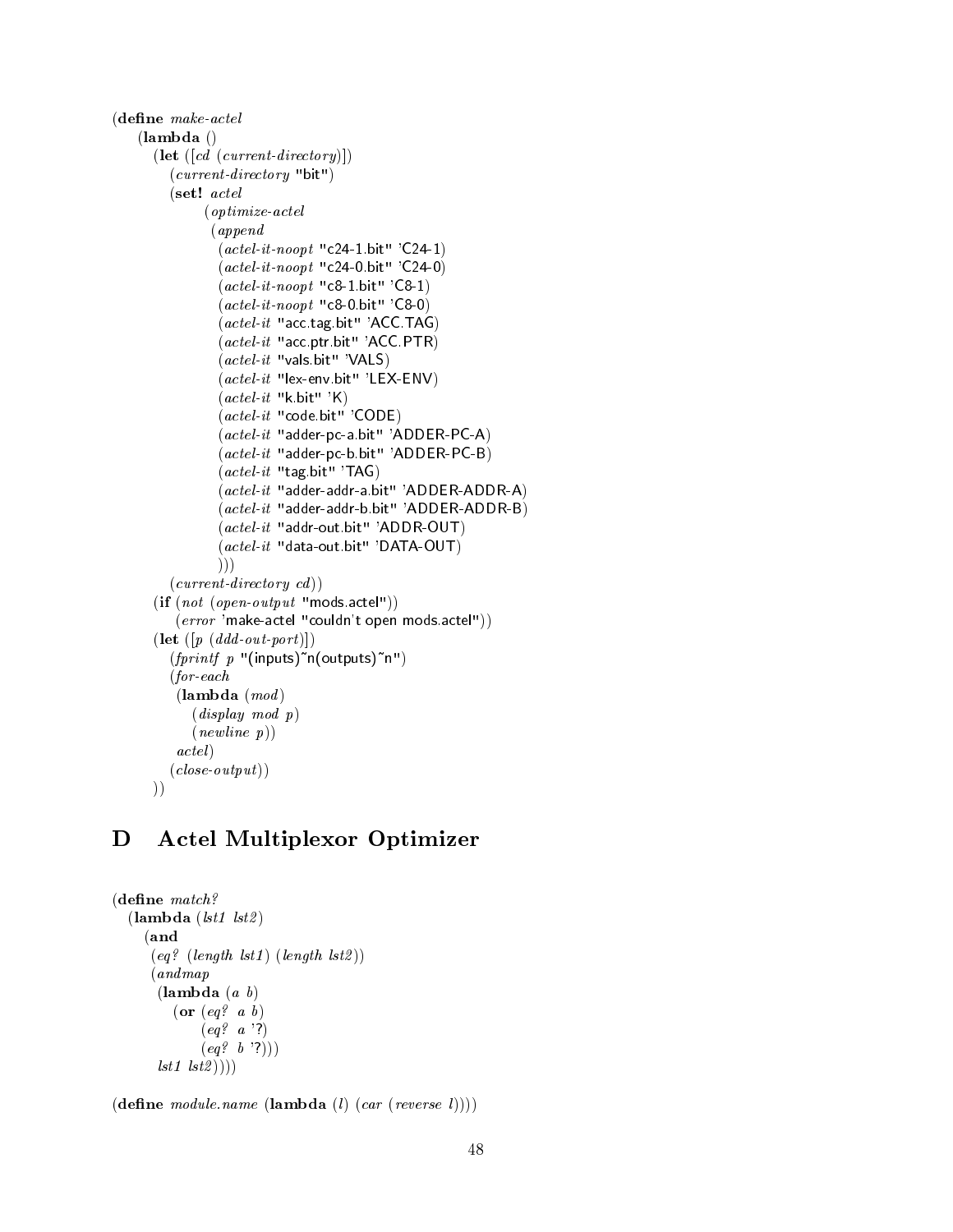```
(define make-actel
    (lambda ()
      (let ([cd (current-directory)])
        (current-directory "bit")
        (set! actel
              (optimize-actel
               (append
                (actel-it-noopt "c24-1.bit" 'C24-1)
                (actel-it-noopt "c24-0.bit" 'C24-0)
                (actel-it-noopt "c8-1.bit" 'C8-1)
                (actel-it-noopt "c8-0.bit" 'C8-0)
                (actel-it "acc.tag.bit" 'ACC.TAG)
                (actel-it "acc.ptr.bit" 'ACC.PTR)
                (actel-it "vals.bit" 'VALS)
                (actel-it "lex-env.bit" 'LEX-ENV)
                (actel-it "k.bit" 'K)
                (actel-it "code.bit" 'CODE)
                (actel-it "adder-pc-a.bit" 'ADDER-PC-A)
                (actel-it "adder-pc-b.bit" 'ADDER-PC-B)
                (actel-it "tag.bit" 'TAG)
                (actel-it "adder-addr-a.bit" 'ADDER-ADDR-A)
                (actel-it "adder-addr-b.bit" 'ADDER-ADDR-B)
                (actel-it "addr-out.bit" 'ADDR-OUT)
                (actel-it "data-out.bit" 'DATA-OUT)
                )))
        (current-directory cd))
      (if (not (open-output "mods.actel"))
          (error 'make-actel "couldn't open mods.actel"))
      (let ([p (ddd-out-port)])
        (fprintf p "(inputs)~n(outputs)~n")
        (for-each
         (lambda (mod)
           (display mod p)
           (newline p))
         actel)
        (close-output))
      ))
```

## D Actel Multiplexor Optimizer

```
(define match?
  (lambda (lst1 lst2)
    (and
     (eq? (length lst1) (length lst2))
     (andmap
      (lambda (a b)
        (or (eq? a b)
            (eq? a '?)
            (eq? b '?)))
      lst1 lst2))))

(define module.name (lambda (l) (car (reverse l))))
```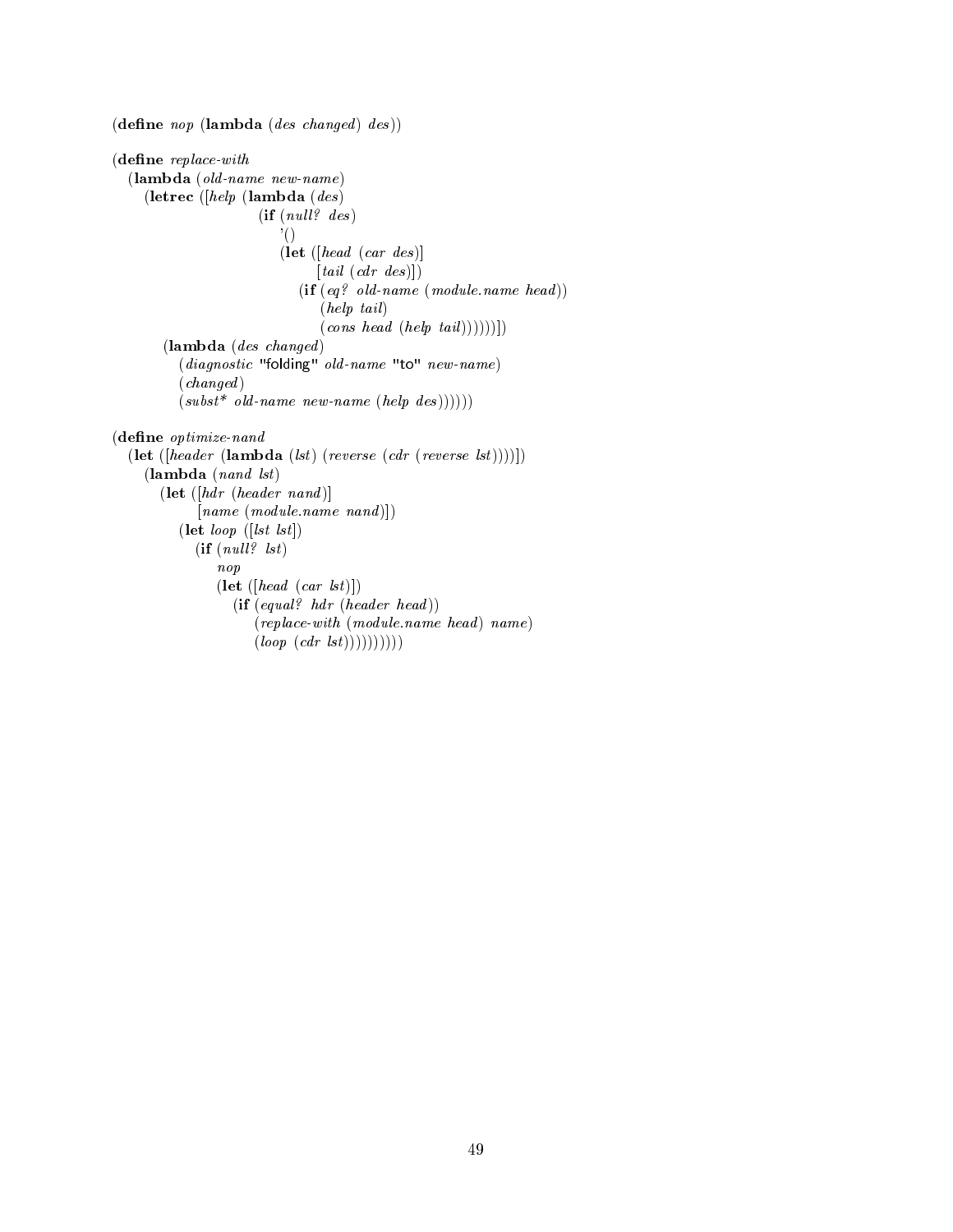```scheme
(define nop (lambda (des changed) des))

(define replace-with
  (lambda (old-name new-name)
    (letrec ([help (lambda (des)
                     (if (null? des)
                         '()
                         (let ([head (car des)]
                               [tail (cdr des)])
                           (if (eq? old-name (module.name head))
                               (help tail)
                               (cons head (help tail))))))])
      (lambda (des changed)
        (diagnostic "folding" old-name "to" new-name)
        (changed)
        (subst* old-name new-name (help des))))))

(define optimize-nand
  (let ([header (lambda (lst) (reverse (cdr (reverse lst))))])
    (lambda (nand lst)
      (let ([hdr (header nand)]
            [name (module.name nand)])
        (let loop ([lst lst])
          (if (null? lst)
              nop
              (let ([head (car lst)])
                (if (equal? hdr (header head))
                    (replace-with (module.name head) name)
                    (loop (cdr lst))))))))))
```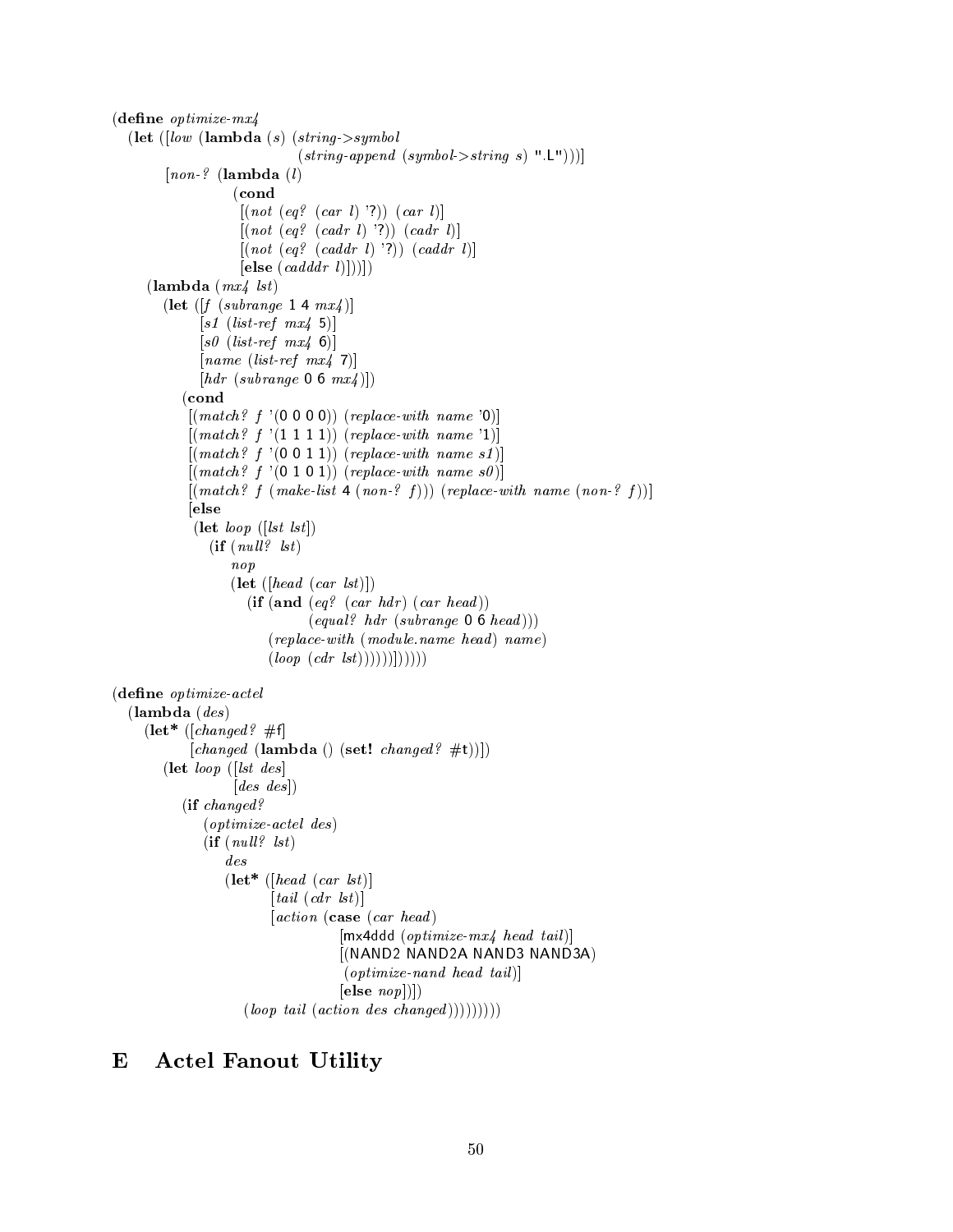```
(define optimize-mx4
  (let ([low (lambda (s) (string->symbol
                          (string-append (symbol->string s) ".L")))]
        [non-? (lambda (l)
                 (cond
                  [(not (eq? (car l) '?)) (car l)]
                  [(not (eq? (cadr l) '?)) (cadr l)]
                  [(not (eq? (caddr l) '?)) (caddr l)]
                  [else (cadddr l)]))])
    (lambda (mx4 lst)
      (let ([f (subrange 1 4 mx4)]
            [s1 (list-ref mx4 5)]
            [s0 (list-ref mx4 6)]
            [name (list-ref mx4 7)]
            [hdr (subrange 0 6 mx4)])
        (cond
         [(match? f '(0 0 0 0)) (replace-with name '0)]
         [(match? f '(1 1 1 1)) (replace-with name '1)]
         [(match? f '(0 0 1 1)) (replace-with name s1)]
         [(match? f '(0 1 0 1)) (replace-with name s0)]
         [(match? f (make-list 4 (non-? f))) (replace-with name (non-? f))]
         [else
          (let loop ([lst lst])
            (if (null? lst)
                nop
                (let ([head (car lst)])
                  (if (and (eq? (car hdr) (car head))
                           (equal? hdr (subrange 0 6 head)))
                      (replace-with (module.name head) name)
                      (loop (cdr lst))))))])))))

(define optimize-actel
  (lambda (des)
    (let* ([changed? #f]
           [changed (lambda () (set! changed? #t))])
      (let loop ([lst des]
                 [des des])
        (if changed?
            (optimize-actel des)
            (if (null? lst)
                des
                (let* ([head (car lst)]
                       [tail (cdr lst)]
                       [action (case (car head)
                                 [mx4ddd (optimize-mx4 head tail)]
                                 [(NAND2 NAND2A NAND3 NAND3A)
                                  (optimize-nand head tail)]
                                 [else nop])])
                  (loop tail (action des changed)))))))))
```

## E Actel Fanout Utility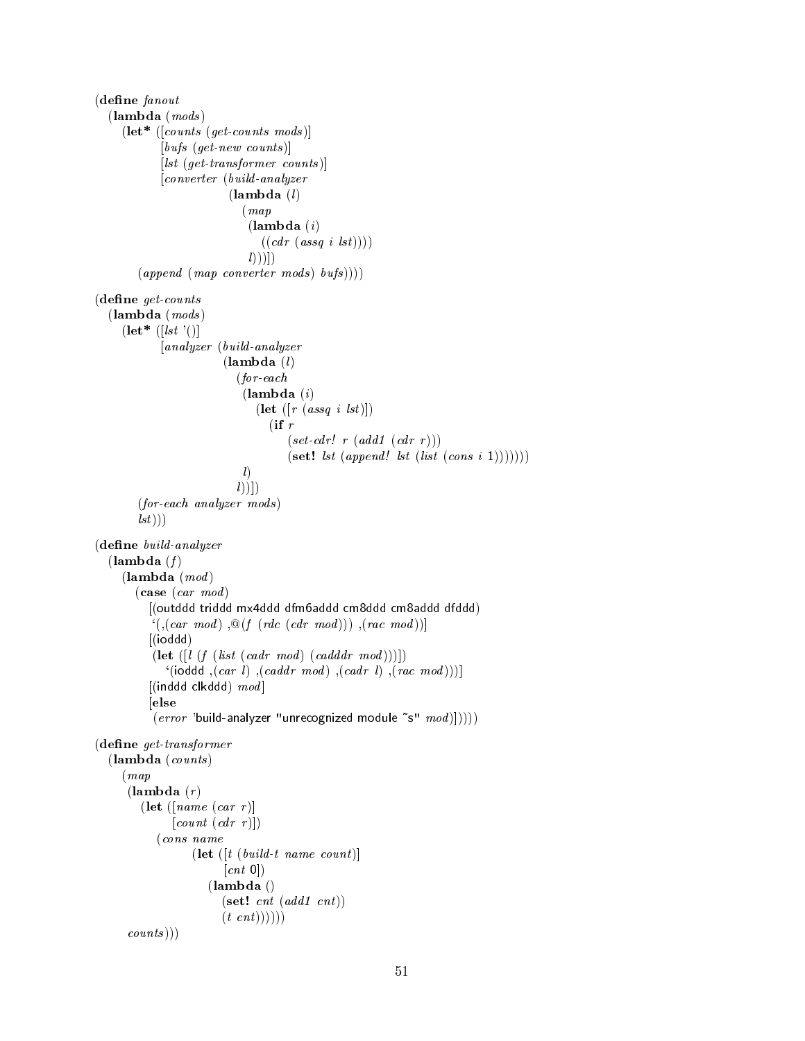```scheme
(define fanout
  (lambda (mods)
    (let* ([counts (get-counts mods)]
           [bufs (get-new counts)]
           [lst (get-transformer counts)]
           [converter (build-analyzer
                        (lambda (l)
                          (map
                           (lambda (i)
                             ((cdr (assq i lst))))
                           l)))])
      (append (map converter mods) bufs))))

(define get-counts
  (lambda (mods)
    (let* ([lst '()]
           [analyzer (build-analyzer
                      (lambda (l)
                        (for-each
                         (lambda (i)
                           (let ([r (assq i lst)])
                             (if r
                                 (set-cdr! r (add1 (cdr r)))
                                 (set! lst (append! lst (list (cons i 1)))))))
                         l)
                        l))])
      (for-each analyzer mods)
      lst)))

(define build-analyzer
  (lambda (f)
    (lambda (mod)
      (case (car mod)
        [(outddd triddd mx4ddd dfm6addd cm8ddd cm8addd dfddd)
         `(,(car mod) ,@(f (rdc (cdr mod))) ,(rac mod))]
        [(ioddd)
         (let ([l (f (list (cadr mod) (cadddr mod)))])
           `(ioddd ,(car l) ,(caddr mod) ,(cadr l) ,(rac mod)))]
        [(inddd clkddd) mod]
        [else
         (error 'build-analyzer "unrecognized module ~s" mod)]))))

(define get-transformer
  (lambda (counts)
    (map
     (lambda (r)
       (let ([name (car r)]
             [count (cdr r)])
         (cons name
               (let ([t (build-t name count)]
                     [cnt 0])
                 (lambda ()
                   (set! cnt (add1 cnt))
                   (t cnt))))))
     counts)))
```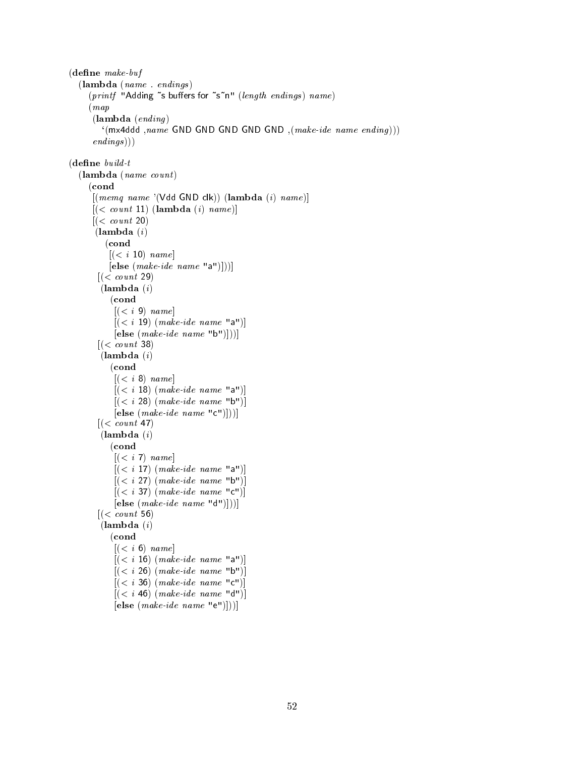```scheme
(define make-buf
  (lambda (name . endings)
    (printf "Adding ~s buffers for ~s~n" (length endings) name)
    (map
     (lambda (ending)
       `(mx4ddd ,name GND GND GND GND GND ,(make-ide name ending)))
     endings)))

(define build-t
  (lambda (name count)
    (cond
     [(memq name '(Vdd GND clk)) (lambda (i) name)]
     [(< count 11) (lambda (i) name)]
     [(< count 20)
      (lambda (i)
        (cond
         [(< i 10) name]
         [else (make-ide name "a")]))]
      [(< count 29)
       (lambda (i)
         (cond
          [(< i 9) name]
          [(< i 19) (make-ide name "a")]
          [else (make-ide name "b")]))]
      [(< count 38)
       (lambda (i)
         (cond
          [(< i 8) name]
          [(< i 18) (make-ide name "a")]
          [(< i 28) (make-ide name "b")]
          [else (make-ide name "c")]))]
      [(< count 47)
       (lambda (i)
         (cond
          [(< i 7) name]
          [(< i 17) (make-ide name "a")]
          [(< i 27) (make-ide name "b")]
          [(< i 37) (make-ide name "c")]
          [else (make-ide name "d")]))]
      [(< count 56)
       (lambda (i)
         (cond
          [(< i 6) name]
          [(< i 16) (make-ide name "a")]
          [(< i 26) (make-ide name "b")]
          [(< i 36) (make-ide name "c")]
          [(< i 46) (make-ide name "d")]
          [else (make-ide name "e")]))]
```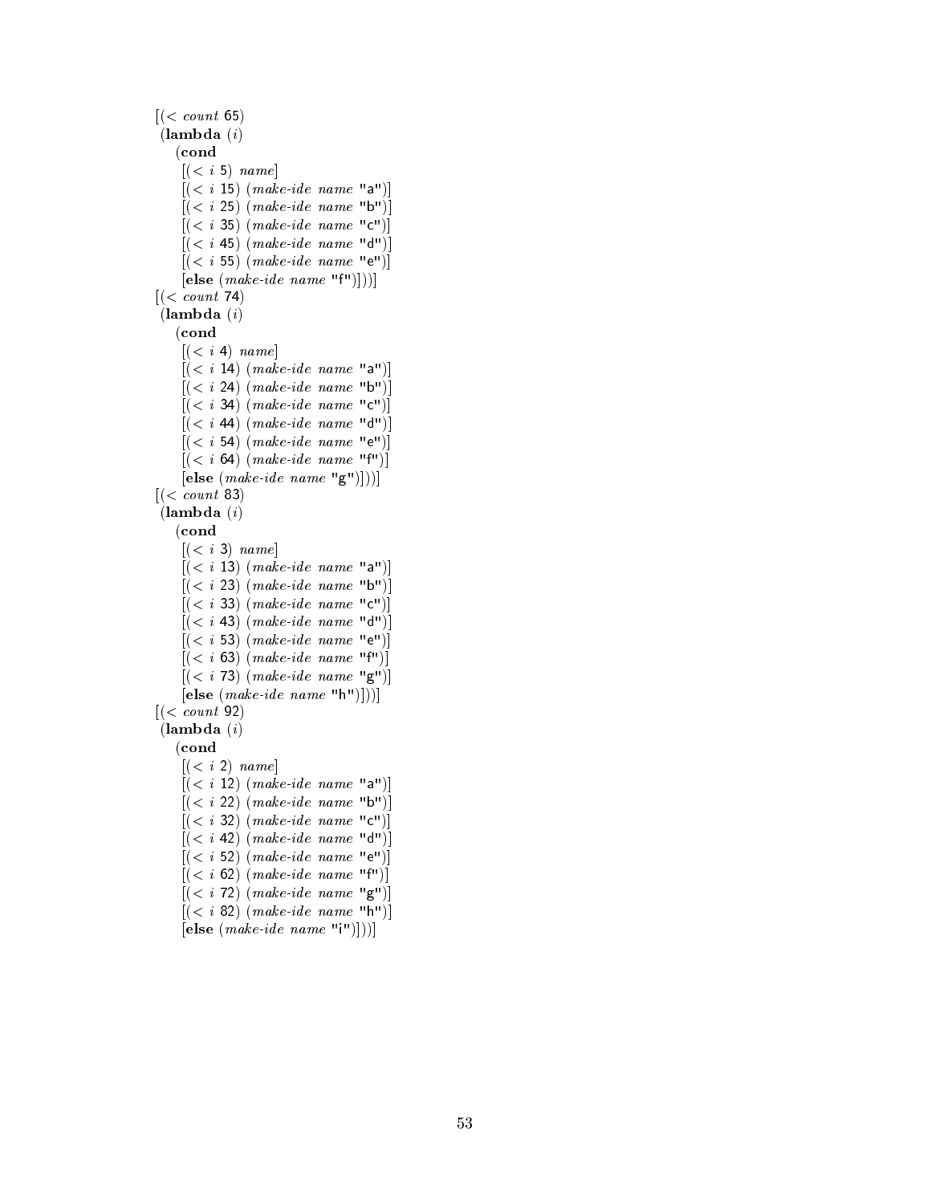```
[(< count 65)
 (lambda (i)
   (cond
     [(< i 5) name]
     [(< i 15) (make-ide name "a")]
     [(< i 25) (make-ide name "b")]
     [(< i 35) (make-ide name "c")]
     [(< i 45) (make-ide name "d")]
     [(< i 55) (make-ide name "e")]
     [else (make-ide name "f")]))]
[(< count 74)
 (lambda (i)
   (cond
     [(< i 4) name]
     [(< i 14) (make-ide name "a")]
     [(< i 24) (make-ide name "b")]
     [(< i 34) (make-ide name "c")]
     [(< i 44) (make-ide name "d")]
     [(< i 54) (make-ide name "e")]
     [(< i 64) (make-ide name "f")]
     [else (make-ide name "g")]))]
[(< count 83)
 (lambda (i)
   (cond
     [(< i 3) name]
     [(< i 13) (make-ide name "a")]
     [(< i 23) (make-ide name "b")]
     [(< i 33) (make-ide name "c")]
     [(< i 43) (make-ide name "d")]
     [(< i 53) (make-ide name "e")]
     [(< i 63) (make-ide name "f")]
     [(< i 73) (make-ide name "g")]
     [else (make-ide name "h")]))]
[(< count 92)
 (lambda (i)
   (cond
     [(< i 2) name]
     [(< i 12) (make-ide name "a")]
     [(< i 22) (make-ide name "b")]
     [(< i 32) (make-ide name "c")]
     [(< i 42) (make-ide name "d")]
     [(< i 52) (make-ide name "e")]
     [(< i 62) (make-ide name "f")]
     [(< i 72) (make-ide name "g")]
     [(< i 82) (make-ide name "h")]
     [else (make-ide name "i")]))]
```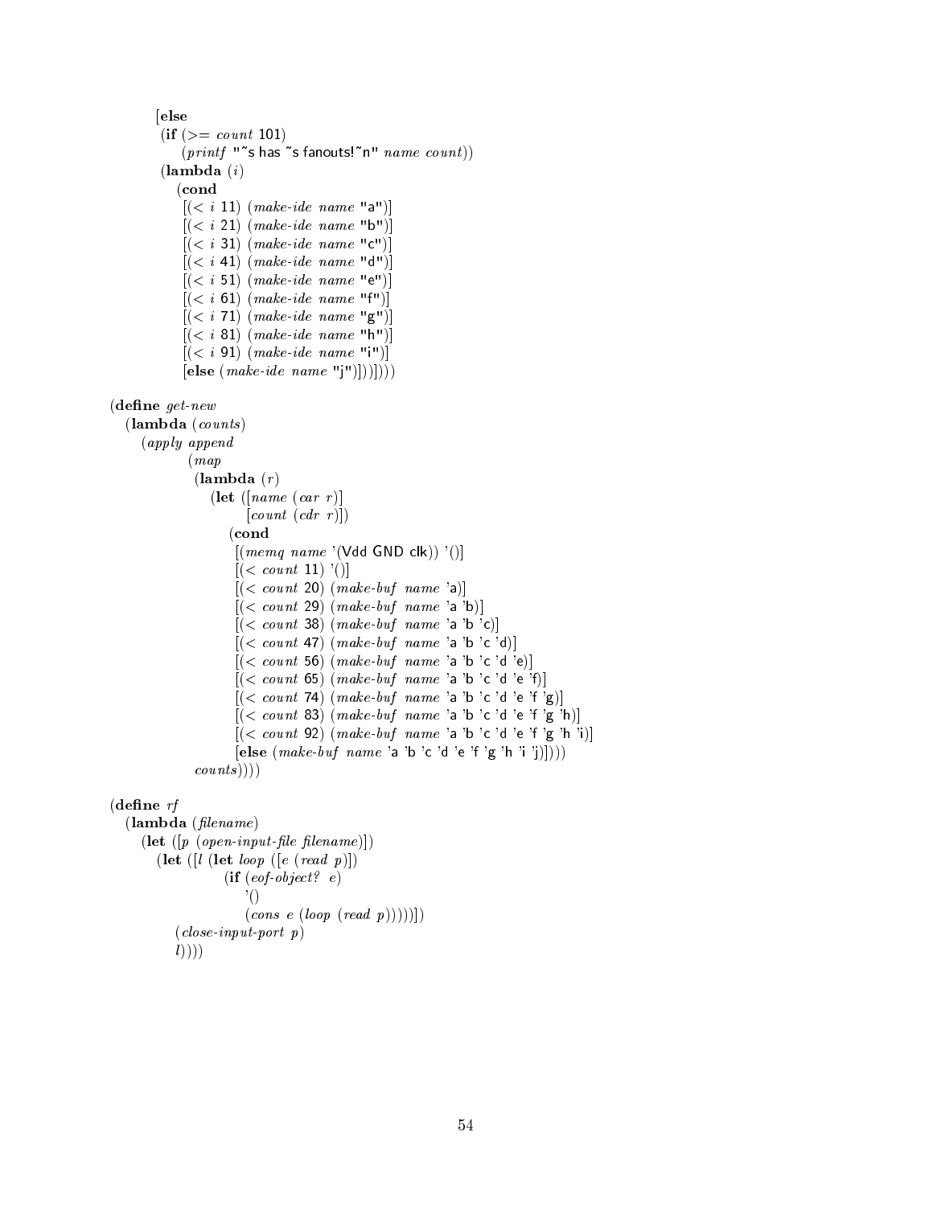```scheme
        [else
         (if (>= count 101)
             (printf "~s has ~s fanouts!~n" name count))
         (lambda (i)
           (cond
             [(< i 11) (make-ide name "a")]
             [(< i 21) (make-ide name "b")]
             [(< i 31) (make-ide name "c")]
             [(< i 41) (make-ide name "d")]
             [(< i 51) (make-ide name "e")]
             [(< i 61) (make-ide name "f")]
             [(< i 71) (make-ide name "g")]
             [(< i 81) (make-ide name "h")]
             [(< i 91) (make-ide name "i")]
             [else (make-ide name "j")]))])))

(define get-new
  (lambda (counts)
    (apply append
           (map
            (lambda (r)
              (let ([name (car r)]
                    [count (cdr r)])
                (cond
                  [(memq name '(Vdd GND clk)) '()]
                  [(< count 11) '()]
                  [(< count 20) (make-buf name 'a)]
                  [(< count 29) (make-buf name 'a 'b)]
                  [(< count 38) (make-buf name 'a 'b 'c)]
                  [(< count 47) (make-buf name 'a 'b 'c 'd)]
                  [(< count 56) (make-buf name 'a 'b 'c 'd 'e)]
                  [(< count 65) (make-buf name 'a 'b 'c 'd 'e 'f)]
                  [(< count 74) (make-buf name 'a 'b 'c 'd 'e 'f 'g)]
                  [(< count 83) (make-buf name 'a 'b 'c 'd 'e 'f 'g 'h)]
                  [(< count 92) (make-buf name 'a 'b 'c 'd 'e 'f 'g 'h 'i)]
                  [else (make-buf name 'a 'b 'c 'd 'e 'f 'g 'h 'i 'j)])))
            counts))))

(define rf
  (lambda (filename)
    (let ([p (open-input-file filename)])
      (let ([l (let loop ([e (read p)])
                 (if (eof-object? e)
                     '()
                     (cons e (loop (read p)))))])
        (close-input-port p)
        l))))
```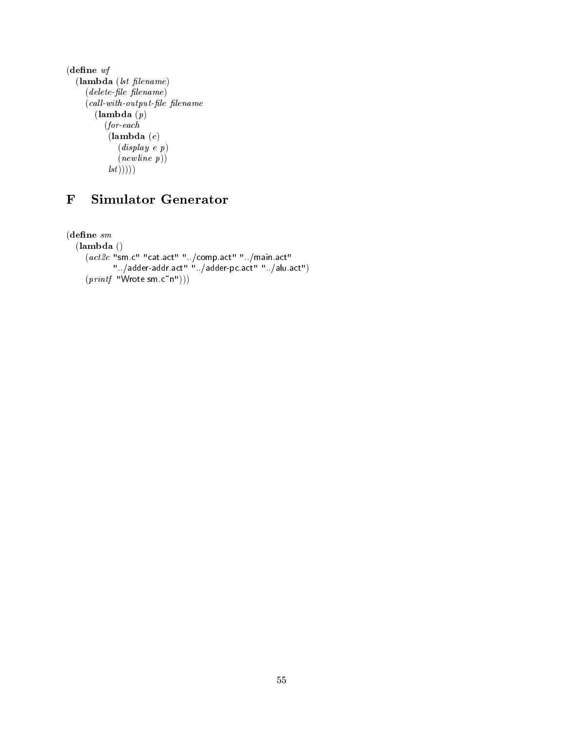```
(define wf
  (lambda (lst filename)
    (delete-file filename)
    (call-with-output-file filename
      (lambda (p)
        (for-each
         (lambda (e)
           (display e p)
           (newline p))
         lst)))))
```

# F Simulator Generator

```
(define sm
  (lambda ()
    (act2c "sm.c" "cat.act" "../comp.act" "../main.act"
           "../adder-addr.act" "../adder-pc.act" "../alu.act")
    (printf "Wrote sm.c~n")))
```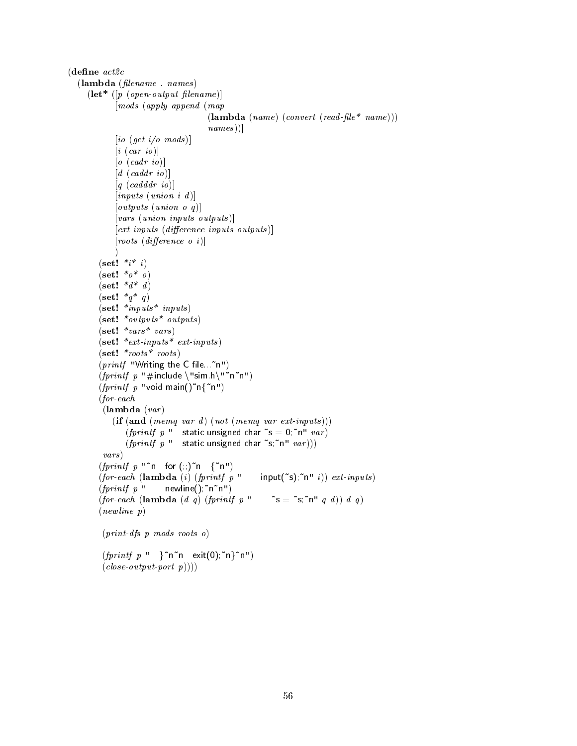```scheme
(define act2c
  (lambda (filename . names)
    (let* ([p (open-output filename)]
           [mods (apply append (map
                                 (lambda (name) (convert (read-file* name)))
                                 names))]
           [io (get-i/o mods)]
           [i (car io)]
           [o (cadr io)]
           [d (caddr io)]
           [q (cadddr io)]
           [inputs (union i d)]
           [outputs (union o q)]
           [vars (union inputs outputs)]
           [ext-inputs (difference inputs outputs)]
           [roots (difference o i)]
           )
      (set! *i* i)
      (set! *o* o)
      (set! *d* d)
      (set! *q* q)
      (set! *inputs* inputs)
      (set! *outputs* outputs)
      (set! *vars* vars)
      (set! *ext-inputs* ext-inputs)
      (set! *roots* roots)
      (printf "Writing the C file...~n")
      (fprintf p "#include \"sim.h\"~n~n")
      (fprintf p "void main()~n{~n")
      (for-each
       (lambda (var)
         (if (and (memq var d) (not (memq var ext-inputs)))
             (fprintf p "   static unsigned char ~s = 0;~n" var)
             (fprintf p "   static unsigned char ~s;~n" var)))
       vars)
      (fprintf p "~n   for (;;)~n   {~n")
      (for-each (lambda (i) (fprintf p "      input(~s);~n" i)) ext-inputs)
      (fprintf p "      newline();~n~n")
      (for-each (lambda (d q) (fprintf p "      ~s = ~s;~n" q d)) d q)
      (newline p)

       (print-dfs p mods roots o)

       (fprintf p "   }~n~n   exit(0);~n}~n")
       (close-output-port p))))
```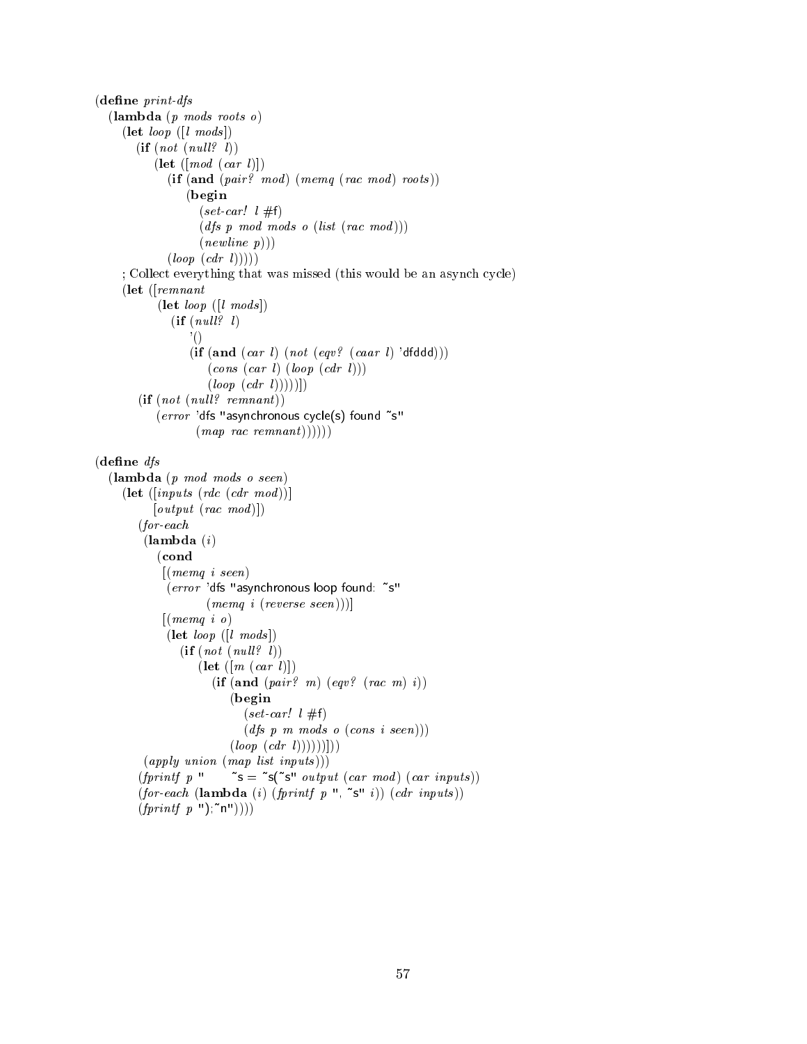```scheme
(define print-dfs
  (lambda (p mods roots o)
    (let loop ([l mods])
      (if (not (null? l))
          (let ([mod (car l)])
            (if (and (pair? mod) (memq (rac mod) roots))
                (begin
                  (set-car! l #f)
                  (dfs p mod mods o (list (rac mod)))
                  (newline p)))
            (loop (cdr l)))))
    ; Collect everything that was missed (this would be an asynch cycle)
    (let ([remnant
           (let loop ([l mods])
             (if (null? l)
                 '()
                 (if (and (car l) (not (eqv? (caar l) 'dfddd)))
                     (cons (car l) (loop (cdr l)))
                     (loop (cdr l)))))])
      (if (not (null? remnant))
          (error 'dfs "asynchronous cycle(s) found ~s"
                 (map rac remnant))))))

(define dfs
  (lambda (p mod mods o seen)
    (let ([inputs (rdc (cdr mod))]
          [output (rac mod)])
      (for-each
       (lambda (i)
         (cond
          [(memq i seen)
           (error 'dfs "asynchronous loop found: ~s"
                  (memq i (reverse seen)))]
          [(memq i o)
           (let loop ([l mods])
             (if (not (null? l))
                 (let ([m (car l)])
                   (if (and (pair? m) (eqv? (rac m) i))
                       (begin
                         (set-car! l #f)
                         (dfs p m mods o (cons i seen)))
                       (loop (cdr l))))))]))
       (apply union (map list inputs)))
      (fprintf p "      ~s = ~s(~s" output (car mod) (car inputs))
      (for-each (lambda (i) (fprintf p ", ~s" i)) (cdr inputs))
      (fprintf p ");~n"))))
```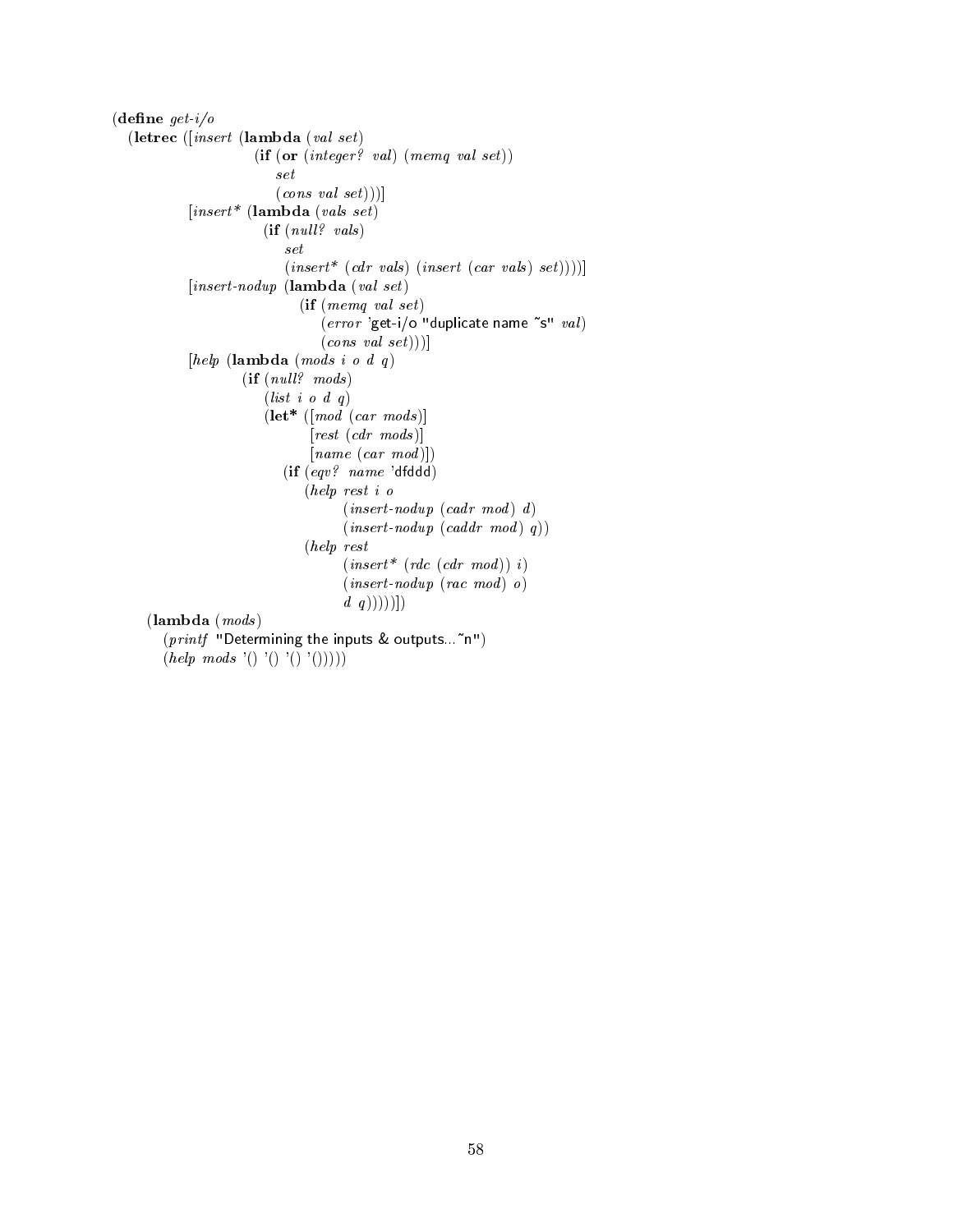```
(define get-i/o
  (letrec ([insert (lambda (val set)
                     (if (or (integer? val) (memq val set))
                         set
                         (cons val set)))]
           [insert* (lambda (vals set)
                      (if (null? vals)
                          set
                          (insert* (cdr vals) (insert (car vals) set))))]
           [insert-nodup (lambda (val set)
                           (if (memq val set)
                               (error 'get-i/o "duplicate name ~s" val)
                               (cons val set)))]
           [help (lambda (mods i o d q)
                   (if (null? mods)
                       (list i o d q)
                       (let* ([mod (car mods)]
                              [rest (cdr mods)]
                              [name (car mod)])
                         (if (eqv? name 'dfddd)
                             (help rest i o
                                   (insert-nodup (cadr mod) d)
                                   (insert-nodup (caddr mod) q))
                             (help rest
                                   (insert* (rdc (cdr mod)) i)
                                   (insert-nodup (rac mod) o)
                                   d q)))))])
    (lambda (mods)
      (printf "Determining the inputs & outputs...~n")
      (help mods '() '() '() '()))))
```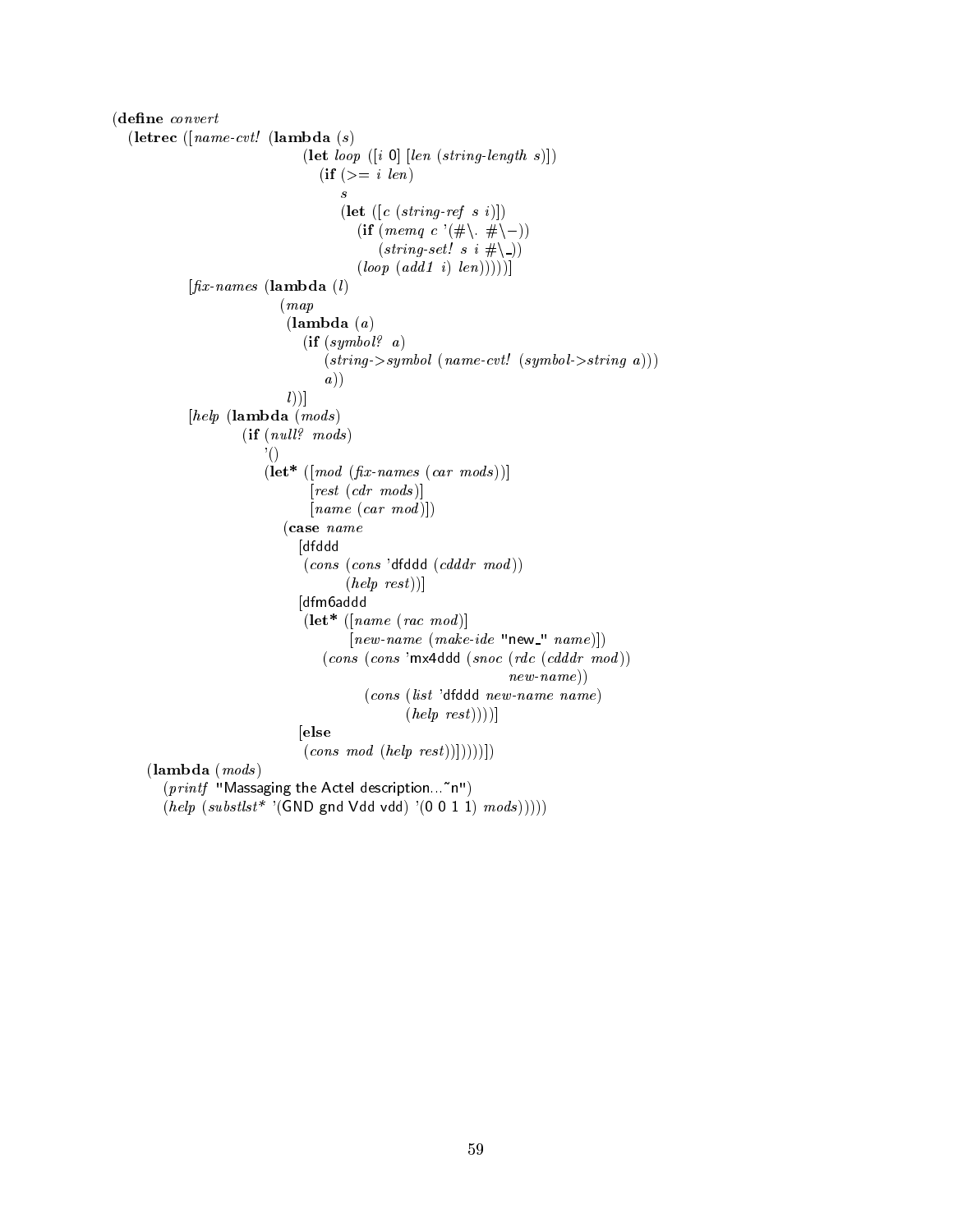```scheme
(define convert
  (letrec ([name-cvt! (lambda (s)
                        (let loop ([i 0] [len (string-length s)])
                          (if (>= i len)
                              s
                              (let ([c (string-ref s i)])
                                (if (memq c '(#\. #\-))
                                    (string-set! s i #\_))
                                (loop (add1 i) len)))))]
           [fix-names (lambda (l)
                        (map
                         (lambda (a)
                           (if (symbol? a)
                               (string->symbol (name-cvt! (symbol->string a)))
                               a))
                         l))]
           [help (lambda (mods)
                   (if (null? mods)
                       '()
                       (let* ([mod (fix-names (car mods))]
                              [rest (cdr mods)]
                              [name (car mod)])
                         (case name
                           [dfddd
                            (cons (cons 'dfddd (cdddr mod))
                                  (help rest))]
                           [dfm6addd
                            (let* ([name (rac mod)]
                                   [new-name (make-ide "new_" name)])
                              (cons (cons 'mx4ddd (snoc (rdc (cdddr mod))
                                                        new-name))
                                    (cons (list 'dfddd new-name name)
                                          (help rest))))]
                           [else
                            (cons mod (help rest))]))))])
    (lambda (mods)
      (printf "Massaging the Actel description...~n")
      (help (substlst* '(GND gnd Vdd vdd) '(0 0 1 1) mods)))))
```